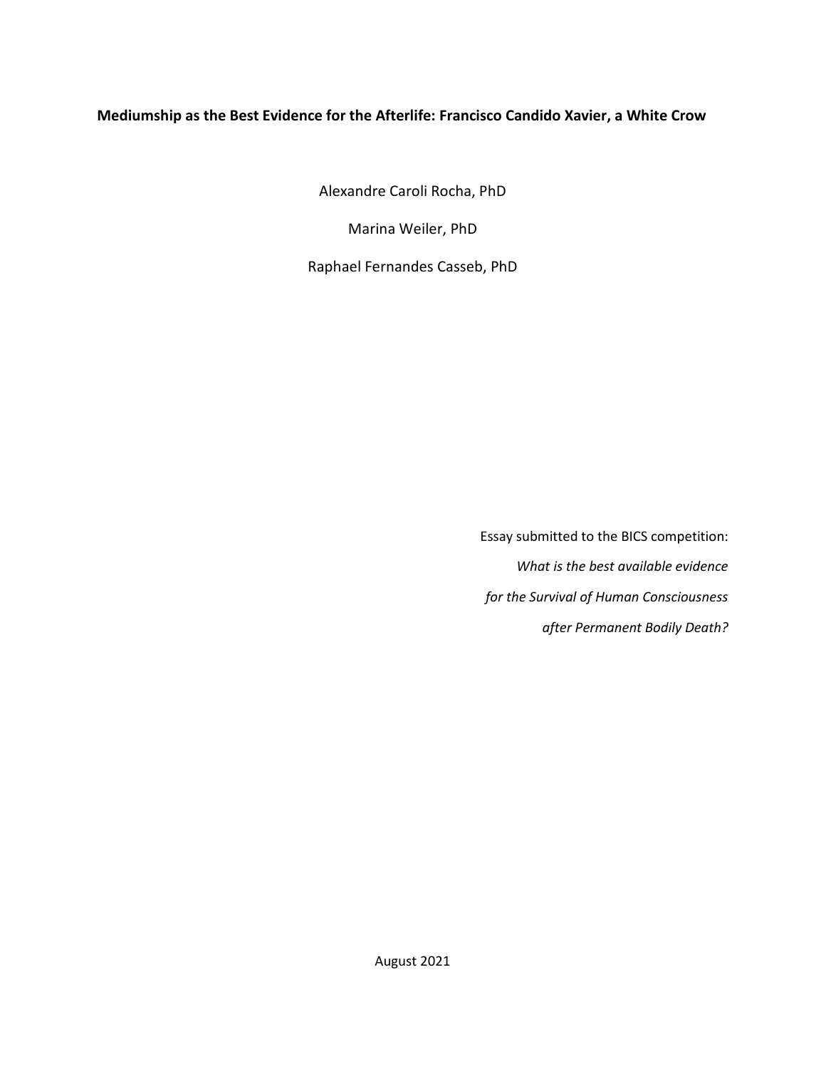# Mediumship as the Best Evidence for the Afterlife: Francisco Candido Xavier, a White Crow

Alexandre Caroli Rocha, PhD

Marina Weiler, PhD

Raphael Fernandes Casseb, PhD

Essay submitted to the BICS competition:

*What is the best available evidence*

*for the Survival of Human Consciousness*

*after Permanent Bodily Death?*

August 2021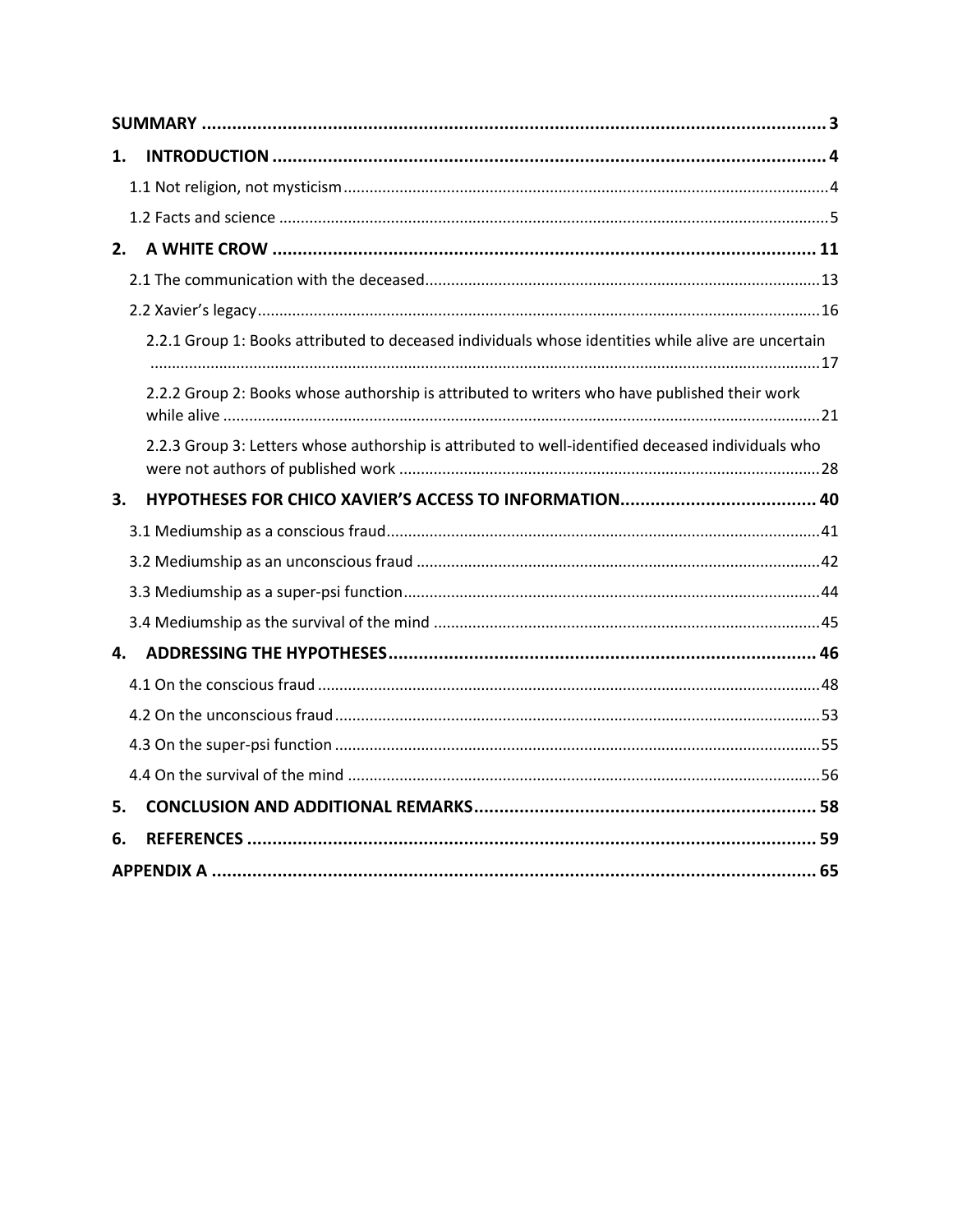**SUMMARY** ..... 3

**1. INTRODUCTION** ..... 4

- 1.1 Not religion, not mysticism ..... 4
- 1.2 Facts and science ..... 5

**2. A WHITE CROW** ..... 11

- 2.1 The communication with the deceased ..... 13
- 2.2 Xavier's legacy ..... 16
  - 2.2.1 Group 1: Books attributed to deceased individuals whose identities while alive are uncertain ..... 17
  - 2.2.2 Group 2: Books whose authorship is attributed to writers who have published their work while alive ..... 21
  - 2.2.3 Group 3: Letters whose authorship is attributed to well-identified deceased individuals who were not authors of published work ..... 28

**3. HYPOTHESES FOR CHICO XAVIER'S ACCESS TO INFORMATION** ..... 40

- 3.1 Mediumship as a conscious fraud ..... 41
- 3.2 Mediumship as an unconscious fraud ..... 42
- 3.3 Mediumship as a super-psi function ..... 44
- 3.4 Mediumship as the survival of the mind ..... 45

**4. ADDRESSING THE HYPOTHESES** ..... 46

- 4.1 On the conscious fraud ..... 48
- 4.2 On the unconscious fraud ..... 53
- 4.3 On the super-psi function ..... 55
- 4.4 On the survival of the mind ..... 56

**5. CONCLUSION AND ADDITIONAL REMARKS** ..... 58

**6. REFERENCES** ..... 59

**APPENDIX A** ..... 65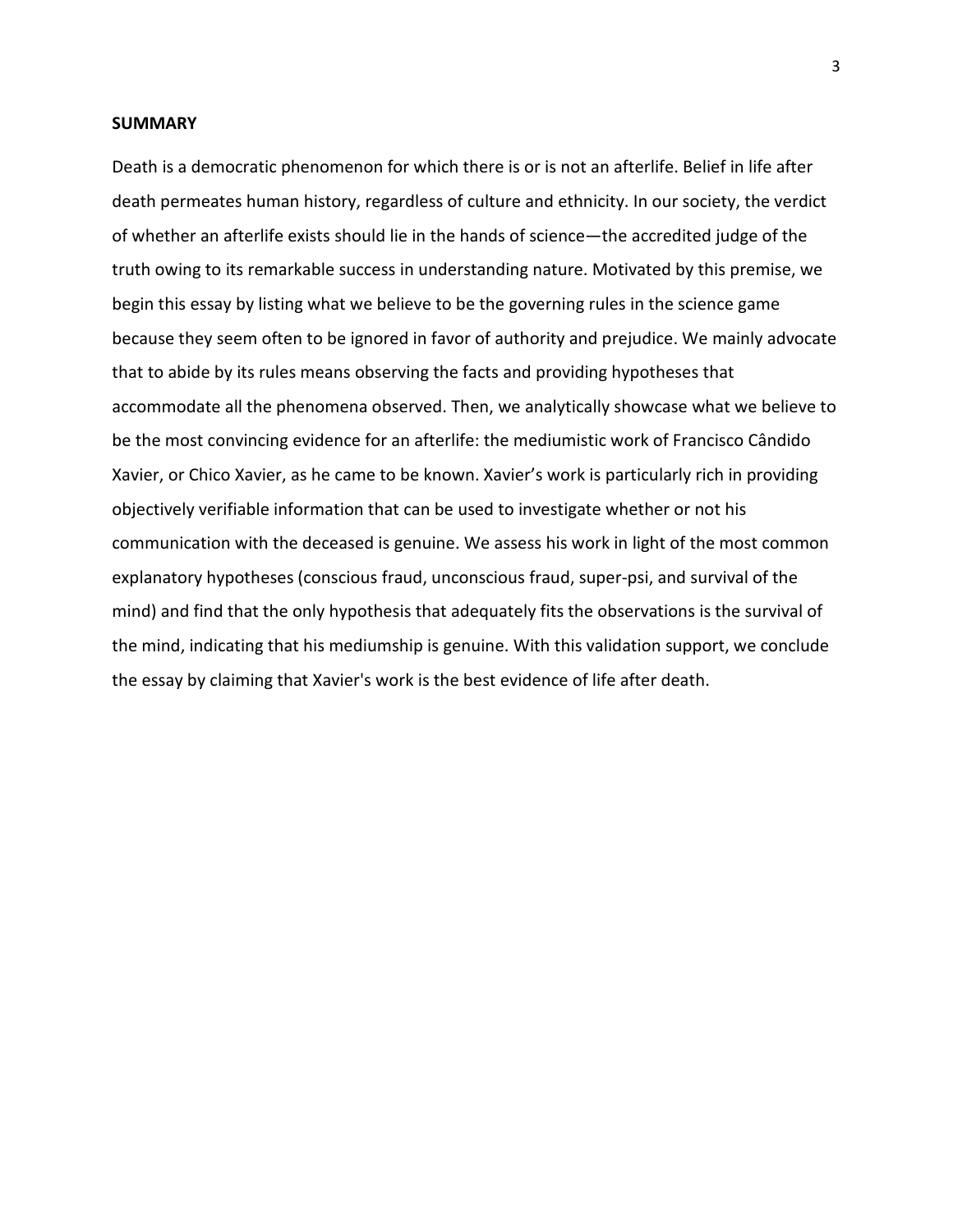**SUMMARY**

Death is a democratic phenomenon for which there is or is not an afterlife. Belief in life after death permeates human history, regardless of culture and ethnicity. In our society, the verdict of whether an afterlife exists should lie in the hands of science—the accredited judge of the truth owing to its remarkable success in understanding nature. Motivated by this premise, we begin this essay by listing what we believe to be the governing rules in the science game because they seem often to be ignored in favor of authority and prejudice. We mainly advocate that to abide by its rules means observing the facts and providing hypotheses that accommodate all the phenomena observed. Then, we analytically showcase what we believe to be the most convincing evidence for an afterlife: the mediumistic work of Francisco Cândido Xavier, or Chico Xavier, as he came to be known. Xavier's work is particularly rich in providing objectively verifiable information that can be used to investigate whether or not his communication with the deceased is genuine. We assess his work in light of the most common explanatory hypotheses (conscious fraud, unconscious fraud, super-psi, and survival of the mind) and find that the only hypothesis that adequately fits the observations is the survival of the mind, indicating that his mediumship is genuine. With this validation support, we conclude the essay by claiming that Xavier's work is the best evidence of life after death.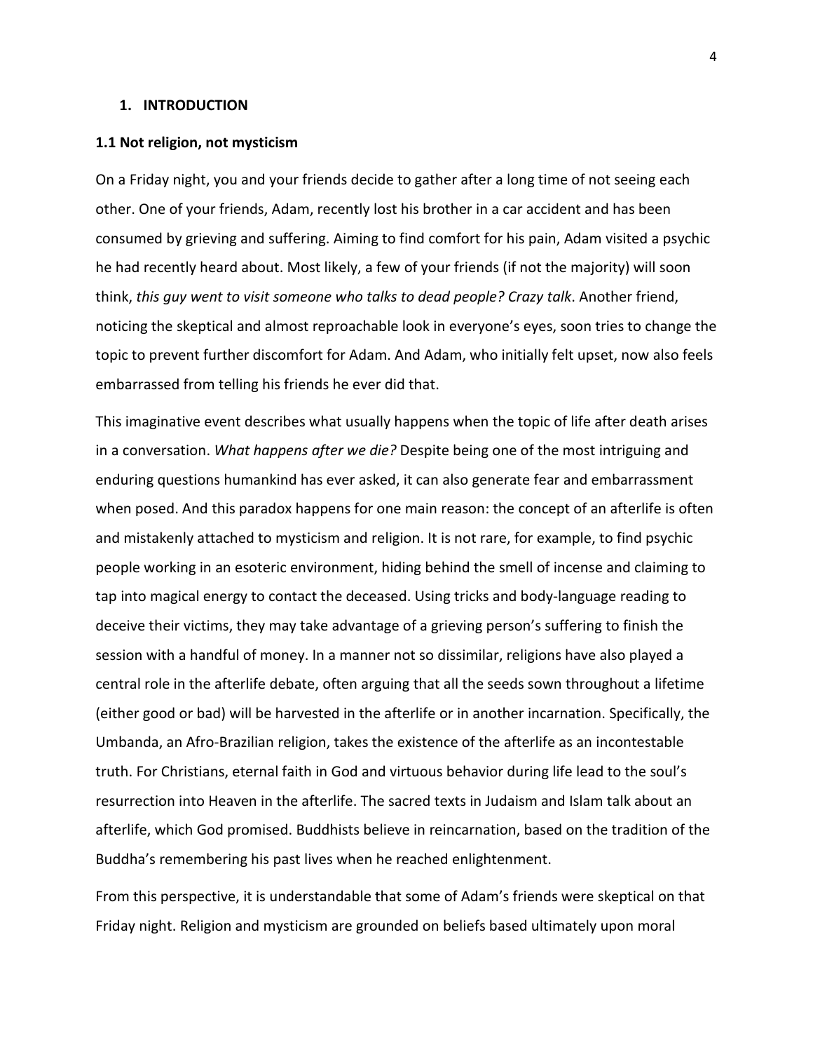# 1. INTRODUCTION

## 1.1 Not religion, not mysticism

On a Friday night, you and your friends decide to gather after a long time of not seeing each other. One of your friends, Adam, recently lost his brother in a car accident and has been consumed by grieving and suffering. Aiming to find comfort for his pain, Adam visited a psychic he had recently heard about. Most likely, a few of your friends (if not the majority) will soon think, *this guy went to visit someone who talks to dead people? Crazy talk*. Another friend, noticing the skeptical and almost reproachable look in everyone's eyes, soon tries to change the topic to prevent further discomfort for Adam. And Adam, who initially felt upset, now also feels embarrassed from telling his friends he ever did that.

This imaginative event describes what usually happens when the topic of life after death arises in a conversation. *What happens after we die?* Despite being one of the most intriguing and enduring questions humankind has ever asked, it can also generate fear and embarrassment when posed. And this paradox happens for one main reason: the concept of an afterlife is often and mistakenly attached to mysticism and religion. It is not rare, for example, to find psychic people working in an esoteric environment, hiding behind the smell of incense and claiming to tap into magical energy to contact the deceased. Using tricks and body-language reading to deceive their victims, they may take advantage of a grieving person's suffering to finish the session with a handful of money. In a manner not so dissimilar, religions have also played a central role in the afterlife debate, often arguing that all the seeds sown throughout a lifetime (either good or bad) will be harvested in the afterlife or in another incarnation. Specifically, the Umbanda, an Afro-Brazilian religion, takes the existence of the afterlife as an incontestable truth. For Christians, eternal faith in God and virtuous behavior during life lead to the soul's resurrection into Heaven in the afterlife. The sacred texts in Judaism and Islam talk about an afterlife, which God promised. Buddhists believe in reincarnation, based on the tradition of the Buddha's remembering his past lives when he reached enlightenment.

From this perspective, it is understandable that some of Adam's friends were skeptical on that Friday night. Religion and mysticism are grounded on beliefs based ultimately upon moral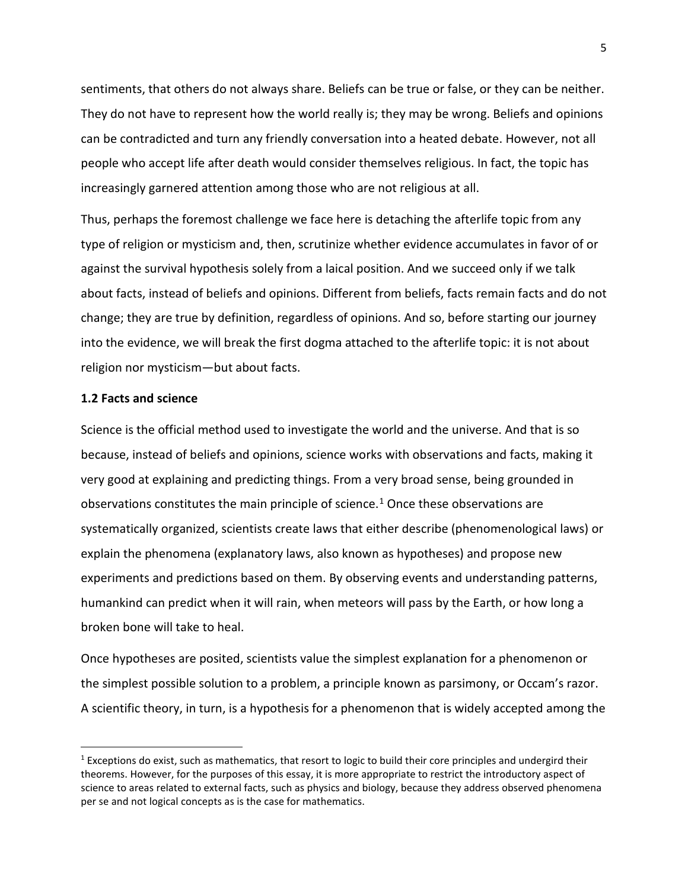sentiments, that others do not always share. Beliefs can be true or false, or they can be neither. They do not have to represent how the world really is; they may be wrong. Beliefs and opinions can be contradicted and turn any friendly conversation into a heated debate. However, not all people who accept life after death would consider themselves religious. In fact, the topic has increasingly garnered attention among those who are not religious at all.

Thus, perhaps the foremost challenge we face here is detaching the afterlife topic from any type of religion or mysticism and, then, scrutinize whether evidence accumulates in favor of or against the survival hypothesis solely from a laical position. And we succeed only if we talk about facts, instead of beliefs and opinions. Different from beliefs, facts remain facts and do not change; they are true by definition, regardless of opinions. And so, before starting our journey into the evidence, we will break the first dogma attached to the afterlife topic: it is not about religion nor mysticism—but about facts.

### 1.2 Facts and science

Science is the official method used to investigate the world and the universe. And that is so because, instead of beliefs and opinions, science works with observations and facts, making it very good at explaining and predicting things. From a very broad sense, being grounded in observations constitutes the main principle of science.[1] Once these observations are systematically organized, scientists create laws that either describe (phenomenological laws) or explain the phenomena (explanatory laws, also known as hypotheses) and propose new experiments and predictions based on them. By observing events and understanding patterns, humankind can predict when it will rain, when meteors will pass by the Earth, or how long a broken bone will take to heal.

Once hypotheses are posited, scientists value the simplest explanation for a phenomenon or the simplest possible solution to a problem, a principle known as parsimony, or Occam's razor. A scientific theory, in turn, is a hypothesis for a phenomenon that is widely accepted among the

[1] Exceptions do exist, such as mathematics, that resort to logic to build their core principles and undergird their theorems. However, for the purposes of this essay, it is more appropriate to restrict the introductory aspect of science to areas related to external facts, such as physics and biology, because they address observed phenomena per se and not logical concepts as is the case for mathematics.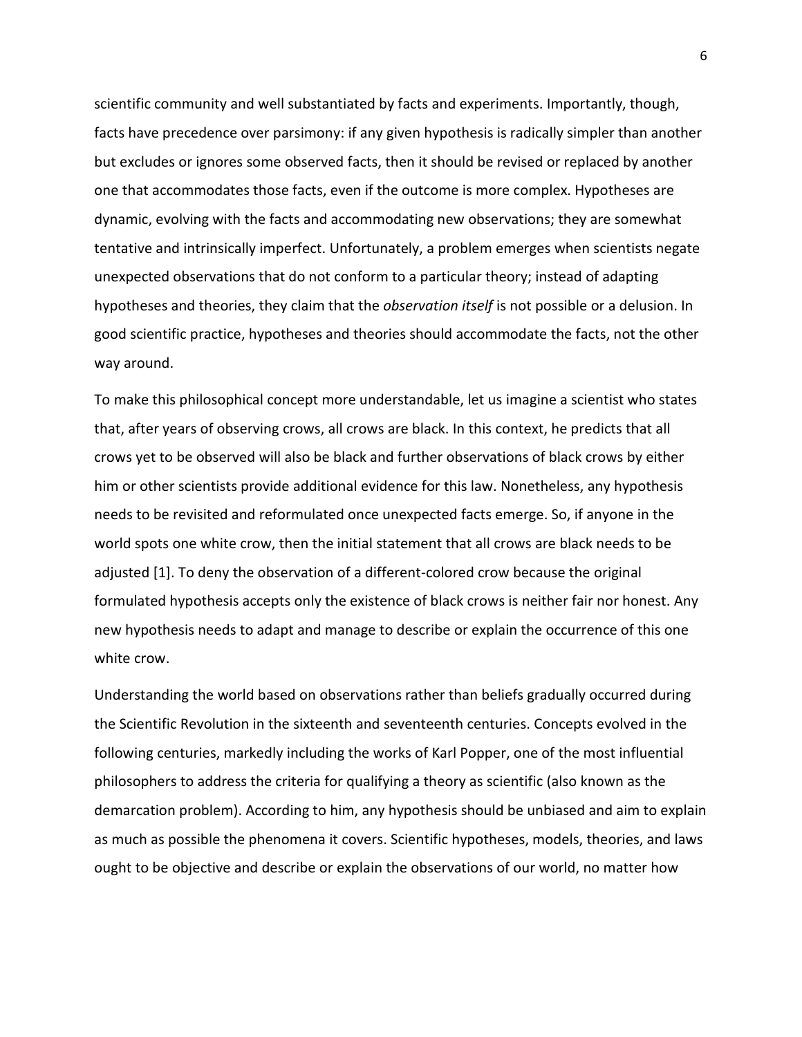scientific community and well substantiated by facts and experiments. Importantly, though, facts have precedence over parsimony: if any given hypothesis is radically simpler than another but excludes or ignores some observed facts, then it should be revised or replaced by another one that accommodates those facts, even if the outcome is more complex. Hypotheses are dynamic, evolving with the facts and accommodating new observations; they are somewhat tentative and intrinsically imperfect. Unfortunately, a problem emerges when scientists negate unexpected observations that do not conform to a particular theory; instead of adapting hypotheses and theories, they claim that the *observation itself* is not possible or a delusion. In good scientific practice, hypotheses and theories should accommodate the facts, not the other way around.

To make this philosophical concept more understandable, let us imagine a scientist who states that, after years of observing crows, all crows are black. In this context, he predicts that all crows yet to be observed will also be black and further observations of black crows by either him or other scientists provide additional evidence for this law. Nonetheless, any hypothesis needs to be revisited and reformulated once unexpected facts emerge. So, if anyone in the world spots one white crow, then the initial statement that all crows are black needs to be adjusted [1]. To deny the observation of a different-colored crow because the original formulated hypothesis accepts only the existence of black crows is neither fair nor honest. Any new hypothesis needs to adapt and manage to describe or explain the occurrence of this one white crow.

Understanding the world based on observations rather than beliefs gradually occurred during the Scientific Revolution in the sixteenth and seventeenth centuries. Concepts evolved in the following centuries, markedly including the works of Karl Popper, one of the most influential philosophers to address the criteria for qualifying a theory as scientific (also known as the demarcation problem). According to him, any hypothesis should be unbiased and aim to explain as much as possible the phenomena it covers. Scientific hypotheses, models, theories, and laws ought to be objective and describe or explain the observations of our world, no matter how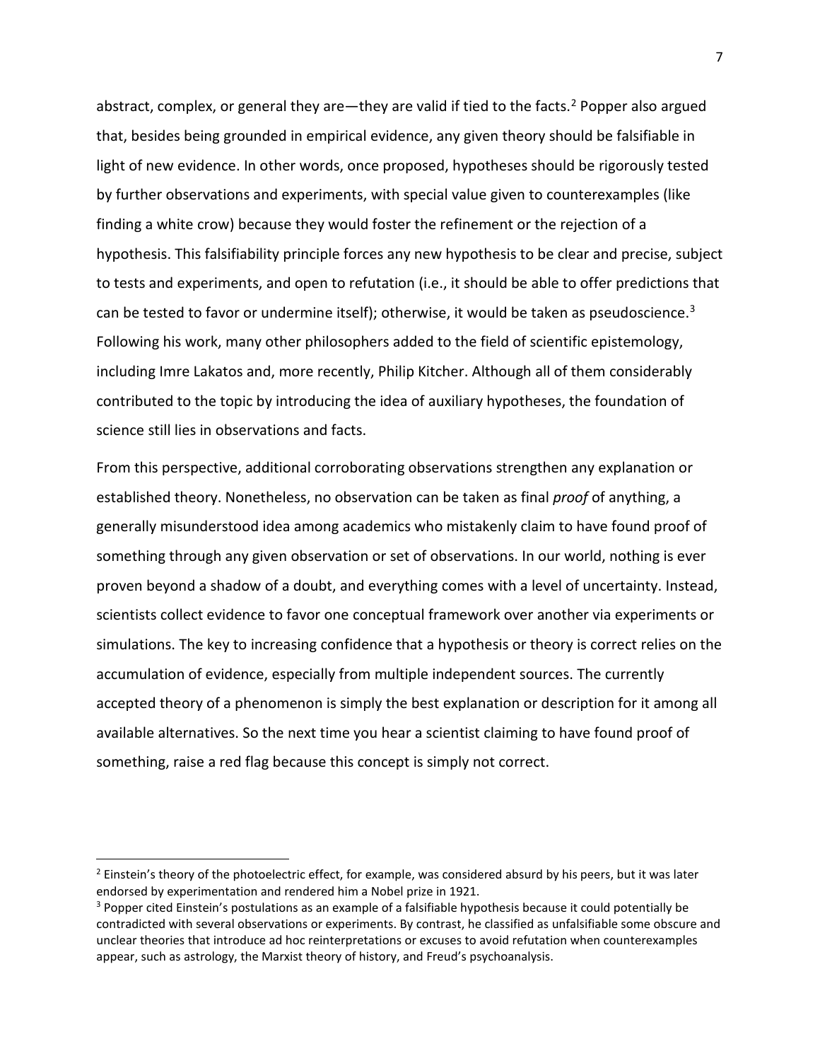abstract, complex, or general they are—they are valid if tied to the facts.[2] Popper also argued that, besides being grounded in empirical evidence, any given theory should be falsifiable in light of new evidence. In other words, once proposed, hypotheses should be rigorously tested by further observations and experiments, with special value given to counterexamples (like finding a white crow) because they would foster the refinement or the rejection of a hypothesis. This falsifiability principle forces any new hypothesis to be clear and precise, subject to tests and experiments, and open to refutation (i.e., it should be able to offer predictions that can be tested to favor or undermine itself); otherwise, it would be taken as pseudoscience.[3] Following his work, many other philosophers added to the field of scientific epistemology, including Imre Lakatos and, more recently, Philip Kitcher. Although all of them considerably contributed to the topic by introducing the idea of auxiliary hypotheses, the foundation of science still lies in observations and facts.

From this perspective, additional corroborating observations strengthen any explanation or established theory. Nonetheless, no observation can be taken as final *proof* of anything, a generally misunderstood idea among academics who mistakenly claim to have found proof of something through any given observation or set of observations. In our world, nothing is ever proven beyond a shadow of a doubt, and everything comes with a level of uncertainty. Instead, scientists collect evidence to favor one conceptual framework over another via experiments or simulations. The key to increasing confidence that a hypothesis or theory is correct relies on the accumulation of evidence, especially from multiple independent sources. The currently accepted theory of a phenomenon is simply the best explanation or description for it among all available alternatives. So the next time you hear a scientist claiming to have found proof of something, raise a red flag because this concept is simply not correct.

---

[2] Einstein's theory of the photoelectric effect, for example, was considered absurd by his peers, but it was later endorsed by experimentation and rendered him a Nobel prize in 1921.

[3] Popper cited Einstein's postulations as an example of a falsifiable hypothesis because it could potentially be contradicted with several observations or experiments. By contrast, he classified as unfalsifiable some obscure and unclear theories that introduce ad hoc reinterpretations or excuses to avoid refutation when counterexamples appear, such as astrology, the Marxist theory of history, and Freud's psychoanalysis.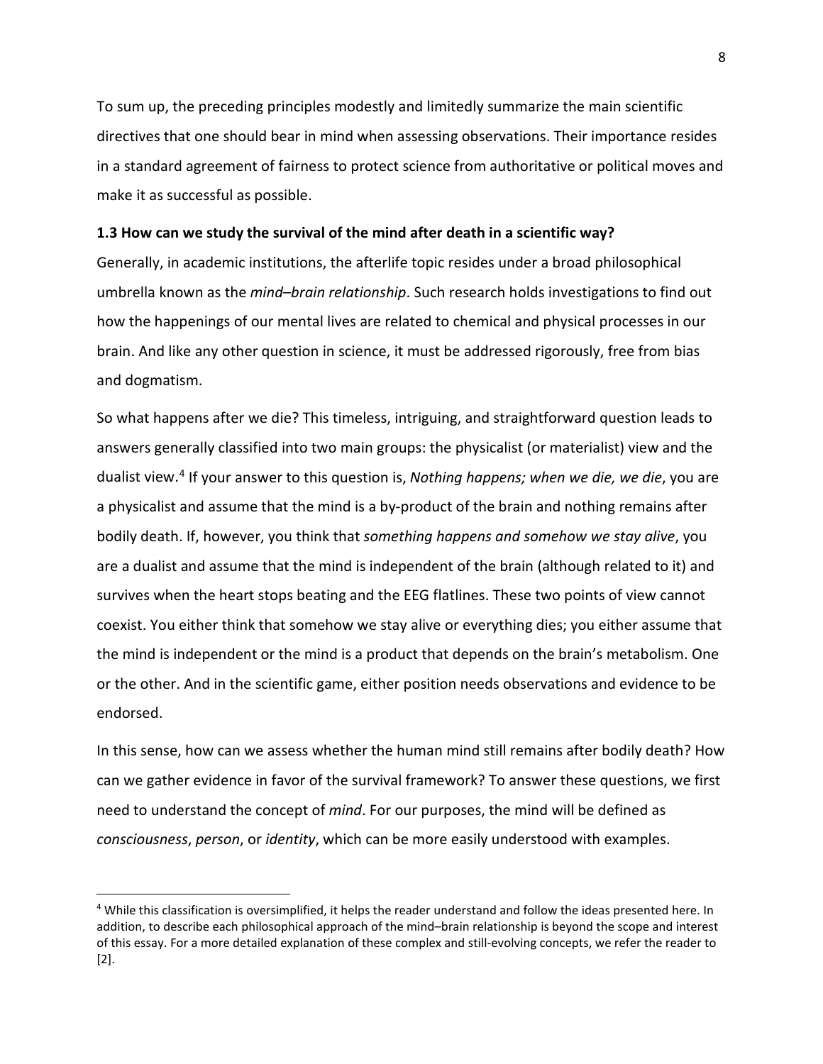To sum up, the preceding principles modestly and limitedly summarize the main scientific directives that one should bear in mind when assessing observations. Their importance resides in a standard agreement of fairness to protect science from authoritative or political moves and make it as successful as possible.

### 1.3 How can we study the survival of the mind after death in a scientific way?

Generally, in academic institutions, the afterlife topic resides under a broad philosophical umbrella known as the *mind–brain relationship*. Such research holds investigations to find out how the happenings of our mental lives are related to chemical and physical processes in our brain. And like any other question in science, it must be addressed rigorously, free from bias and dogmatism.

So what happens after we die? This timeless, intriguing, and straightforward question leads to answers generally classified into two main groups: the physicalist (or materialist) view and the dualist view.[4] If your answer to this question is, *Nothing happens; when we die, we die*, you are a physicalist and assume that the mind is a by-product of the brain and nothing remains after bodily death. If, however, you think that *something happens and somehow we stay alive*, you are a dualist and assume that the mind is independent of the brain (although related to it) and survives when the heart stops beating and the EEG flatlines. These two points of view cannot coexist. You either think that somehow we stay alive or everything dies; you either assume that the mind is independent or the mind is a product that depends on the brain's metabolism. One or the other. And in the scientific game, either position needs observations and evidence to be endorsed.

In this sense, how can we assess whether the human mind still remains after bodily death? How can we gather evidence in favor of the survival framework? To answer these questions, we first need to understand the concept of *mind*. For our purposes, the mind will be defined as *consciousness*, *person*, or *identity*, which can be more easily understood with examples.

---

[4] While this classification is oversimplified, it helps the reader understand and follow the ideas presented here. In addition, to describe each philosophical approach of the mind–brain relationship is beyond the scope and interest of this essay. For a more detailed explanation of these complex and still-evolving concepts, we refer the reader to [2].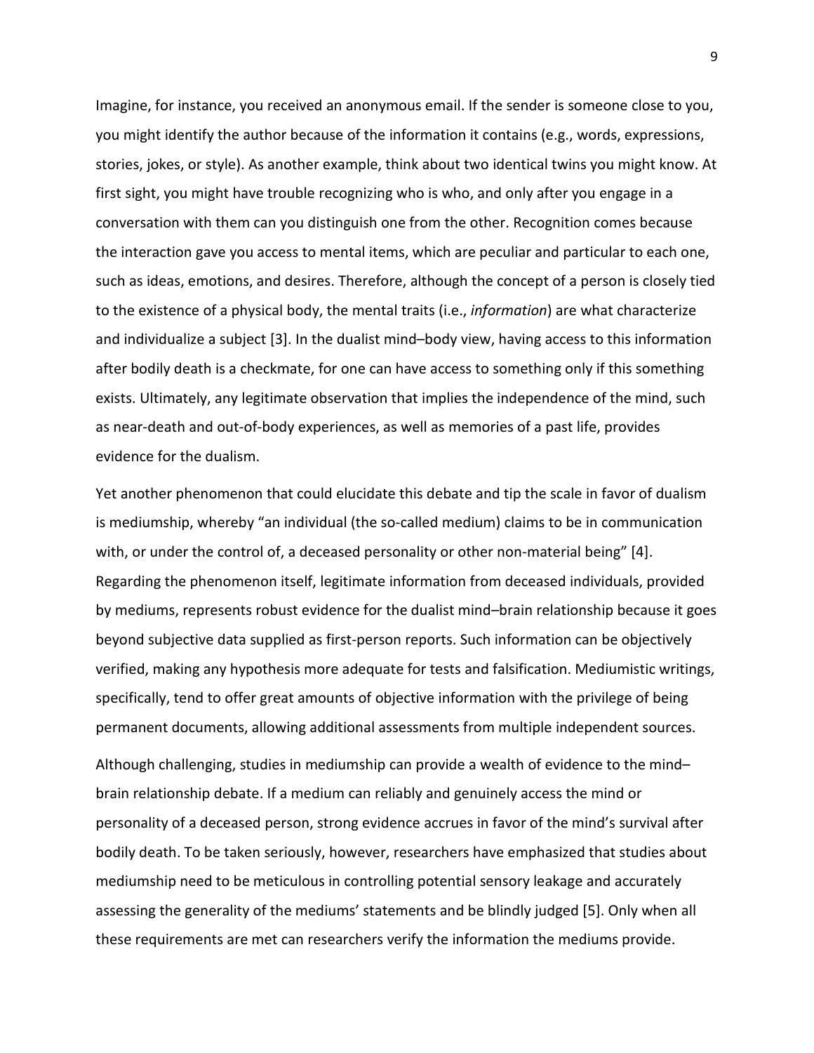Imagine, for instance, you received an anonymous email. If the sender is someone close to you, you might identify the author because of the information it contains (e.g., words, expressions, stories, jokes, or style). As another example, think about two identical twins you might know. At first sight, you might have trouble recognizing who is who, and only after you engage in a conversation with them can you distinguish one from the other. Recognition comes because the interaction gave you access to mental items, which are peculiar and particular to each one, such as ideas, emotions, and desires. Therefore, although the concept of a person is closely tied to the existence of a physical body, the mental traits (i.e., *information*) are what characterize and individualize a subject [3]. In the dualist mind–body view, having access to this information after bodily death is a checkmate, for one can have access to something only if this something exists. Ultimately, any legitimate observation that implies the independence of the mind, such as near-death and out-of-body experiences, as well as memories of a past life, provides evidence for the dualism.

Yet another phenomenon that could elucidate this debate and tip the scale in favor of dualism is mediumship, whereby "an individual (the so-called medium) claims to be in communication with, or under the control of, a deceased personality or other non-material being" [4]. Regarding the phenomenon itself, legitimate information from deceased individuals, provided by mediums, represents robust evidence for the dualist mind–brain relationship because it goes beyond subjective data supplied as first-person reports. Such information can be objectively verified, making any hypothesis more adequate for tests and falsification. Mediumistic writings, specifically, tend to offer great amounts of objective information with the privilege of being permanent documents, allowing additional assessments from multiple independent sources.

Although challenging, studies in mediumship can provide a wealth of evidence to the mind–brain relationship debate. If a medium can reliably and genuinely access the mind or personality of a deceased person, strong evidence accrues in favor of the mind's survival after bodily death. To be taken seriously, however, researchers have emphasized that studies about mediumship need to be meticulous in controlling potential sensory leakage and accurately assessing the generality of the mediums' statements and be blindly judged [5]. Only when all these requirements are met can researchers verify the information the mediums provide.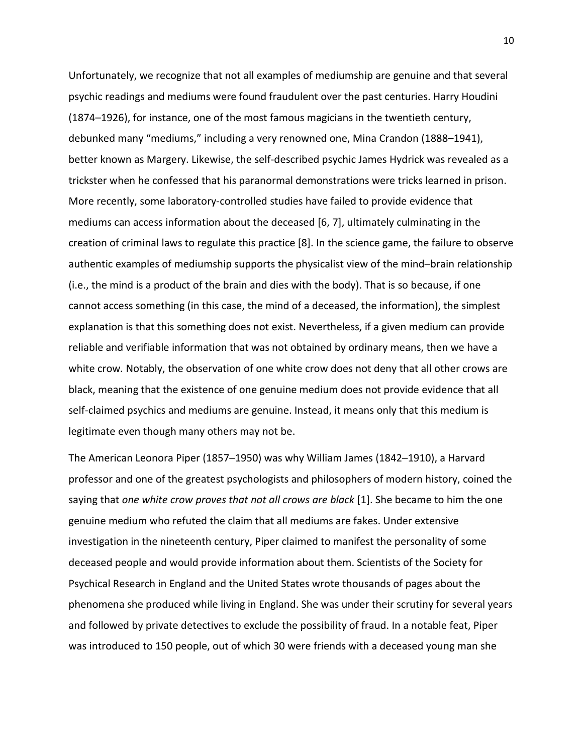Unfortunately, we recognize that not all examples of mediumship are genuine and that several psychic readings and mediums were found fraudulent over the past centuries. Harry Houdini (1874–1926), for instance, one of the most famous magicians in the twentieth century, debunked many "mediums," including a very renowned one, Mina Crandon (1888–1941), better known as Margery. Likewise, the self-described psychic James Hydrick was revealed as a trickster when he confessed that his paranormal demonstrations were tricks learned in prison. More recently, some laboratory-controlled studies have failed to provide evidence that mediums can access information about the deceased [6, 7], ultimately culminating in the creation of criminal laws to regulate this practice [8]. In the science game, the failure to observe authentic examples of mediumship supports the physicalist view of the mind–brain relationship (i.e., the mind is a product of the brain and dies with the body). That is so because, if one cannot access something (in this case, the mind of a deceased, the information), the simplest explanation is that this something does not exist. Nevertheless, if a given medium can provide reliable and verifiable information that was not obtained by ordinary means, then we have a white crow. Notably, the observation of one white crow does not deny that all other crows are black, meaning that the existence of one genuine medium does not provide evidence that all self-claimed psychics and mediums are genuine. Instead, it means only that this medium is legitimate even though many others may not be.

The American Leonora Piper (1857–1950) was why William James (1842–1910), a Harvard professor and one of the greatest psychologists and philosophers of modern history, coined the saying that *one white crow proves that not all crows are black* [1]. She became to him the one genuine medium who refuted the claim that all mediums are fakes. Under extensive investigation in the nineteenth century, Piper claimed to manifest the personality of some deceased people and would provide information about them. Scientists of the Society for Psychical Research in England and the United States wrote thousands of pages about the phenomena she produced while living in England. She was under their scrutiny for several years and followed by private detectives to exclude the possibility of fraud. In a notable feat, Piper was introduced to 150 people, out of which 30 were friends with a deceased young man she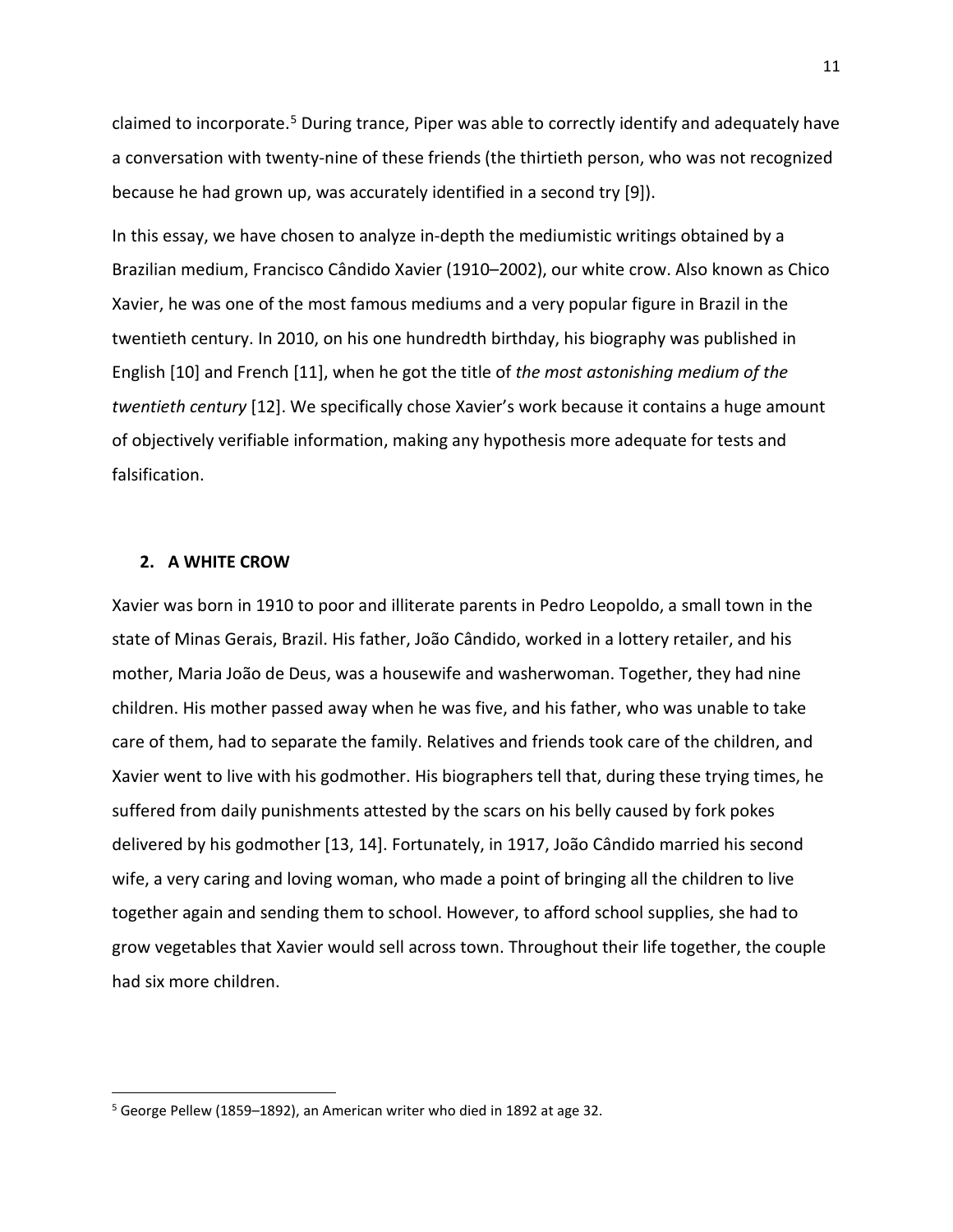claimed to incorporate.[5] During trance, Piper was able to correctly identify and adequately have a conversation with twenty-nine of these friends (the thirtieth person, who was not recognized because he had grown up, was accurately identified in a second try [9]).

In this essay, we have chosen to analyze in-depth the mediumistic writings obtained by a Brazilian medium, Francisco Cândido Xavier (1910–2002), our white crow. Also known as Chico Xavier, he was one of the most famous mediums and a very popular figure in Brazil in the twentieth century. In 2010, on his one hundredth birthday, his biography was published in English [10] and French [11], when he got the title of *the most astonishing medium of the twentieth century* [12]. We specifically chose Xavier's work because it contains a huge amount of objectively verifiable information, making any hypothesis more adequate for tests and falsification.

## 2. A WHITE CROW

Xavier was born in 1910 to poor and illiterate parents in Pedro Leopoldo, a small town in the state of Minas Gerais, Brazil. His father, João Cândido, worked in a lottery retailer, and his mother, Maria João de Deus, was a housewife and washerwoman. Together, they had nine children. His mother passed away when he was five, and his father, who was unable to take care of them, had to separate the family. Relatives and friends took care of the children, and Xavier went to live with his godmother. His biographers tell that, during these trying times, he suffered from daily punishments attested by the scars on his belly caused by fork pokes delivered by his godmother [13, 14]. Fortunately, in 1917, João Cândido married his second wife, a very caring and loving woman, who made a point of bringing all the children to live together again and sending them to school. However, to afford school supplies, she had to grow vegetables that Xavier would sell across town. Throughout their life together, the couple had six more children.

---

[5] George Pellew (1859–1892), an American writer who died in 1892 at age 32.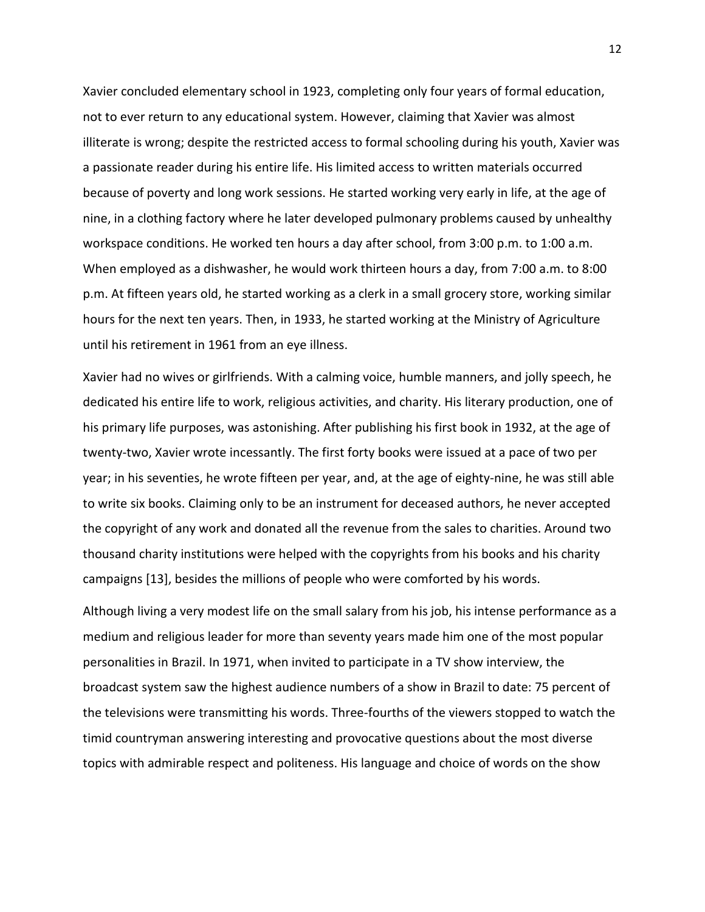Xavier concluded elementary school in 1923, completing only four years of formal education, not to ever return to any educational system. However, claiming that Xavier was almost illiterate is wrong; despite the restricted access to formal schooling during his youth, Xavier was a passionate reader during his entire life. His limited access to written materials occurred because of poverty and long work sessions. He started working very early in life, at the age of nine, in a clothing factory where he later developed pulmonary problems caused by unhealthy workspace conditions. He worked ten hours a day after school, from 3:00 p.m. to 1:00 a.m. When employed as a dishwasher, he would work thirteen hours a day, from 7:00 a.m. to 8:00 p.m. At fifteen years old, he started working as a clerk in a small grocery store, working similar hours for the next ten years. Then, in 1933, he started working at the Ministry of Agriculture until his retirement in 1961 from an eye illness.

Xavier had no wives or girlfriends. With a calming voice, humble manners, and jolly speech, he dedicated his entire life to work, religious activities, and charity. His literary production, one of his primary life purposes, was astonishing. After publishing his first book in 1932, at the age of twenty-two, Xavier wrote incessantly. The first forty books were issued at a pace of two per year; in his seventies, he wrote fifteen per year, and, at the age of eighty-nine, he was still able to write six books. Claiming only to be an instrument for deceased authors, he never accepted the copyright of any work and donated all the revenue from the sales to charities. Around two thousand charity institutions were helped with the copyrights from his books and his charity campaigns [13], besides the millions of people who were comforted by his words.

Although living a very modest life on the small salary from his job, his intense performance as a medium and religious leader for more than seventy years made him one of the most popular personalities in Brazil. In 1971, when invited to participate in a TV show interview, the broadcast system saw the highest audience numbers of a show in Brazil to date: 75 percent of the televisions were transmitting his words. Three-fourths of the viewers stopped to watch the timid countryman answering interesting and provocative questions about the most diverse topics with admirable respect and politeness. His language and choice of words on the show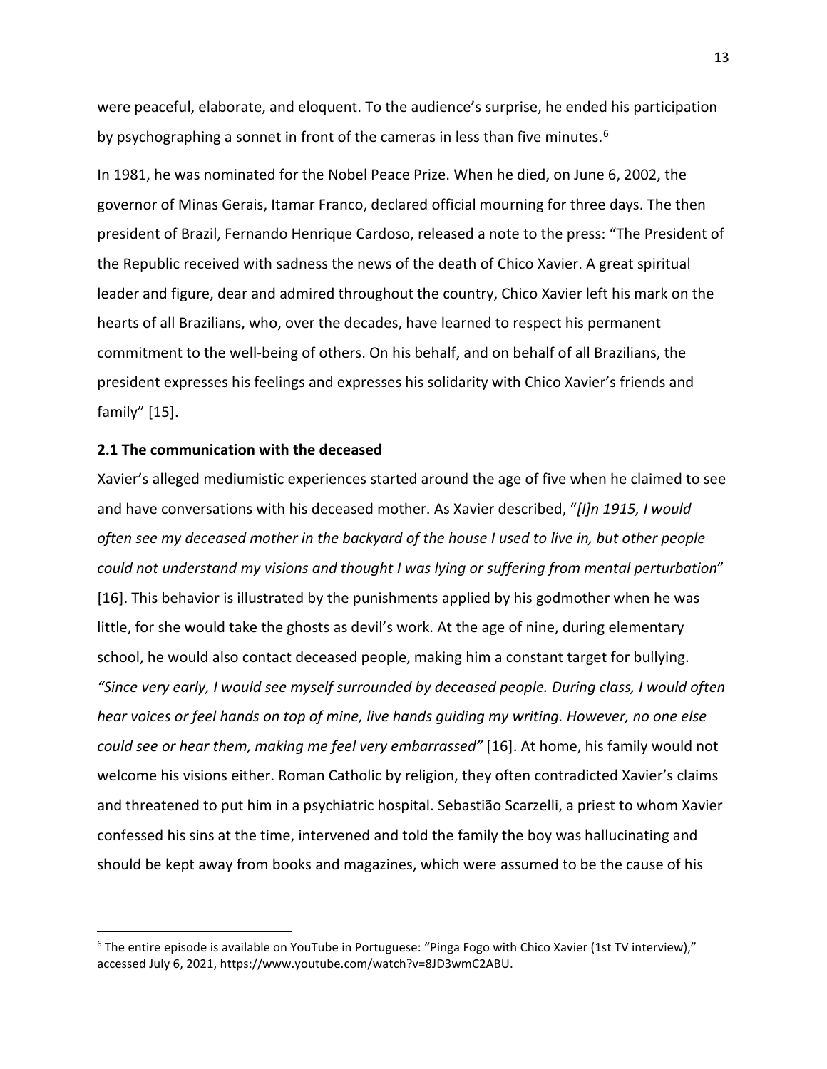were peaceful, elaborate, and eloquent. To the audience's surprise, he ended his participation by psychographing a sonnet in front of the cameras in less than five minutes.[6]

In 1981, he was nominated for the Nobel Peace Prize. When he died, on June 6, 2002, the governor of Minas Gerais, Itamar Franco, declared official mourning for three days. The then president of Brazil, Fernando Henrique Cardoso, released a note to the press: "The President of the Republic received with sadness the news of the death of Chico Xavier. A great spiritual leader and figure, dear and admired throughout the country, Chico Xavier left his mark on the hearts of all Brazilians, who, over the decades, have learned to respect his permanent commitment to the well-being of others. On his behalf, and on behalf of all Brazilians, the president expresses his feelings and expresses his solidarity with Chico Xavier's friends and family" [15].

### 2.1 The communication with the deceased

Xavier's alleged mediumistic experiences started around the age of five when he claimed to see and have conversations with his deceased mother. As Xavier described, "*[I]n 1915, I would often see my deceased mother in the backyard of the house I used to live in, but other people could not understand my visions and thought I was lying or suffering from mental perturbation*" [16]. This behavior is illustrated by the punishments applied by his godmother when he was little, for she would take the ghosts as devil's work. At the age of nine, during elementary school, he would also contact deceased people, making him a constant target for bullying. *"Since very early, I would see myself surrounded by deceased people. During class, I would often hear voices or feel hands on top of mine, live hands guiding my writing. However, no one else could see or hear them, making me feel very embarrassed"* [16]. At home, his family would not welcome his visions either. Roman Catholic by religion, they often contradicted Xavier's claims and threatened to put him in a psychiatric hospital. Sebastião Scarzelli, a priest to whom Xavier confessed his sins at the time, intervened and told the family the boy was hallucinating and should be kept away from books and magazines, which were assumed to be the cause of his

[6] The entire episode is available on YouTube in Portuguese: "Pinga Fogo with Chico Xavier (1st TV interview)," accessed July 6, 2021, https://www.youtube.com/watch?v=8JD3wmC2ABU.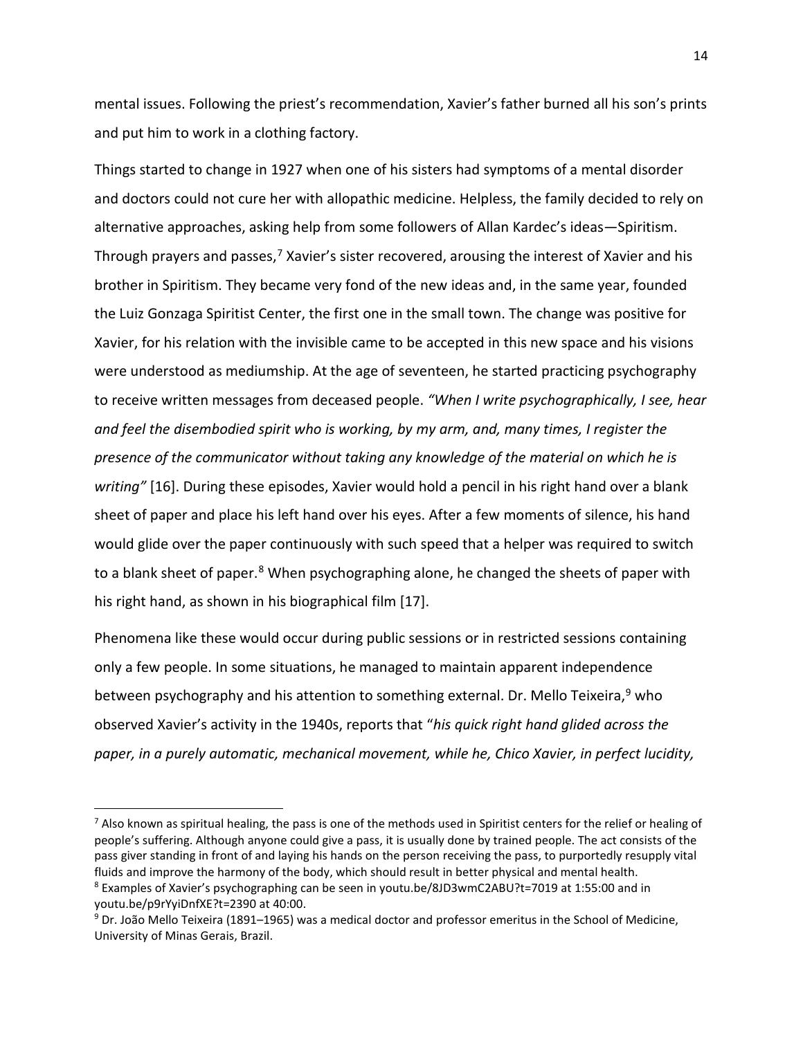mental issues. Following the priest's recommendation, Xavier's father burned all his son's prints and put him to work in a clothing factory.

Things started to change in 1927 when one of his sisters had symptoms of a mental disorder and doctors could not cure her with allopathic medicine. Helpless, the family decided to rely on alternative approaches, asking help from some followers of Allan Kardec's ideas—Spiritism. Through prayers and passes,[7] Xavier's sister recovered, arousing the interest of Xavier and his brother in Spiritism. They became very fond of the new ideas and, in the same year, founded the Luiz Gonzaga Spiritist Center, the first one in the small town. The change was positive for Xavier, for his relation with the invisible came to be accepted in this new space and his visions were understood as mediumship. At the age of seventeen, he started practicing psychography to receive written messages from deceased people. *"When I write psychographically, I see, hear and feel the disembodied spirit who is working, by my arm, and, many times, I register the presence of the communicator without taking any knowledge of the material on which he is writing"* [16]. During these episodes, Xavier would hold a pencil in his right hand over a blank sheet of paper and place his left hand over his eyes. After a few moments of silence, his hand would glide over the paper continuously with such speed that a helper was required to switch to a blank sheet of paper.[8] When psychographing alone, he changed the sheets of paper with his right hand, as shown in his biographical film [17].

Phenomena like these would occur during public sessions or in restricted sessions containing only a few people. In some situations, he managed to maintain apparent independence between psychography and his attention to something external. Dr. Mello Teixeira,[9] who observed Xavier's activity in the 1940s, reports that "*his quick right hand glided across the paper, in a purely automatic, mechanical movement, while he, Chico Xavier, in perfect lucidity,*

---

[7] Also known as spiritual healing, the pass is one of the methods used in Spiritist centers for the relief or healing of people's suffering. Although anyone could give a pass, it is usually done by trained people. The act consists of the pass giver standing in front of and laying his hands on the person receiving the pass, to purportedly resupply vital fluids and improve the harmony of the body, which should result in better physical and mental health.

[8] Examples of Xavier's psychographing can be seen in youtu.be/8JD3wmC2ABU?t=7019 at 1:55:00 and in youtu.be/p9rYyiDnfXE?t=2390 at 40:00.

[9] Dr. João Mello Teixeira (1891–1965) was a medical doctor and professor emeritus in the School of Medicine, University of Minas Gerais, Brazil.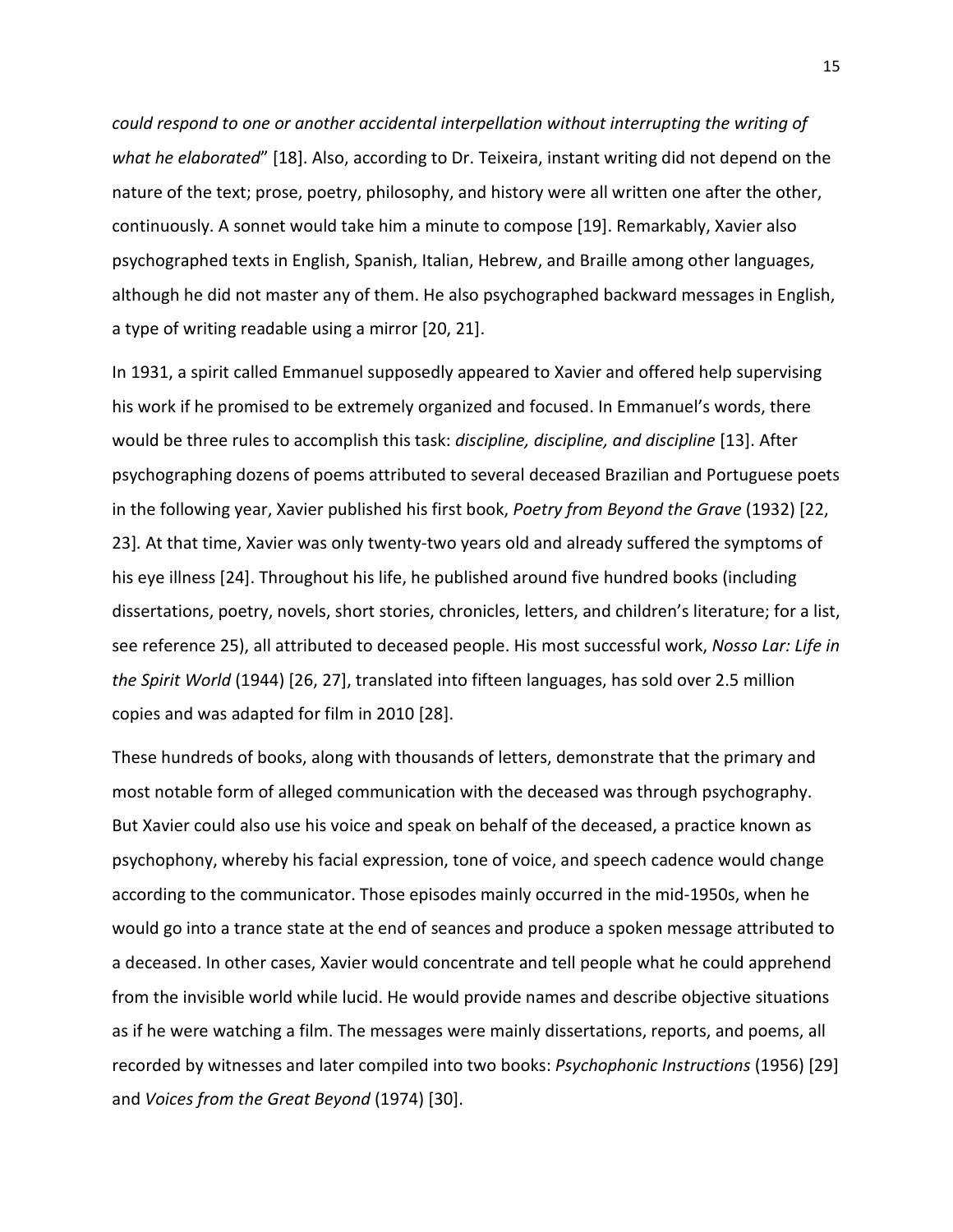*could respond to one or another accidental interpellation without interrupting the writing of what he elaborated*" [18]. Also, according to Dr. Teixeira, instant writing did not depend on the nature of the text; prose, poetry, philosophy, and history were all written one after the other, continuously. A sonnet would take him a minute to compose [19]. Remarkably, Xavier also psychographed texts in English, Spanish, Italian, Hebrew, and Braille among other languages, although he did not master any of them. He also psychographed backward messages in English, a type of writing readable using a mirror [20, 21].

In 1931, a spirit called Emmanuel supposedly appeared to Xavier and offered help supervising his work if he promised to be extremely organized and focused. In Emmanuel's words, there would be three rules to accomplish this task: *discipline, discipline, and discipline* [13]. After psychographing dozens of poems attributed to several deceased Brazilian and Portuguese poets in the following year, Xavier published his first book, *Poetry from Beyond the Grave* (1932) [22, 23]. At that time, Xavier was only twenty-two years old and already suffered the symptoms of his eye illness [24]. Throughout his life, he published around five hundred books (including dissertations, poetry, novels, short stories, chronicles, letters, and children's literature; for a list, see reference 25), all attributed to deceased people. His most successful work, *Nosso Lar: Life in the Spirit World* (1944) [26, 27], translated into fifteen languages, has sold over 2.5 million copies and was adapted for film in 2010 [28].

These hundreds of books, along with thousands of letters, demonstrate that the primary and most notable form of alleged communication with the deceased was through psychography. But Xavier could also use his voice and speak on behalf of the deceased, a practice known as psychophony, whereby his facial expression, tone of voice, and speech cadence would change according to the communicator. Those episodes mainly occurred in the mid-1950s, when he would go into a trance state at the end of seances and produce a spoken message attributed to a deceased. In other cases, Xavier would concentrate and tell people what he could apprehend from the invisible world while lucid. He would provide names and describe objective situations as if he were watching a film. The messages were mainly dissertations, reports, and poems, all recorded by witnesses and later compiled into two books: *Psychophonic Instructions* (1956) [29] and *Voices from the Great Beyond* (1974) [30].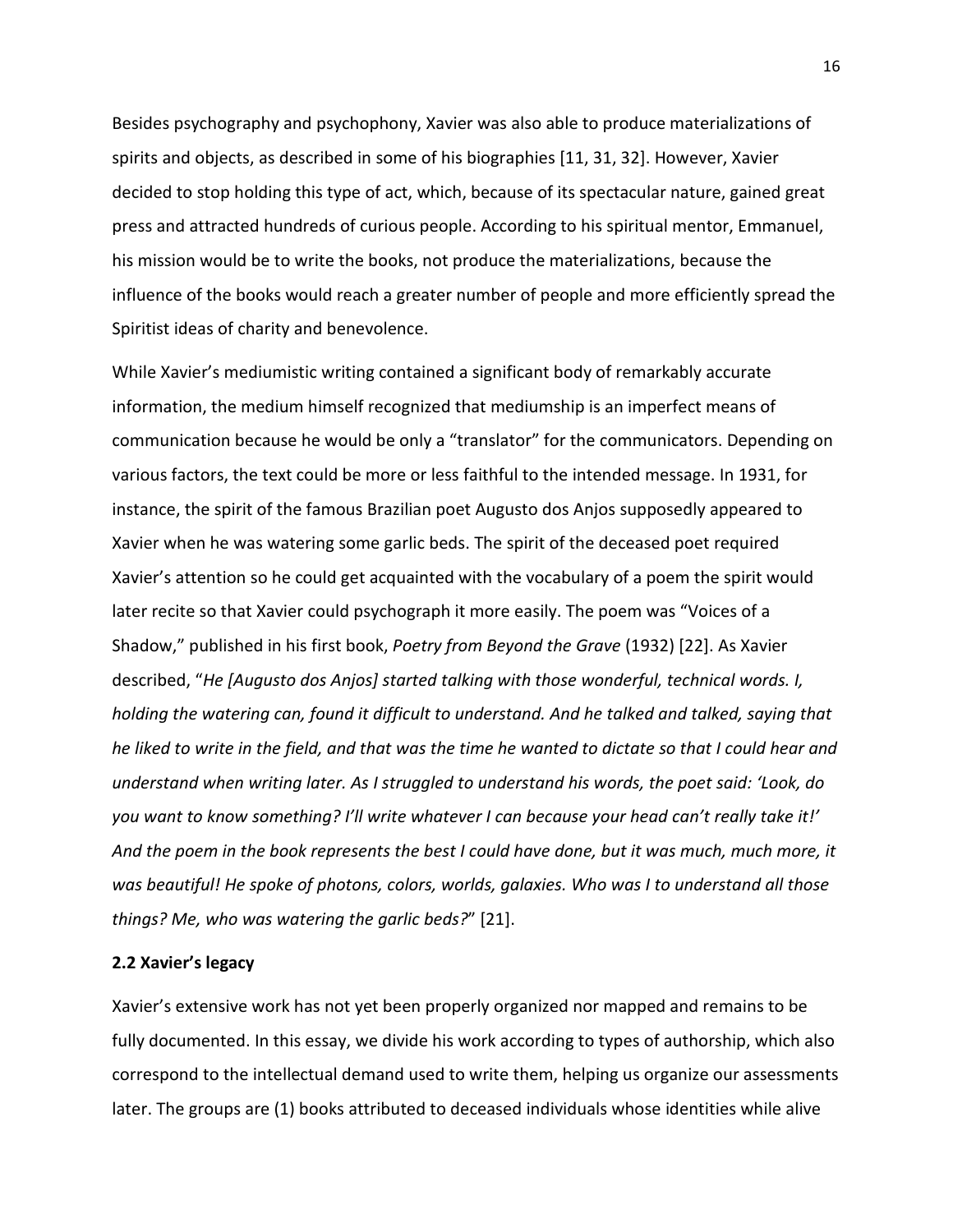Besides psychography and psychophony, Xavier was also able to produce materializations of spirits and objects, as described in some of his biographies [11, 31, 32]. However, Xavier decided to stop holding this type of act, which, because of its spectacular nature, gained great press and attracted hundreds of curious people. According to his spiritual mentor, Emmanuel, his mission would be to write the books, not produce the materializations, because the influence of the books would reach a greater number of people and more efficiently spread the Spiritist ideas of charity and benevolence.

While Xavier's mediumistic writing contained a significant body of remarkably accurate information, the medium himself recognized that mediumship is an imperfect means of communication because he would be only a "translator" for the communicators. Depending on various factors, the text could be more or less faithful to the intended message. In 1931, for instance, the spirit of the famous Brazilian poet Augusto dos Anjos supposedly appeared to Xavier when he was watering some garlic beds. The spirit of the deceased poet required Xavier's attention so he could get acquainted with the vocabulary of a poem the spirit would later recite so that Xavier could psychograph it more easily. The poem was "Voices of a Shadow," published in his first book, *Poetry from Beyond the Grave* (1932) [22]. As Xavier described, "*He [Augusto dos Anjos] started talking with those wonderful, technical words. I, holding the watering can, found it difficult to understand. And he talked and talked, saying that he liked to write in the field, and that was the time he wanted to dictate so that I could hear and understand when writing later. As I struggled to understand his words, the poet said: 'Look, do you want to know something? I'll write whatever I can because your head can't really take it!' And the poem in the book represents the best I could have done, but it was much, much more, it was beautiful! He spoke of photons, colors, worlds, galaxies. Who was I to understand all those things? Me, who was watering the garlic beds?*" [21].

### 2.2 Xavier's legacy

Xavier's extensive work has not yet been properly organized nor mapped and remains to be fully documented. In this essay, we divide his work according to types of authorship, which also correspond to the intellectual demand used to write them, helping us organize our assessments later. The groups are (1) books attributed to deceased individuals whose identities while alive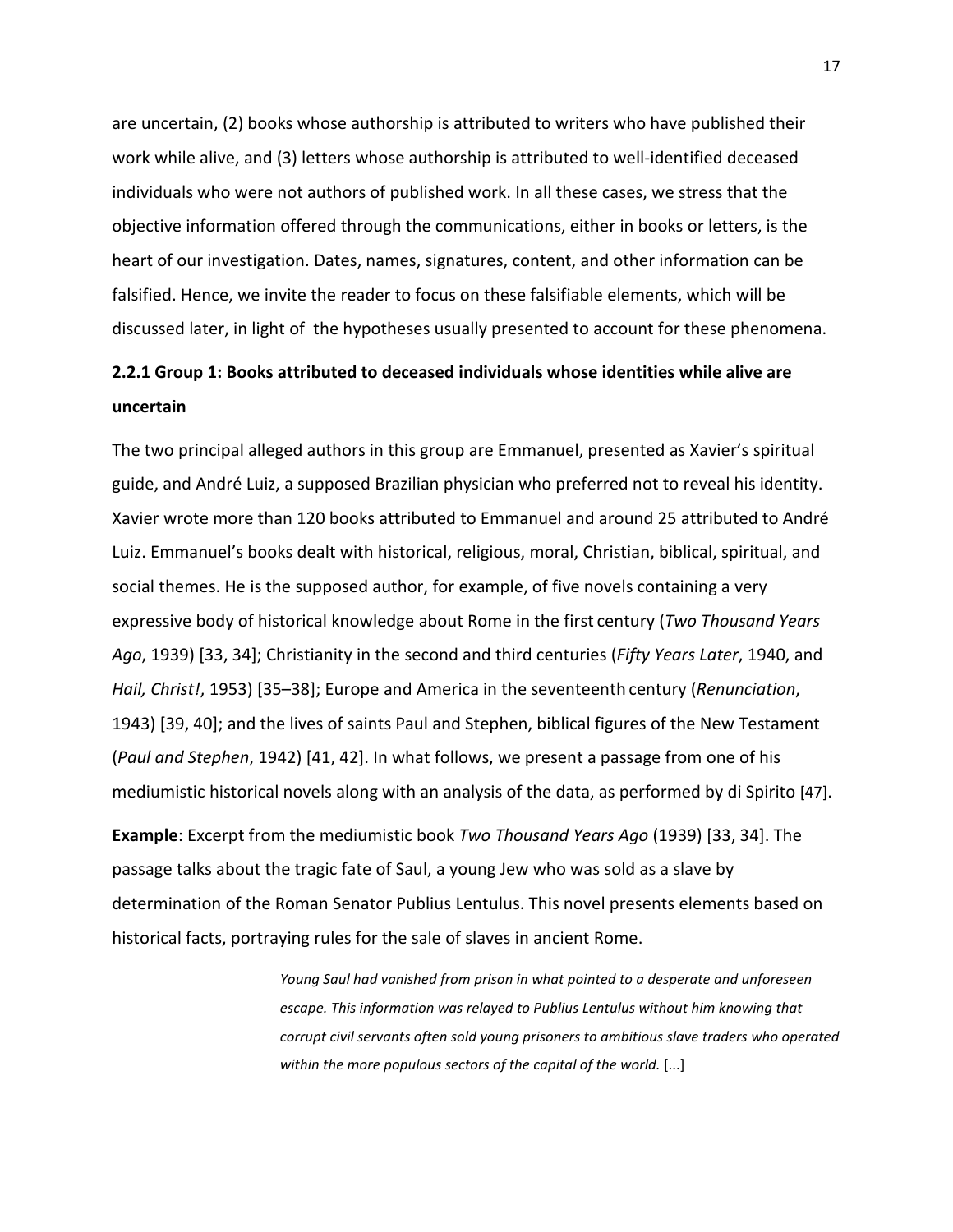are uncertain, (2) books whose authorship is attributed to writers who have published their work while alive, and (3) letters whose authorship is attributed to well-identified deceased individuals who were not authors of published work. In all these cases, we stress that the objective information offered through the communications, either in books or letters, is the heart of our investigation. Dates, names, signatures, content, and other information can be falsified. Hence, we invite the reader to focus on these falsifiable elements, which will be discussed later, in light of the hypotheses usually presented to account for these phenomena.

### 2.2.1 Group 1: Books attributed to deceased individuals whose identities while alive are uncertain

The two principal alleged authors in this group are Emmanuel, presented as Xavier's spiritual guide, and André Luiz, a supposed Brazilian physician who preferred not to reveal his identity. Xavier wrote more than 120 books attributed to Emmanuel and around 25 attributed to André Luiz. Emmanuel's books dealt with historical, religious, moral, Christian, biblical, spiritual, and social themes. He is the supposed author, for example, of five novels containing a very expressive body of historical knowledge about Rome in the first century (*Two Thousand Years Ago*, 1939) [33, 34]; Christianity in the second and third centuries (*Fifty Years Later*, 1940, and *Hail, Christ!*, 1953) [35–38]; Europe and America in the seventeenth century (*Renunciation*, 1943) [39, 40]; and the lives of saints Paul and Stephen, biblical figures of the New Testament (*Paul and Stephen*, 1942) [41, 42]. In what follows, we present a passage from one of his mediumistic historical novels along with an analysis of the data, as performed by di Spirito [47].

**Example**: Excerpt from the mediumistic book *Two Thousand Years Ago* (1939) [33, 34]. The passage talks about the tragic fate of Saul, a young Jew who was sold as a slave by determination of the Roman Senator Publius Lentulus. This novel presents elements based on historical facts, portraying rules for the sale of slaves in ancient Rome.

> *Young Saul had vanished from prison in what pointed to a desperate and unforeseen escape. This information was relayed to Publius Lentulus without him knowing that corrupt civil servants often sold young prisoners to ambitious slave traders who operated within the more populous sectors of the capital of the world.* [...]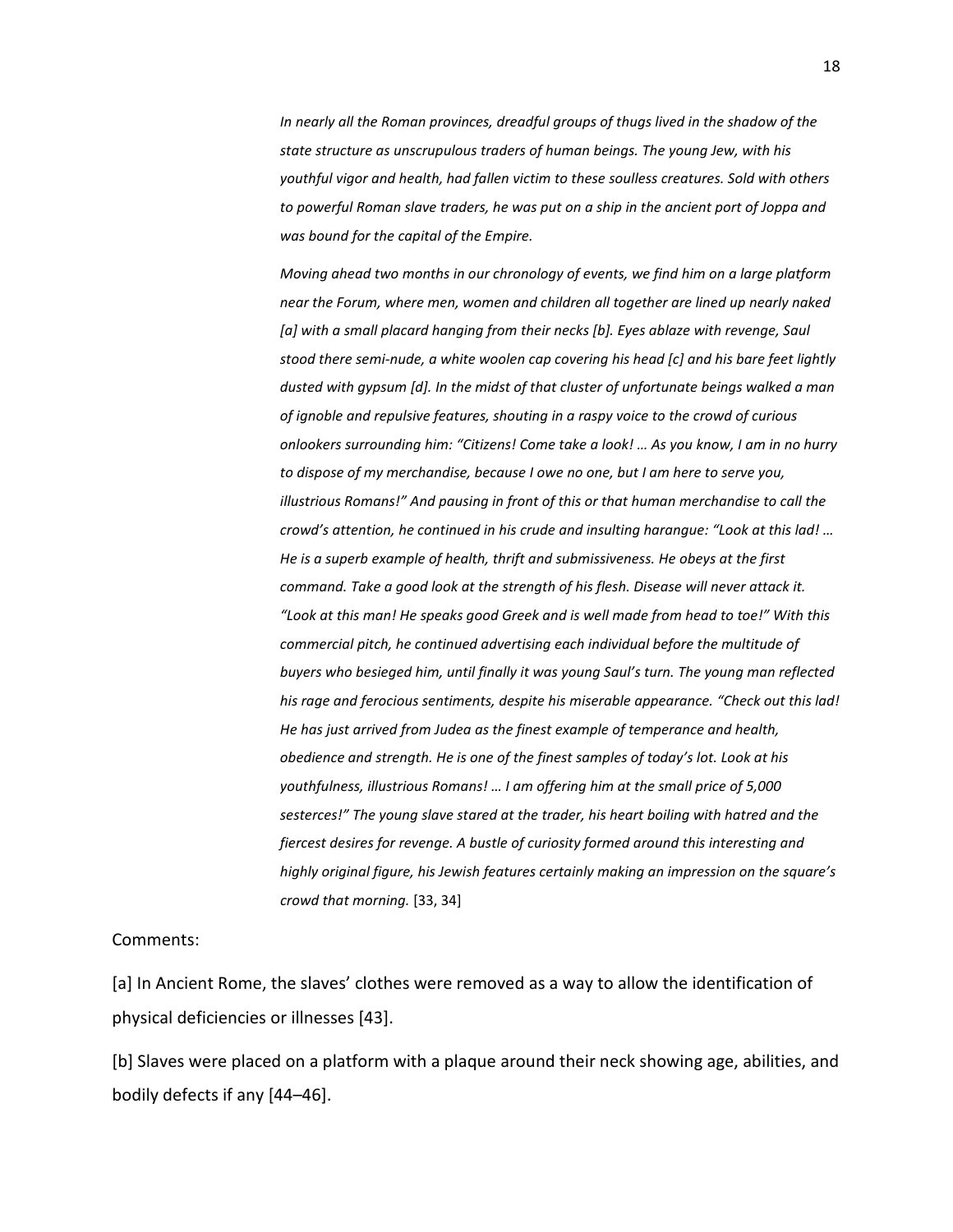*In nearly all the Roman provinces, dreadful groups of thugs lived in the shadow of the state structure as unscrupulous traders of human beings. The young Jew, with his youthful vigor and health, had fallen victim to these soulless creatures. Sold with others to powerful Roman slave traders, he was put on a ship in the ancient port of Joppa and was bound for the capital of the Empire.*

*Moving ahead two months in our chronology of events, we find him on a large platform near the Forum, where men, women and children all together are lined up nearly naked [a] with a small placard hanging from their necks [b]. Eyes ablaze with revenge, Saul stood there semi-nude, a white woolen cap covering his head [c] and his bare feet lightly dusted with gypsum [d]. In the midst of that cluster of unfortunate beings walked a man of ignoble and repulsive features, shouting in a raspy voice to the crowd of curious onlookers surrounding him: "Citizens! Come take a look! … As you know, I am in no hurry to dispose of my merchandise, because I owe no one, but I am here to serve you, illustrious Romans!" And pausing in front of this or that human merchandise to call the crowd's attention, he continued in his crude and insulting harangue: "Look at this lad! … He is a superb example of health, thrift and submissiveness. He obeys at the first command. Take a good look at the strength of his flesh. Disease will never attack it. "Look at this man! He speaks good Greek and is well made from head to toe!" With this commercial pitch, he continued advertising each individual before the multitude of buyers who besieged him, until finally it was young Saul's turn. The young man reflected his rage and ferocious sentiments, despite his miserable appearance. "Check out this lad! He has just arrived from Judea as the finest example of temperance and health, obedience and strength. He is one of the finest samples of today's lot. Look at his youthfulness, illustrious Romans! … I am offering him at the small price of 5,000 sesterces!" The young slave stared at the trader, his heart boiling with hatred and the fiercest desires for revenge. A bustle of curiosity formed around this interesting and highly original figure, his Jewish features certainly making an impression on the square's crowd that morning.* [33, 34]

Comments:

[a] In Ancient Rome, the slaves' clothes were removed as a way to allow the identification of physical deficiencies or illnesses [43].

[b] Slaves were placed on a platform with a plaque around their neck showing age, abilities, and bodily defects if any [44–46].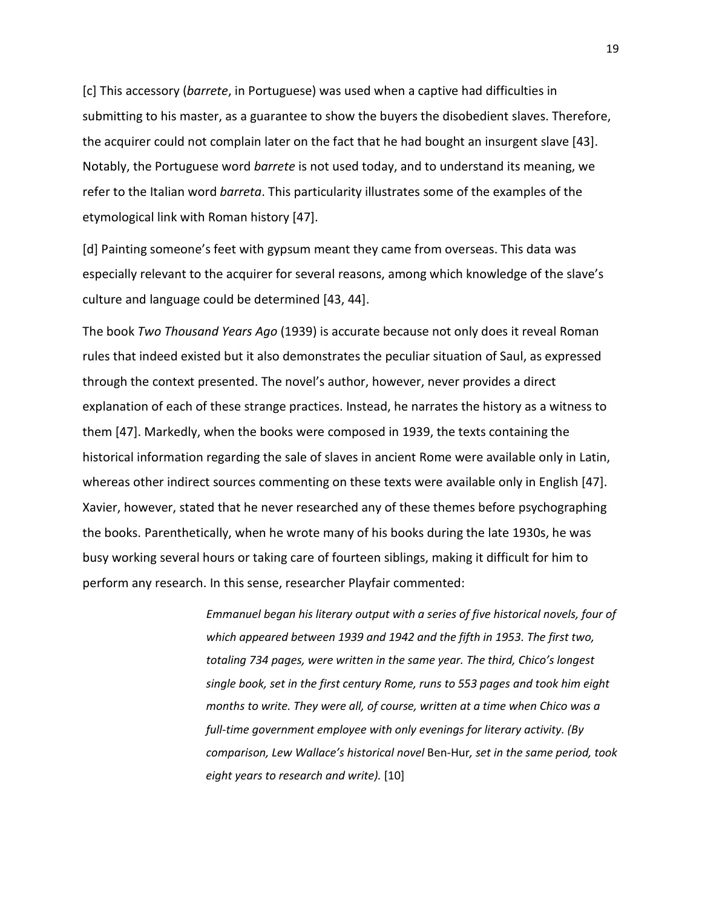[c] This accessory (*barrete*, in Portuguese) was used when a captive had difficulties in submitting to his master, as a guarantee to show the buyers the disobedient slaves. Therefore, the acquirer could not complain later on the fact that he had bought an insurgent slave [43]. Notably, the Portuguese word *barrete* is not used today, and to understand its meaning, we refer to the Italian word *barreta*. This particularity illustrates some of the examples of the etymological link with Roman history [47].

[d] Painting someone's feet with gypsum meant they came from overseas. This data was especially relevant to the acquirer for several reasons, among which knowledge of the slave's culture and language could be determined [43, 44].

The book *Two Thousand Years Ago* (1939) is accurate because not only does it reveal Roman rules that indeed existed but it also demonstrates the peculiar situation of Saul, as expressed through the context presented. The novel's author, however, never provides a direct explanation of each of these strange practices. Instead, he narrates the history as a witness to them [47]. Markedly, when the books were composed in 1939, the texts containing the historical information regarding the sale of slaves in ancient Rome were available only in Latin, whereas other indirect sources commenting on these texts were available only in English [47]. Xavier, however, stated that he never researched any of these themes before psychographing the books. Parenthetically, when he wrote many of his books during the late 1930s, he was busy working several hours or taking care of fourteen siblings, making it difficult for him to perform any research. In this sense, researcher Playfair commented:

> *Emmanuel began his literary output with a series of five historical novels, four of which appeared between 1939 and 1942 and the fifth in 1953. The first two, totaling 734 pages, were written in the same year. The third, Chico's longest single book, set in the first century Rome, runs to 553 pages and took him eight months to write. They were all, of course, written at a time when Chico was a full-time government employee with only evenings for literary activity. (By comparison, Lew Wallace's historical novel* Ben-Hur*, set in the same period, took eight years to research and write).* [10]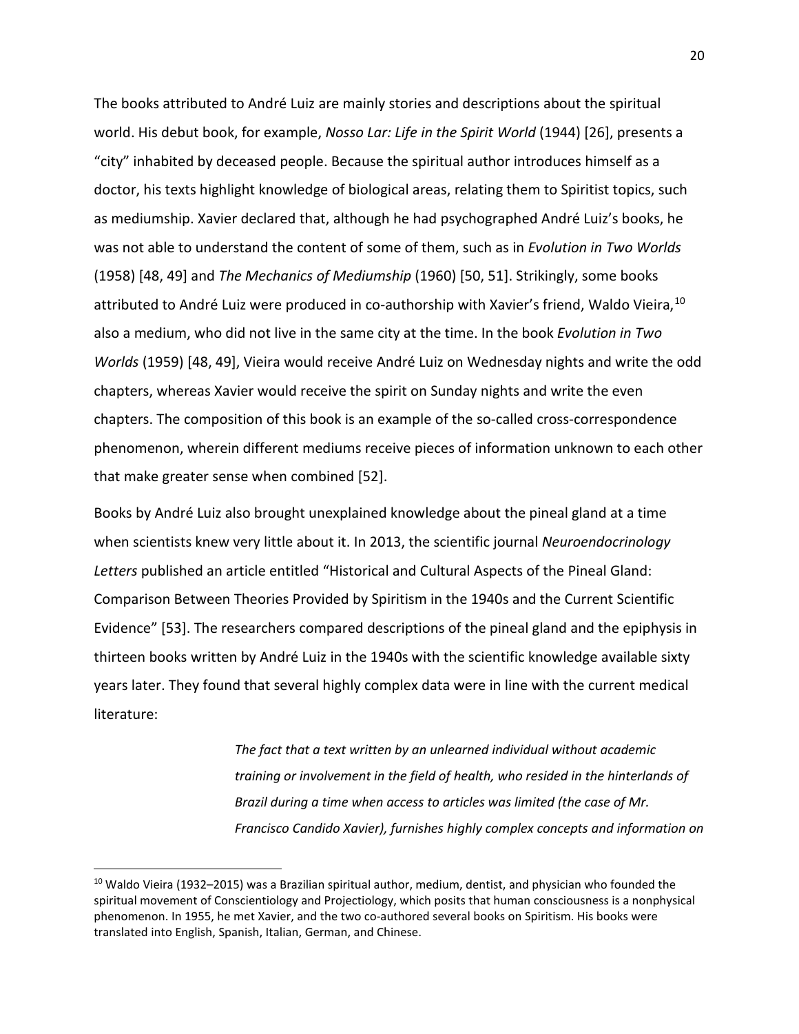The books attributed to André Luiz are mainly stories and descriptions about the spiritual world. His debut book, for example, *Nosso Lar: Life in the Spirit World* (1944) [26], presents a "city" inhabited by deceased people. Because the spiritual author introduces himself as a doctor, his texts highlight knowledge of biological areas, relating them to Spiritist topics, such as mediumship. Xavier declared that, although he had psychographed André Luiz's books, he was not able to understand the content of some of them, such as in *Evolution in Two Worlds* (1958) [48, 49] and *The Mechanics of Mediumship* (1960) [50, 51]. Strikingly, some books attributed to André Luiz were produced in co-authorship with Xavier's friend, Waldo Vieira,[10] also a medium, who did not live in the same city at the time. In the book *Evolution in Two Worlds* (1959) [48, 49], Vieira would receive André Luiz on Wednesday nights and write the odd chapters, whereas Xavier would receive the spirit on Sunday nights and write the even chapters. The composition of this book is an example of the so-called cross-correspondence phenomenon, wherein different mediums receive pieces of information unknown to each other that make greater sense when combined [52].

Books by André Luiz also brought unexplained knowledge about the pineal gland at a time when scientists knew very little about it. In 2013, the scientific journal *Neuroendocrinology Letters* published an article entitled "Historical and Cultural Aspects of the Pineal Gland: Comparison Between Theories Provided by Spiritism in the 1940s and the Current Scientific Evidence" [53]. The researchers compared descriptions of the pineal gland and the epiphysis in thirteen books written by André Luiz in the 1940s with the scientific knowledge available sixty years later. They found that several highly complex data were in line with the current medical literature:

> *The fact that a text written by an unlearned individual without academic training or involvement in the field of health, who resided in the hinterlands of Brazil during a time when access to articles was limited (the case of Mr. Francisco Candido Xavier), furnishes highly complex concepts and information on*

---

[10] Waldo Vieira (1932–2015) was a Brazilian spiritual author, medium, dentist, and physician who founded the spiritual movement of Conscientiology and Projectiology, which posits that human consciousness is a nonphysical phenomenon. In 1955, he met Xavier, and the two co-authored several books on Spiritism. His books were translated into English, Spanish, Italian, German, and Chinese.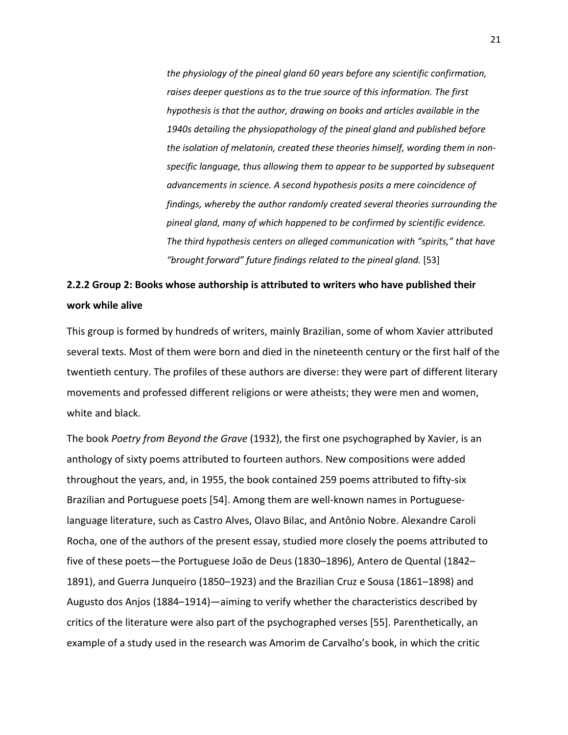*the physiology of the pineal gland 60 years before any scientific confirmation, raises deeper questions as to the true source of this information. The first hypothesis is that the author, drawing on books and articles available in the 1940s detailing the physiopathology of the pineal gland and published before the isolation of melatonin, created these theories himself, wording them in non-specific language, thus allowing them to appear to be supported by subsequent advancements in science. A second hypothesis posits a mere coincidence of findings, whereby the author randomly created several theories surrounding the pineal gland, many of which happened to be confirmed by scientific evidence. The third hypothesis centers on alleged communication with "spirits," that have "brought forward" future findings related to the pineal gland.* [53]

### 2.2.2 Group 2: Books whose authorship is attributed to writers who have published their work while alive

This group is formed by hundreds of writers, mainly Brazilian, some of whom Xavier attributed several texts. Most of them were born and died in the nineteenth century or the first half of the twentieth century. The profiles of these authors are diverse: they were part of different literary movements and professed different religions or were atheists; they were men and women, white and black.

The book *Poetry from Beyond the Grave* (1932), the first one psychographed by Xavier, is an anthology of sixty poems attributed to fourteen authors. New compositions were added throughout the years, and, in 1955, the book contained 259 poems attributed to fifty-six Brazilian and Portuguese poets [54]. Among them are well-known names in Portuguese-language literature, such as Castro Alves, Olavo Bilac, and Antônio Nobre. Alexandre Caroli Rocha, one of the authors of the present essay, studied more closely the poems attributed to five of these poets—the Portuguese João de Deus (1830–1896), Antero de Quental (1842–1891), and Guerra Junqueiro (1850–1923) and the Brazilian Cruz e Sousa (1861–1898) and Augusto dos Anjos (1884–1914)—aiming to verify whether the characteristics described by critics of the literature were also part of the psychographed verses [55]. Parenthetically, an example of a study used in the research was Amorim de Carvalho's book, in which the critic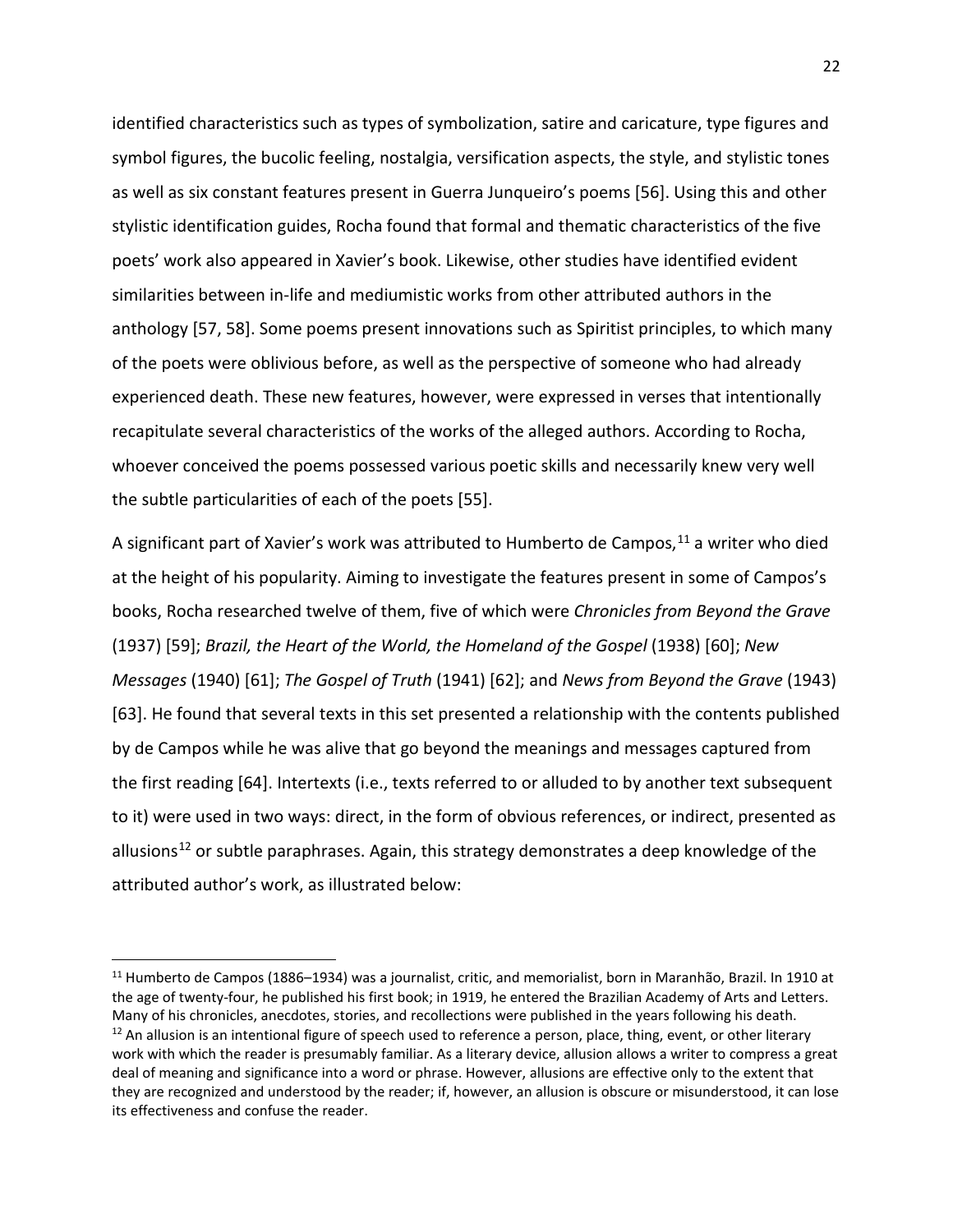identified characteristics such as types of symbolization, satire and caricature, type figures and symbol figures, the bucolic feeling, nostalgia, versification aspects, the style, and stylistic tones as well as six constant features present in Guerra Junqueiro's poems [56]. Using this and other stylistic identification guides, Rocha found that formal and thematic characteristics of the five poets' work also appeared in Xavier's book. Likewise, other studies have identified evident similarities between in-life and mediumistic works from other attributed authors in the anthology [57, 58]. Some poems present innovations such as Spiritist principles, to which many of the poets were oblivious before, as well as the perspective of someone who had already experienced death. These new features, however, were expressed in verses that intentionally recapitulate several characteristics of the works of the alleged authors. According to Rocha, whoever conceived the poems possessed various poetic skills and necessarily knew very well the subtle particularities of each of the poets [55].

A significant part of Xavier's work was attributed to Humberto de Campos,[11] a writer who died at the height of his popularity. Aiming to investigate the features present in some of Campos's books, Rocha researched twelve of them, five of which were *Chronicles from Beyond the Grave* (1937) [59]; *Brazil, the Heart of the World, the Homeland of the Gospel* (1938) [60]; *New Messages* (1940) [61]; *The Gospel of Truth* (1941) [62]; and *News from Beyond the Grave* (1943) [63]. He found that several texts in this set presented a relationship with the contents published by de Campos while he was alive that go beyond the meanings and messages captured from the first reading [64]. Intertexts (i.e., texts referred to or alluded to by another text subsequent to it) were used in two ways: direct, in the form of obvious references, or indirect, presented as allusions[12] or subtle paraphrases. Again, this strategy demonstrates a deep knowledge of the attributed author's work, as illustrated below:

[11] Humberto de Campos (1886–1934) was a journalist, critic, and memorialist, born in Maranhão, Brazil. In 1910 at the age of twenty-four, he published his first book; in 1919, he entered the Brazilian Academy of Arts and Letters. Many of his chronicles, anecdotes, stories, and recollections were published in the years following his death.

[12] An allusion is an intentional figure of speech used to reference a person, place, thing, event, or other literary work with which the reader is presumably familiar. As a literary device, allusion allows a writer to compress a great deal of meaning and significance into a word or phrase. However, allusions are effective only to the extent that they are recognized and understood by the reader; if, however, an allusion is obscure or misunderstood, it can lose its effectiveness and confuse the reader.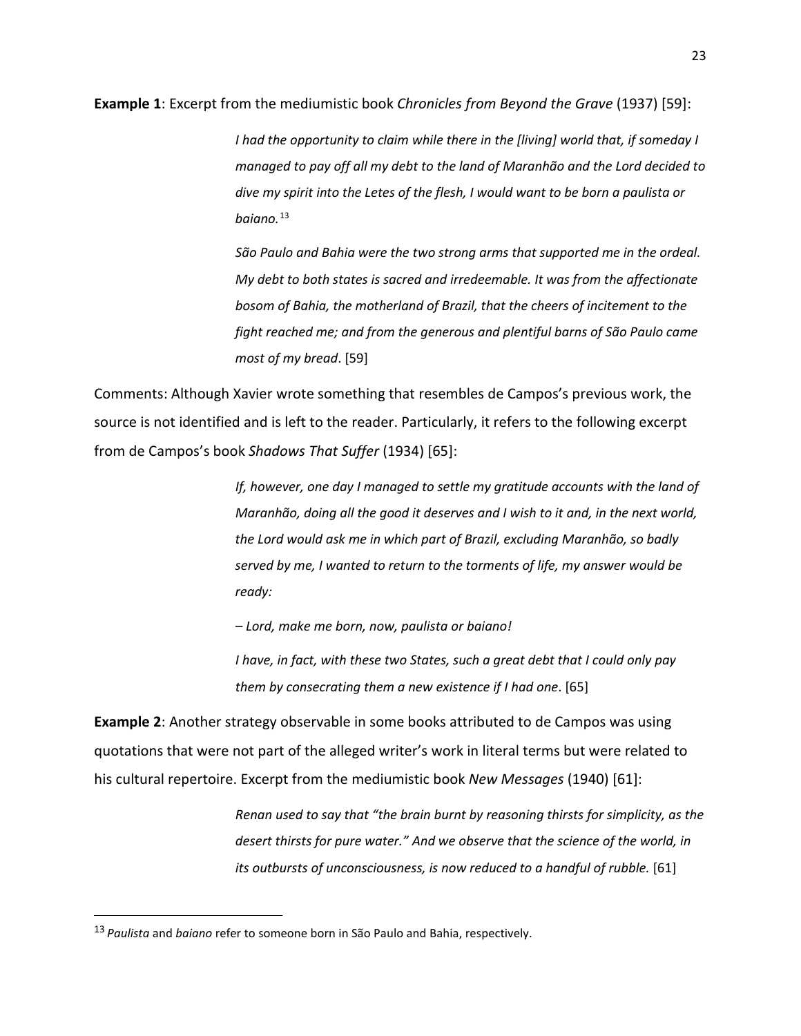**Example 1**: Excerpt from the mediumistic book *Chronicles from Beyond the Grave* (1937) [59]:

> *I had the opportunity to claim while there in the [living] world that, if someday I managed to pay off all my debt to the land of Maranhão and the Lord decided to dive my spirit into the Letes of the flesh, I would want to be born a paulista or baiano.*[13]
>
> *São Paulo and Bahia were the two strong arms that supported me in the ordeal. My debt to both states is sacred and irredeemable. It was from the affectionate bosom of Bahia, the motherland of Brazil, that the cheers of incitement to the fight reached me; and from the generous and plentiful barns of São Paulo came most of my bread*. [59]

Comments: Although Xavier wrote something that resembles de Campos's previous work, the source is not identified and is left to the reader. Particularly, it refers to the following excerpt from de Campos's book *Shadows That Suffer* (1934) [65]:

> *If, however, one day I managed to settle my gratitude accounts with the land of Maranhão, doing all the good it deserves and I wish to it and, in the next world, the Lord would ask me in which part of Brazil, excluding Maranhão, so badly served by me, I wanted to return to the torments of life, my answer would be ready:*
>
> *– Lord, make me born, now, paulista or baiano!*
>
> *I have, in fact, with these two States, such a great debt that I could only pay them by consecrating them a new existence if I had one*. [65]

**Example 2**: Another strategy observable in some books attributed to de Campos was using quotations that were not part of the alleged writer's work in literal terms but were related to his cultural repertoire. Excerpt from the mediumistic book *New Messages* (1940) [61]:

> *Renan used to say that "the brain burnt by reasoning thirsts for simplicity, as the desert thirsts for pure water." And we observe that the science of the world, in its outbursts of unconsciousness, is now reduced to a handful of rubble.* [61]

---

[13] *Paulista* and *baiano* refer to someone born in São Paulo and Bahia, respectively.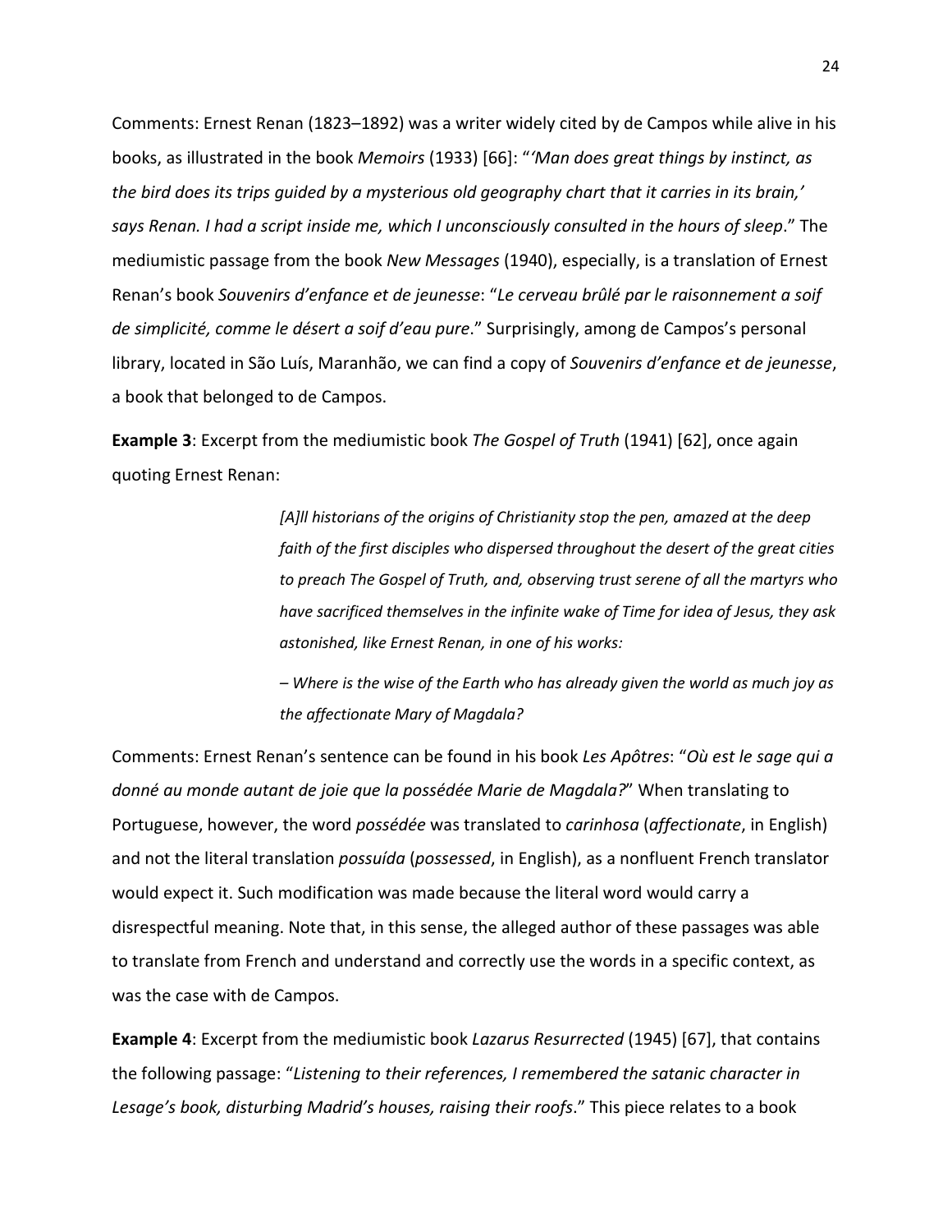Comments: Ernest Renan (1823–1892) was a writer widely cited by de Campos while alive in his books, as illustrated in the book *Memoirs* (1933) [66]: "*'Man does great things by instinct, as the bird does its trips guided by a mysterious old geography chart that it carries in its brain,' says Renan. I had a script inside me, which I unconsciously consulted in the hours of sleep*." The mediumistic passage from the book *New Messages* (1940), especially, is a translation of Ernest Renan's book *Souvenirs d'enfance et de jeunesse*: "*Le cerveau brûlé par le raisonnement a soif de simplicité, comme le désert a soif d'eau pure*." Surprisingly, among de Campos's personal library, located in São Luís, Maranhão, we can find a copy of *Souvenirs d'enfance et de jeunesse*, a book that belonged to de Campos.

**Example 3**: Excerpt from the mediumistic book *The Gospel of Truth* (1941) [62], once again quoting Ernest Renan:

> *[A]ll historians of the origins of Christianity stop the pen, amazed at the deep faith of the first disciples who dispersed throughout the desert of the great cities to preach The Gospel of Truth, and, observing trust serene of all the martyrs who have sacrificed themselves in the infinite wake of Time for idea of Jesus, they ask astonished, like Ernest Renan, in one of his works:*
>
> *– Where is the wise of the Earth who has already given the world as much joy as the affectionate Mary of Magdala?*

Comments: Ernest Renan's sentence can be found in his book *Les Apôtres*: "*Où est le sage qui a donné au monde autant de joie que la possédée Marie de Magdala?*" When translating to Portuguese, however, the word *possédée* was translated to *carinhosa* (*affectionate*, in English) and not the literal translation *possuída* (*possessed*, in English), as a nonfluent French translator would expect it. Such modification was made because the literal word would carry a disrespectful meaning. Note that, in this sense, the alleged author of these passages was able to translate from French and understand and correctly use the words in a specific context, as was the case with de Campos.

**Example 4**: Excerpt from the mediumistic book *Lazarus Resurrected* (1945) [67], that contains the following passage: "*Listening to their references, I remembered the satanic character in Lesage's book, disturbing Madrid's houses, raising their roofs*." This piece relates to a book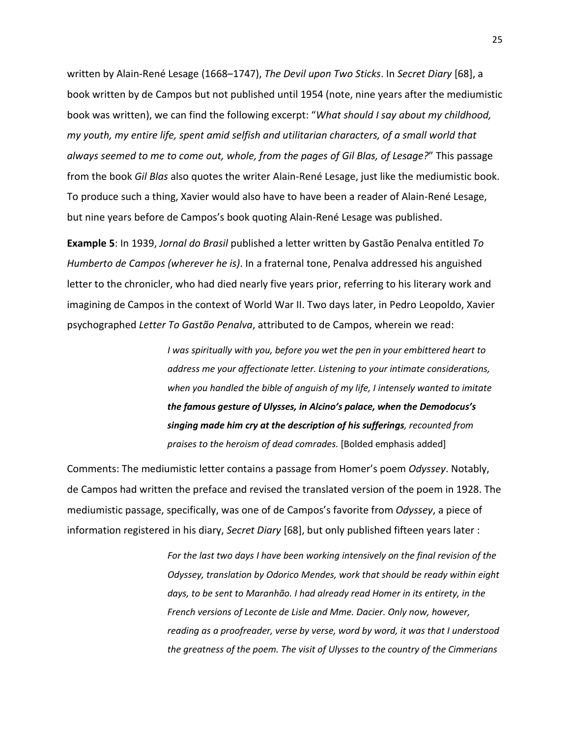written by Alain-René Lesage (1668–1747), *The Devil upon Two Sticks*. In *Secret Diary* [68], a book written by de Campos but not published until 1954 (note, nine years after the mediumistic book was written), we can find the following excerpt: "*What should I say about my childhood, my youth, my entire life, spent amid selfish and utilitarian characters, of a small world that always seemed to me to come out, whole, from the pages of Gil Blas, of Lesage?*" This passage from the book *Gil Blas* also quotes the writer Alain-René Lesage, just like the mediumistic book. To produce such a thing, Xavier would also have to have been a reader of Alain-René Lesage, but nine years before de Campos's book quoting Alain-René Lesage was published.

**Example 5**: In 1939, *Jornal do Brasil* published a letter written by Gastão Penalva entitled *To Humberto de Campos (wherever he is)*. In a fraternal tone, Penalva addressed his anguished letter to the chronicler, who had died nearly five years prior, referring to his literary work and imagining de Campos in the context of World War II. Two days later, in Pedro Leopoldo, Xavier psychographed *Letter To Gastão Penalva*, attributed to de Campos, wherein we read:

> *I was spiritually with you, before you wet the pen in your embittered heart to address me your affectionate letter. Listening to your intimate considerations, when you handled the bible of anguish of my life, I intensely wanted to imitate* ***the famous gesture of Ulysses, in Alcino's palace, when the Demodocus's singing made him cry at the description of his sufferings****, recounted from praises to the heroism of dead comrades.* [Bolded emphasis added]

Comments: The mediumistic letter contains a passage from Homer's poem *Odyssey*. Notably, de Campos had written the preface and revised the translated version of the poem in 1928. The mediumistic passage, specifically, was one of de Campos's favorite from *Odyssey*, a piece of information registered in his diary, *Secret Diary* [68], but only published fifteen years later :

> *For the last two days I have been working intensively on the final revision of the Odyssey, translation by Odorico Mendes, work that should be ready within eight days, to be sent to Maranhão. I had already read Homer in its entirety, in the French versions of Leconte de Lisle and Mme. Dacier. Only now, however, reading as a proofreader, verse by verse, word by word, it was that I understood the greatness of the poem. The visit of Ulysses to the country of the Cimmerians*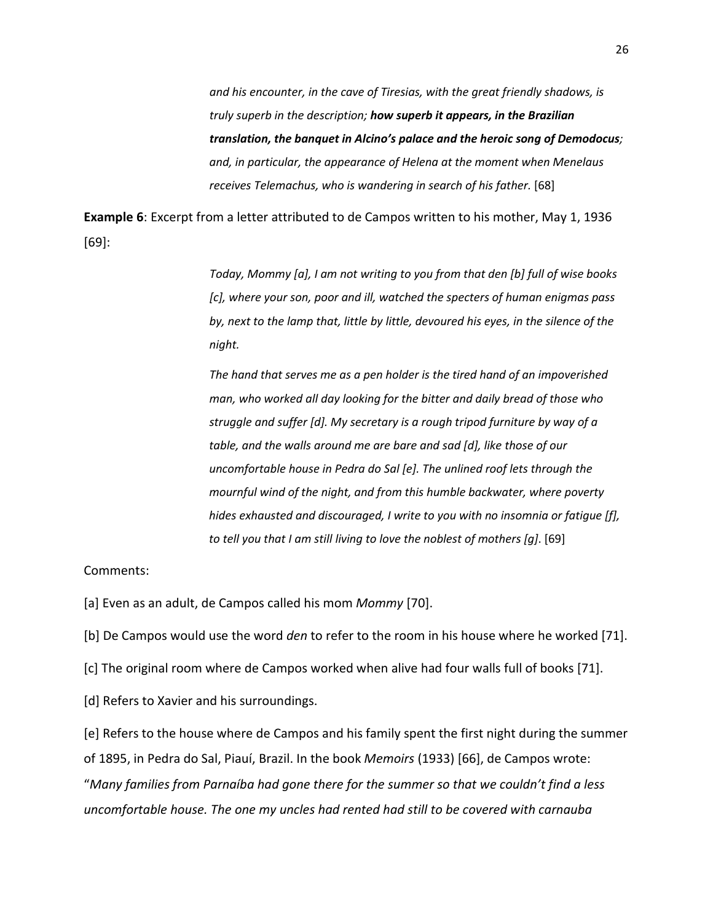> *and his encounter, in the cave of Tiresias, with the great friendly shadows, is truly superb in the description;* ***how superb it appears, in the Brazilian translation, the banquet in Alcino's palace and the heroic song of Demodocus****; and, in particular, the appearance of Helena at the moment when Menelaus receives Telemachus, who is wandering in search of his father.* [68]

**Example 6**: Excerpt from a letter attributed to de Campos written to his mother, May 1, 1936 [69]:

> *Today, Mommy [a], I am not writing to you from that den [b] full of wise books [c], where your son, poor and ill, watched the specters of human enigmas pass by, next to the lamp that, little by little, devoured his eyes, in the silence of the night.*
>
> *The hand that serves me as a pen holder is the tired hand of an impoverished man, who worked all day looking for the bitter and daily bread of those who struggle and suffer [d]. My secretary is a rough tripod furniture by way of a table, and the walls around me are bare and sad [d], like those of our uncomfortable house in Pedra do Sal [e]. The unlined roof lets through the mournful wind of the night, and from this humble backwater, where poverty hides exhausted and discouraged, I write to you with no insomnia or fatigue [f], to tell you that I am still living to love the noblest of mothers [g].* [69]

Comments:

[a] Even as an adult, de Campos called his mom *Mommy* [70].

[b] De Campos would use the word *den* to refer to the room in his house where he worked [71].

[c] The original room where de Campos worked when alive had four walls full of books [71].

[d] Refers to Xavier and his surroundings.

[e] Refers to the house where de Campos and his family spent the first night during the summer of 1895, in Pedra do Sal, Piauí, Brazil. In the book *Memoirs* (1933) [66], de Campos wrote: "*Many families from Parnaíba had gone there for the summer so that we couldn't find a less uncomfortable house. The one my uncles had rented had still to be covered with carnauba*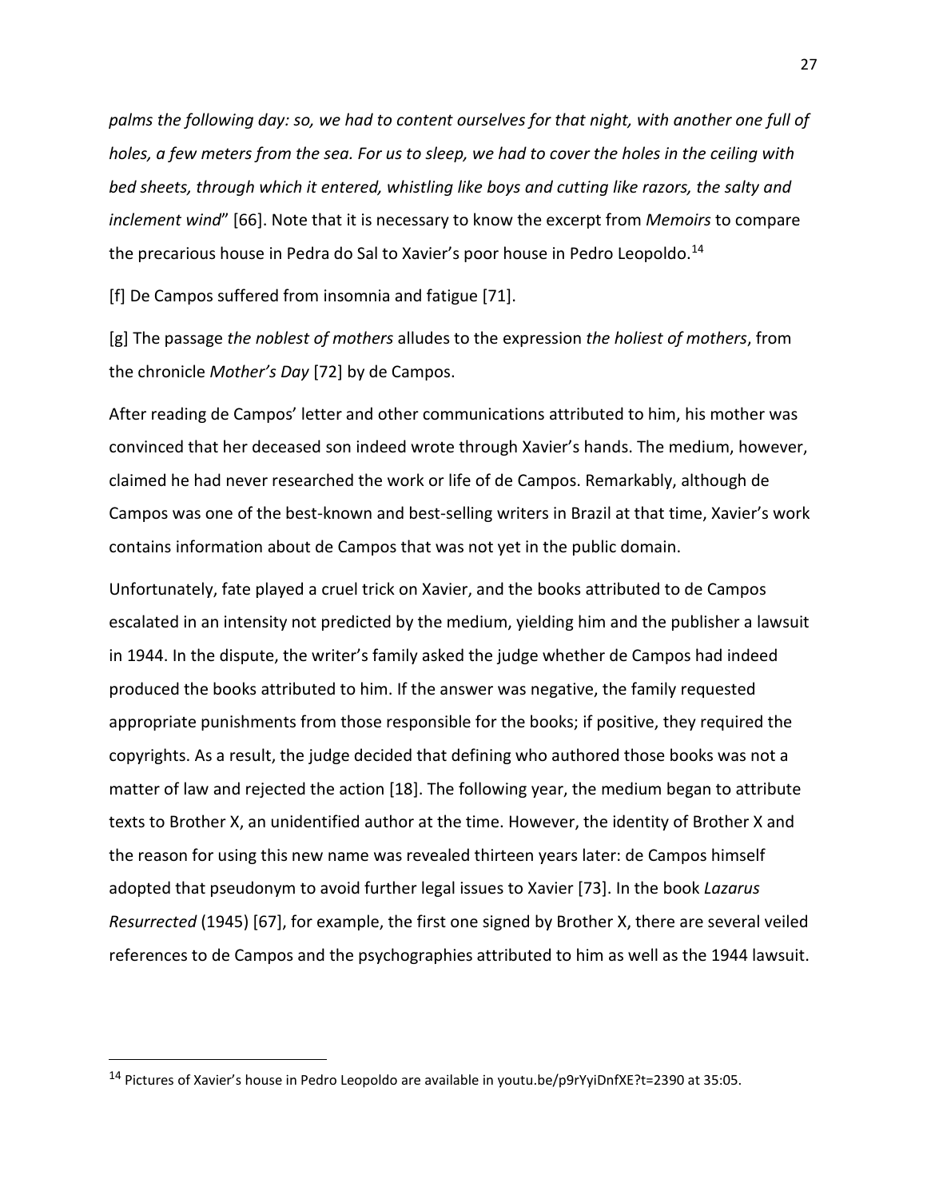*palms the following day: so, we had to content ourselves for that night, with another one full of holes, a few meters from the sea. For us to sleep, we had to cover the holes in the ceiling with bed sheets, through which it entered, whistling like boys and cutting like razors, the salty and inclement wind*" [66]. Note that it is necessary to know the excerpt from *Memoirs* to compare the precarious house in Pedra do Sal to Xavier's poor house in Pedro Leopoldo.[14]

[f] De Campos suffered from insomnia and fatigue [71].

[g] The passage *the noblest of mothers* alludes to the expression *the holiest of mothers*, from the chronicle *Mother's Day* [72] by de Campos.

After reading de Campos' letter and other communications attributed to him, his mother was convinced that her deceased son indeed wrote through Xavier's hands. The medium, however, claimed he had never researched the work or life of de Campos. Remarkably, although de Campos was one of the best-known and best-selling writers in Brazil at that time, Xavier's work contains information about de Campos that was not yet in the public domain.

Unfortunately, fate played a cruel trick on Xavier, and the books attributed to de Campos escalated in an intensity not predicted by the medium, yielding him and the publisher a lawsuit in 1944. In the dispute, the writer's family asked the judge whether de Campos had indeed produced the books attributed to him. If the answer was negative, the family requested appropriate punishments from those responsible for the books; if positive, they required the copyrights. As a result, the judge decided that defining who authored those books was not a matter of law and rejected the action [18]. The following year, the medium began to attribute texts to Brother X, an unidentified author at the time. However, the identity of Brother X and the reason for using this new name was revealed thirteen years later: de Campos himself adopted that pseudonym to avoid further legal issues to Xavier [73]. In the book *Lazarus Resurrected* (1945) [67], for example, the first one signed by Brother X, there are several veiled references to de Campos and the psychographies attributed to him as well as the 1944 lawsuit.

[14] Pictures of Xavier's house in Pedro Leopoldo are available in youtu.be/p9rYyiDnfXE?t=2390 at 35:05.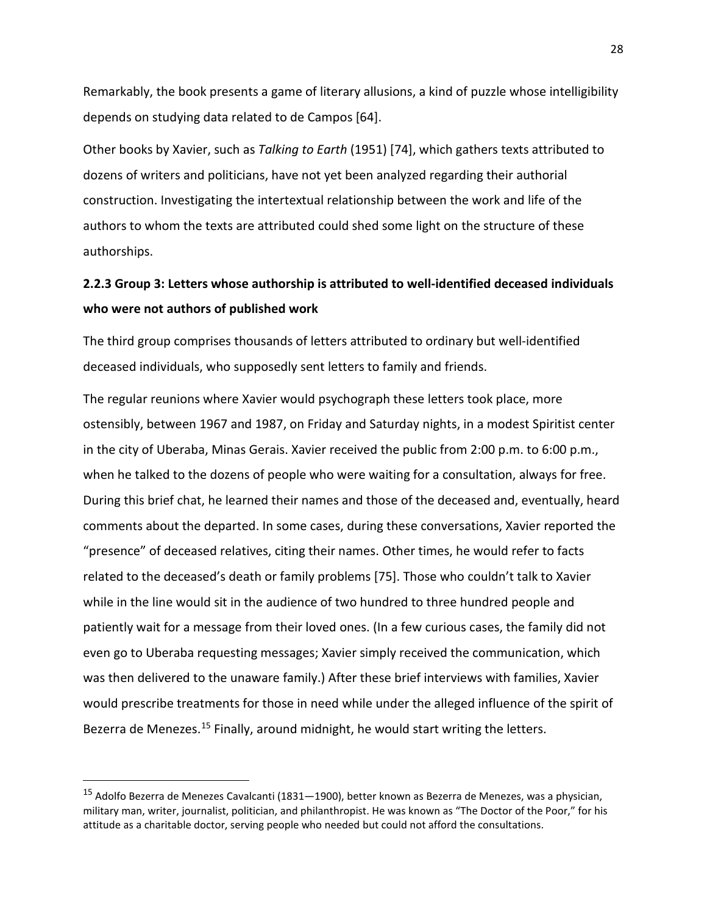Remarkably, the book presents a game of literary allusions, a kind of puzzle whose intelligibility depends on studying data related to de Campos [64].

Other books by Xavier, such as *Talking to Earth* (1951) [74], which gathers texts attributed to dozens of writers and politicians, have not yet been analyzed regarding their authorial construction. Investigating the intertextual relationship between the work and life of the authors to whom the texts are attributed could shed some light on the structure of these authorships.

### 2.2.3 Group 3: Letters whose authorship is attributed to well-identified deceased individuals who were not authors of published work

The third group comprises thousands of letters attributed to ordinary but well-identified deceased individuals, who supposedly sent letters to family and friends.

The regular reunions where Xavier would psychograph these letters took place, more ostensibly, between 1967 and 1987, on Friday and Saturday nights, in a modest Spiritist center in the city of Uberaba, Minas Gerais. Xavier received the public from 2:00 p.m. to 6:00 p.m., when he talked to the dozens of people who were waiting for a consultation, always for free. During this brief chat, he learned their names and those of the deceased and, eventually, heard comments about the departed. In some cases, during these conversations, Xavier reported the "presence" of deceased relatives, citing their names. Other times, he would refer to facts related to the deceased's death or family problems [75]. Those who couldn't talk to Xavier while in the line would sit in the audience of two hundred to three hundred people and patiently wait for a message from their loved ones. (In a few curious cases, the family did not even go to Uberaba requesting messages; Xavier simply received the communication, which was then delivered to the unaware family.) After these brief interviews with families, Xavier would prescribe treatments for those in need while under the alleged influence of the spirit of Bezerra de Menezes.[15] Finally, around midnight, he would start writing the letters.

[15] Adolfo Bezerra de Menezes Cavalcanti (1831—1900), better known as Bezerra de Menezes, was a physician, military man, writer, journalist, politician, and philanthropist. He was known as "The Doctor of the Poor," for his attitude as a charitable doctor, serving people who needed but could not afford the consultations.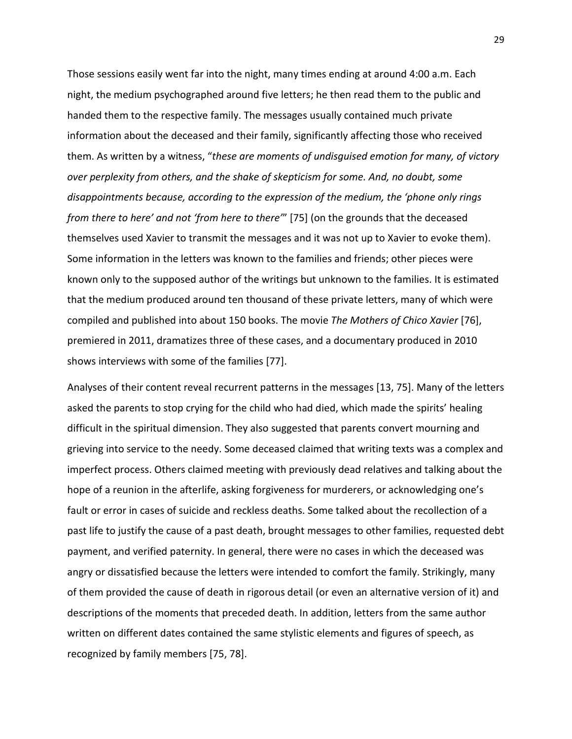Those sessions easily went far into the night, many times ending at around 4:00 a.m. Each night, the medium psychographed around five letters; he then read them to the public and handed them to the respective family. The messages usually contained much private information about the deceased and their family, significantly affecting those who received them. As written by a witness, "*these are moments of undisguised emotion for many, of victory over perplexity from others, and the shake of skepticism for some. And, no doubt, some disappointments because, according to the expression of the medium, the 'phone only rings from there to here' and not 'from here to there'*" [75] (on the grounds that the deceased themselves used Xavier to transmit the messages and it was not up to Xavier to evoke them). Some information in the letters was known to the families and friends; other pieces were known only to the supposed author of the writings but unknown to the families. It is estimated that the medium produced around ten thousand of these private letters, many of which were compiled and published into about 150 books. The movie *The Mothers of Chico Xavier* [76], premiered in 2011, dramatizes three of these cases, and a documentary produced in 2010 shows interviews with some of the families [77].

Analyses of their content reveal recurrent patterns in the messages [13, 75]. Many of the letters asked the parents to stop crying for the child who had died, which made the spirits' healing difficult in the spiritual dimension. They also suggested that parents convert mourning and grieving into service to the needy. Some deceased claimed that writing texts was a complex and imperfect process. Others claimed meeting with previously dead relatives and talking about the hope of a reunion in the afterlife, asking forgiveness for murderers, or acknowledging one's fault or error in cases of suicide and reckless deaths. Some talked about the recollection of a past life to justify the cause of a past death, brought messages to other families, requested debt payment, and verified paternity. In general, there were no cases in which the deceased was angry or dissatisfied because the letters were intended to comfort the family. Strikingly, many of them provided the cause of death in rigorous detail (or even an alternative version of it) and descriptions of the moments that preceded death. In addition, letters from the same author written on different dates contained the same stylistic elements and figures of speech, as recognized by family members [75, 78].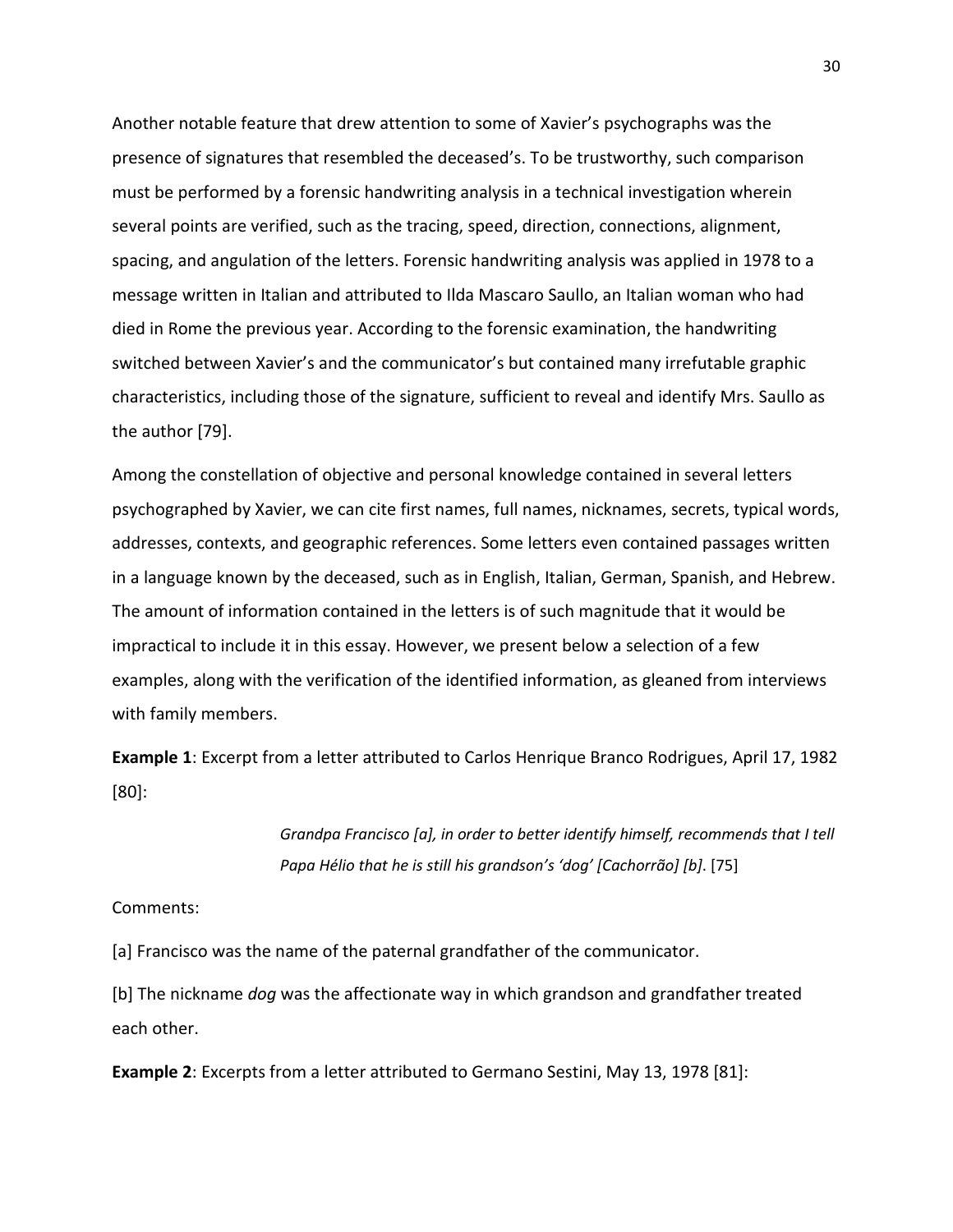Another notable feature that drew attention to some of Xavier's psychographs was the presence of signatures that resembled the deceased's. To be trustworthy, such comparison must be performed by a forensic handwriting analysis in a technical investigation wherein several points are verified, such as the tracing, speed, direction, connections, alignment, spacing, and angulation of the letters. Forensic handwriting analysis was applied in 1978 to a message written in Italian and attributed to Ilda Mascaro Saullo, an Italian woman who had died in Rome the previous year. According to the forensic examination, the handwriting switched between Xavier's and the communicator's but contained many irrefutable graphic characteristics, including those of the signature, sufficient to reveal and identify Mrs. Saullo as the author [79].

Among the constellation of objective and personal knowledge contained in several letters psychographed by Xavier, we can cite first names, full names, nicknames, secrets, typical words, addresses, contexts, and geographic references. Some letters even contained passages written in a language known by the deceased, such as in English, Italian, German, Spanish, and Hebrew. The amount of information contained in the letters is of such magnitude that it would be impractical to include it in this essay. However, we present below a selection of a few examples, along with the verification of the identified information, as gleaned from interviews with family members.

**Example 1**: Excerpt from a letter attributed to Carlos Henrique Branco Rodrigues, April 17, 1982 [80]:

> *Grandpa Francisco [a], in order to better identify himself, recommends that I tell Papa Hélio that he is still his grandson's 'dog' [Cachorrão] [b]*. [75]

Comments:

[a] Francisco was the name of the paternal grandfather of the communicator.

[b] The nickname *dog* was the affectionate way in which grandson and grandfather treated each other.

**Example 2**: Excerpts from a letter attributed to Germano Sestini, May 13, 1978 [81]: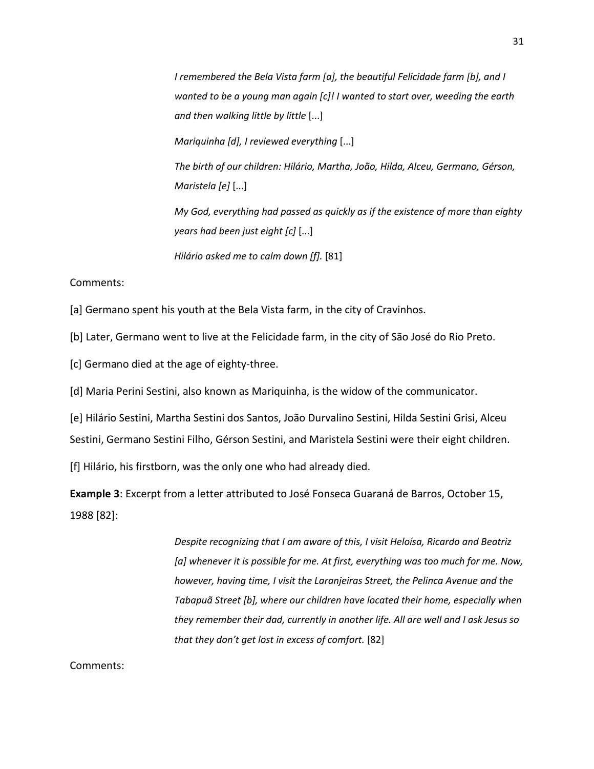> *I remembered the Bela Vista farm [a], the beautiful Felicidade farm [b], and I wanted to be a young man again [c]! I wanted to start over, weeding the earth and then walking little by little* [...]
>
> *Mariquinha [d], I reviewed everything* [...]
>
> *The birth of our children: Hilário, Martha, João, Hilda, Alceu, Germano, Gérson, Maristela [e]* [...]
>
> *My God, everything had passed as quickly as if the existence of more than eighty years had been just eight [c]* [...]
>
> *Hilário asked me to calm down [f].* [81]

Comments:

[a] Germano spent his youth at the Bela Vista farm, in the city of Cravinhos.

[b] Later, Germano went to live at the Felicidade farm, in the city of São José do Rio Preto.

[c] Germano died at the age of eighty-three.

[d] Maria Perini Sestini, also known as Mariquinha, is the widow of the communicator.

[e] Hilário Sestini, Martha Sestini dos Santos, João Durvalino Sestini, Hilda Sestini Grisi, Alceu Sestini, Germano Sestini Filho, Gérson Sestini, and Maristela Sestini were their eight children.

[f] Hilário, his firstborn, was the only one who had already died.

**Example 3**: Excerpt from a letter attributed to José Fonseca Guaraná de Barros, October 15, 1988 [82]:

> *Despite recognizing that I am aware of this, I visit Heloísa, Ricardo and Beatriz [a] whenever it is possible for me. At first, everything was too much for me. Now, however, having time, I visit the Laranjeiras Street, the Pelinca Avenue and the Tabapuã Street [b], where our children have located their home, especially when they remember their dad, currently in another life. All are well and I ask Jesus so that they don't get lost in excess of comfort.* [82]

Comments: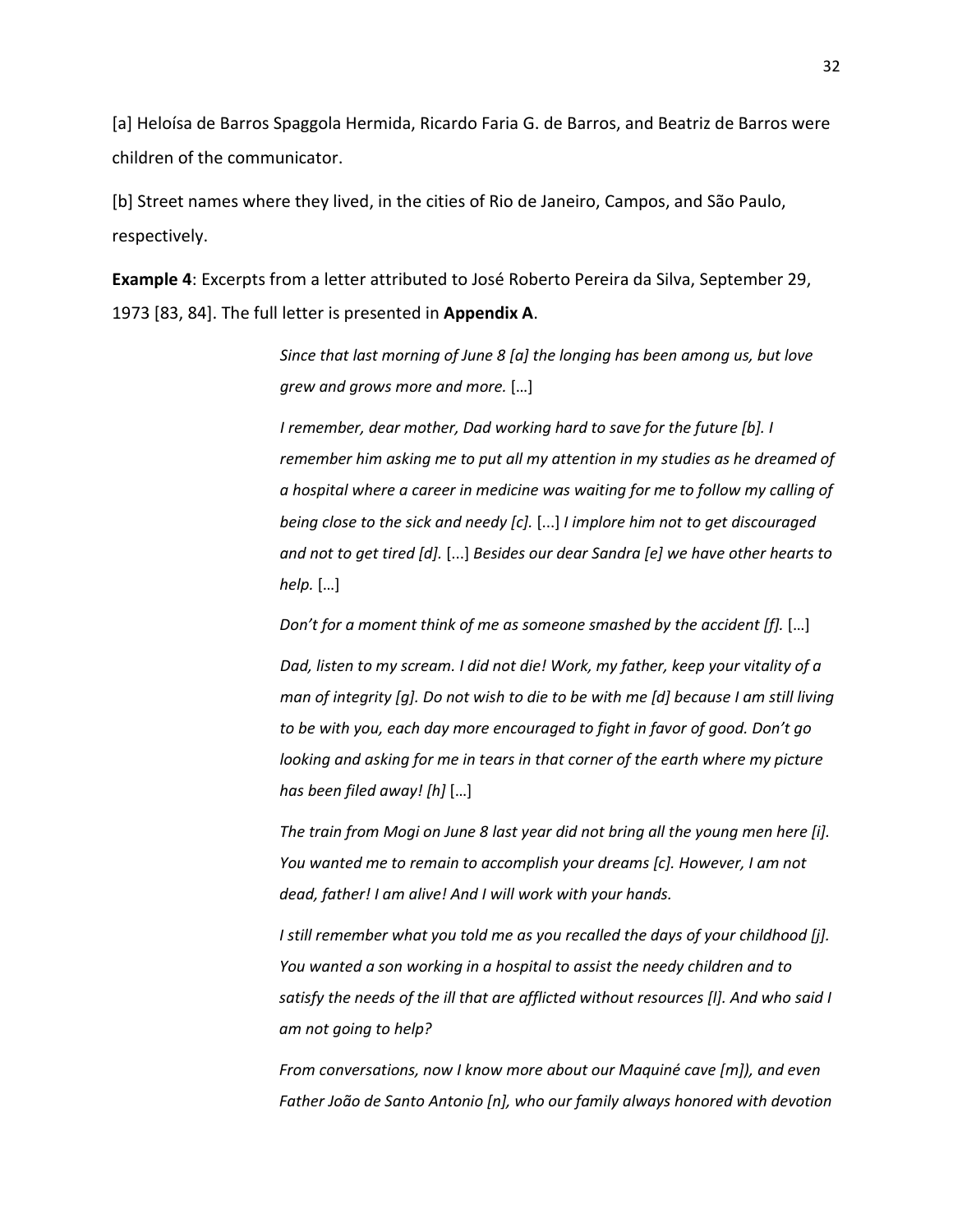[a] Heloísa de Barros Spaggola Hermida, Ricardo Faria G. de Barros, and Beatriz de Barros were children of the communicator.

[b] Street names where they lived, in the cities of Rio de Janeiro, Campos, and São Paulo, respectively.

**Example 4**: Excerpts from a letter attributed to José Roberto Pereira da Silva, September 29, 1973 [83, 84]. The full letter is presented in **Appendix A**.

> *Since that last morning of June 8 [a] the longing has been among us, but love grew and grows more and more.* […]
>
> *I remember, dear mother, Dad working hard to save for the future [b]. I remember him asking me to put all my attention in my studies as he dreamed of a hospital where a career in medicine was waiting for me to follow my calling of being close to the sick and needy [c].* [...] *I implore him not to get discouraged and not to get tired [d].* [...] *Besides our dear Sandra [e] we have other hearts to help.* […]
>
> *Don't for a moment think of me as someone smashed by the accident [f].* […]
>
> *Dad, listen to my scream. I did not die! Work, my father, keep your vitality of a man of integrity [g]. Do not wish to die to be with me [d] because I am still living to be with you, each day more encouraged to fight in favor of good. Don't go looking and asking for me in tears in that corner of the earth where my picture has been filed away! [h]* […]
>
> *The train from Mogi on June 8 last year did not bring all the young men here [i]. You wanted me to remain to accomplish your dreams [c]. However, I am not dead, father! I am alive! And I will work with your hands.*
>
> *I still remember what you told me as you recalled the days of your childhood [j]. You wanted a son working in a hospital to assist the needy children and to satisfy the needs of the ill that are afflicted without resources [l]. And who said I am not going to help?*
>
> *From conversations, now I know more about our Maquiné cave [m]), and even Father João de Santo Antonio [n], who our family always honored with devotion*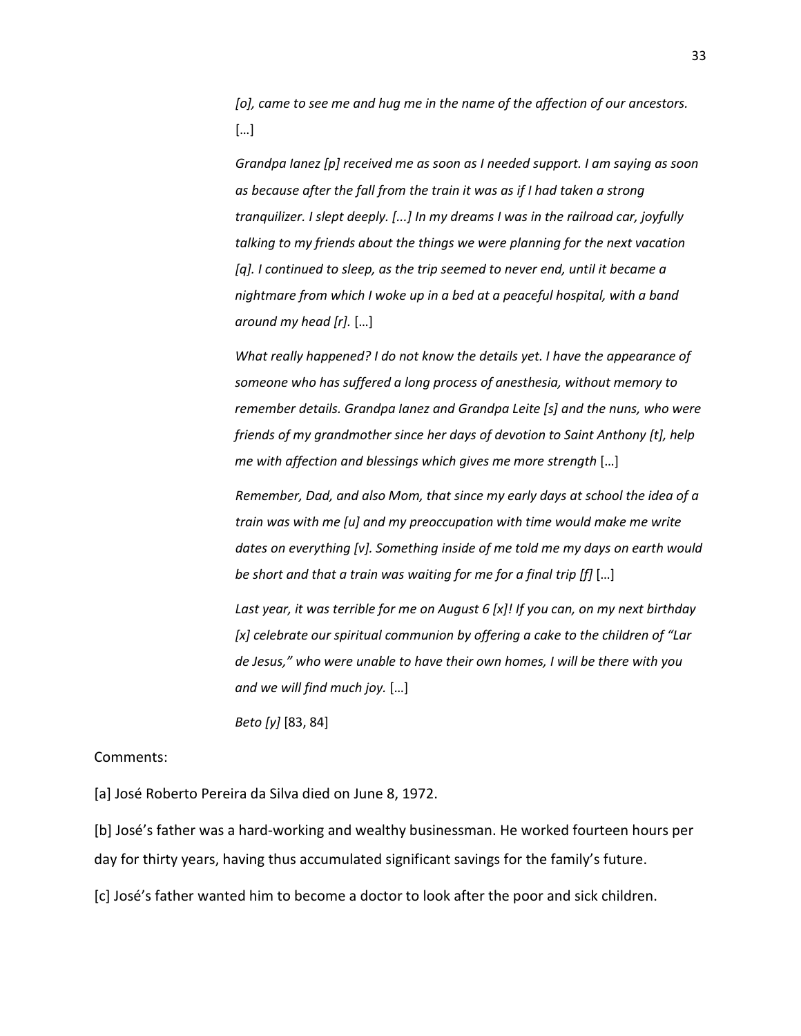*[o], came to see me and hug me in the name of the affection of our ancestors.* […]

*Grandpa Ianez [p] received me as soon as I needed support. I am saying as soon as because after the fall from the train it was as if I had taken a strong tranquilizer. I slept deeply. [...] In my dreams I was in the railroad car, joyfully talking to my friends about the things we were planning for the next vacation [q]. I continued to sleep, as the trip seemed to never end, until it became a nightmare from which I woke up in a bed at a peaceful hospital, with a band around my head [r].* […]

*What really happened? I do not know the details yet. I have the appearance of someone who has suffered a long process of anesthesia, without memory to remember details. Grandpa Ianez and Grandpa Leite [s] and the nuns, who were friends of my grandmother since her days of devotion to Saint Anthony [t], help me with affection and blessings which gives me more strength* […]

*Remember, Dad, and also Mom, that since my early days at school the idea of a train was with me [u] and my preoccupation with time would make me write dates on everything [v]. Something inside of me told me my days on earth would be short and that a train was waiting for me for a final trip [f]* […]

*Last year, it was terrible for me on August 6 [x]! If you can, on my next birthday [x] celebrate our spiritual communion by offering a cake to the children of "Lar de Jesus," who were unable to have their own homes, I will be there with you and we will find much joy.* […]

*Beto [y]* [83, 84]

Comments:

[a] José Roberto Pereira da Silva died on June 8, 1972.

[b] José's father was a hard-working and wealthy businessman. He worked fourteen hours per day for thirty years, having thus accumulated significant savings for the family's future.

[c] José's father wanted him to become a doctor to look after the poor and sick children.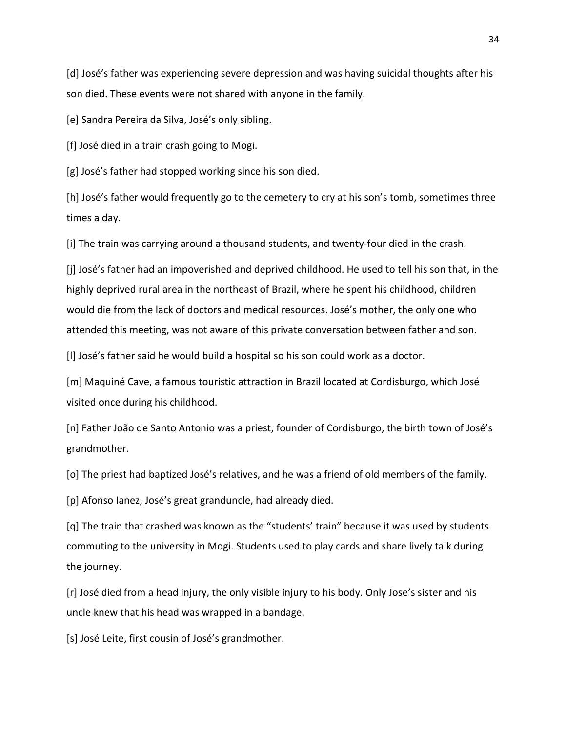[d] José's father was experiencing severe depression and was having suicidal thoughts after his son died. These events were not shared with anyone in the family.

[e] Sandra Pereira da Silva, José's only sibling.

[f] José died in a train crash going to Mogi.

[g] José's father had stopped working since his son died.

[h] José's father would frequently go to the cemetery to cry at his son's tomb, sometimes three times a day.

[i] The train was carrying around a thousand students, and twenty-four died in the crash.

[j] José's father had an impoverished and deprived childhood. He used to tell his son that, in the highly deprived rural area in the northeast of Brazil, where he spent his childhood, children would die from the lack of doctors and medical resources. José's mother, the only one who attended this meeting, was not aware of this private conversation between father and son.

[l] José's father said he would build a hospital so his son could work as a doctor.

[m] Maquiné Cave, a famous touristic attraction in Brazil located at Cordisburgo, which José visited once during his childhood.

[n] Father João de Santo Antonio was a priest, founder of Cordisburgo, the birth town of José's grandmother.

[o] The priest had baptized José's relatives, and he was a friend of old members of the family.

[p] Afonso Ianez, José's great granduncle, had already died.

[q] The train that crashed was known as the "students' train" because it was used by students commuting to the university in Mogi. Students used to play cards and share lively talk during the journey.

[r] José died from a head injury, the only visible injury to his body. Only Jose's sister and his uncle knew that his head was wrapped in a bandage.

[s] José Leite, first cousin of José's grandmother.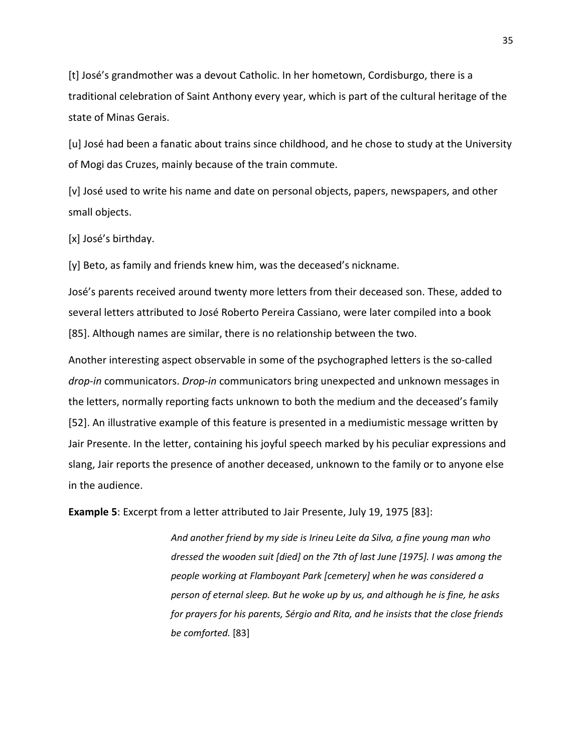[t] José's grandmother was a devout Catholic. In her hometown, Cordisburgo, there is a traditional celebration of Saint Anthony every year, which is part of the cultural heritage of the state of Minas Gerais.

[u] José had been a fanatic about trains since childhood, and he chose to study at the University of Mogi das Cruzes, mainly because of the train commute.

[v] José used to write his name and date on personal objects, papers, newspapers, and other small objects.

[x] José's birthday.

[y] Beto, as family and friends knew him, was the deceased's nickname.

José's parents received around twenty more letters from their deceased son. These, added to several letters attributed to José Roberto Pereira Cassiano, were later compiled into a book [85]. Although names are similar, there is no relationship between the two.

Another interesting aspect observable in some of the psychographed letters is the so-called *drop-in* communicators. *Drop-in* communicators bring unexpected and unknown messages in the letters, normally reporting facts unknown to both the medium and the deceased's family [52]. An illustrative example of this feature is presented in a mediumistic message written by Jair Presente. In the letter, containing his joyful speech marked by his peculiar expressions and slang, Jair reports the presence of another deceased, unknown to the family or to anyone else in the audience.

**Example 5**: Excerpt from a letter attributed to Jair Presente, July 19, 1975 [83]:

> *And another friend by my side is Irineu Leite da Silva, a fine young man who dressed the wooden suit [died] on the 7th of last June [1975]. I was among the people working at Flamboyant Park [cemetery] when he was considered a person of eternal sleep. But he woke up by us, and although he is fine, he asks for prayers for his parents, Sérgio and Rita, and he insists that the close friends be comforted.* [83]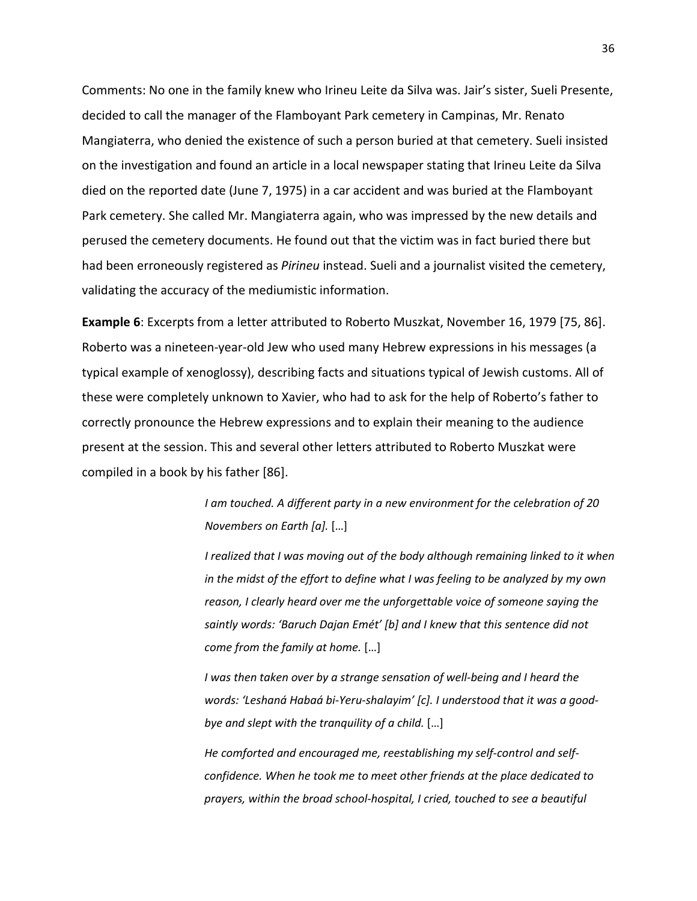Comments: No one in the family knew who Irineu Leite da Silva was. Jair's sister, Sueli Presente, decided to call the manager of the Flamboyant Park cemetery in Campinas, Mr. Renato Mangiaterra, who denied the existence of such a person buried at that cemetery. Sueli insisted on the investigation and found an article in a local newspaper stating that Irineu Leite da Silva died on the reported date (June 7, 1975) in a car accident and was buried at the Flamboyant Park cemetery. She called Mr. Mangiaterra again, who was impressed by the new details and perused the cemetery documents. He found out that the victim was in fact buried there but had been erroneously registered as *Pirineu* instead. Sueli and a journalist visited the cemetery, validating the accuracy of the mediumistic information.

**Example 6**: Excerpts from a letter attributed to Roberto Muszkat, November 16, 1979 [75, 86]. Roberto was a nineteen-year-old Jew who used many Hebrew expressions in his messages (a typical example of xenoglossy), describing facts and situations typical of Jewish customs. All of these were completely unknown to Xavier, who had to ask for the help of Roberto's father to correctly pronounce the Hebrew expressions and to explain their meaning to the audience present at the session. This and several other letters attributed to Roberto Muszkat were compiled in a book by his father [86].

> *I am touched. A different party in a new environment for the celebration of 20 Novembers on Earth [a].* […]
>
> *I realized that I was moving out of the body although remaining linked to it when in the midst of the effort to define what I was feeling to be analyzed by my own reason, I clearly heard over me the unforgettable voice of someone saying the saintly words: 'Baruch Dajan Emét' [b] and I knew that this sentence did not come from the family at home.* […]
>
> *I was then taken over by a strange sensation of well-being and I heard the words: 'Leshaná Habaá bi-Yeru-shalayim' [c]. I understood that it was a good-bye and slept with the tranquility of a child.* […]
>
> *He comforted and encouraged me, reestablishing my self-control and self-confidence. When he took me to meet other friends at the place dedicated to prayers, within the broad school-hospital, I cried, touched to see a beautiful*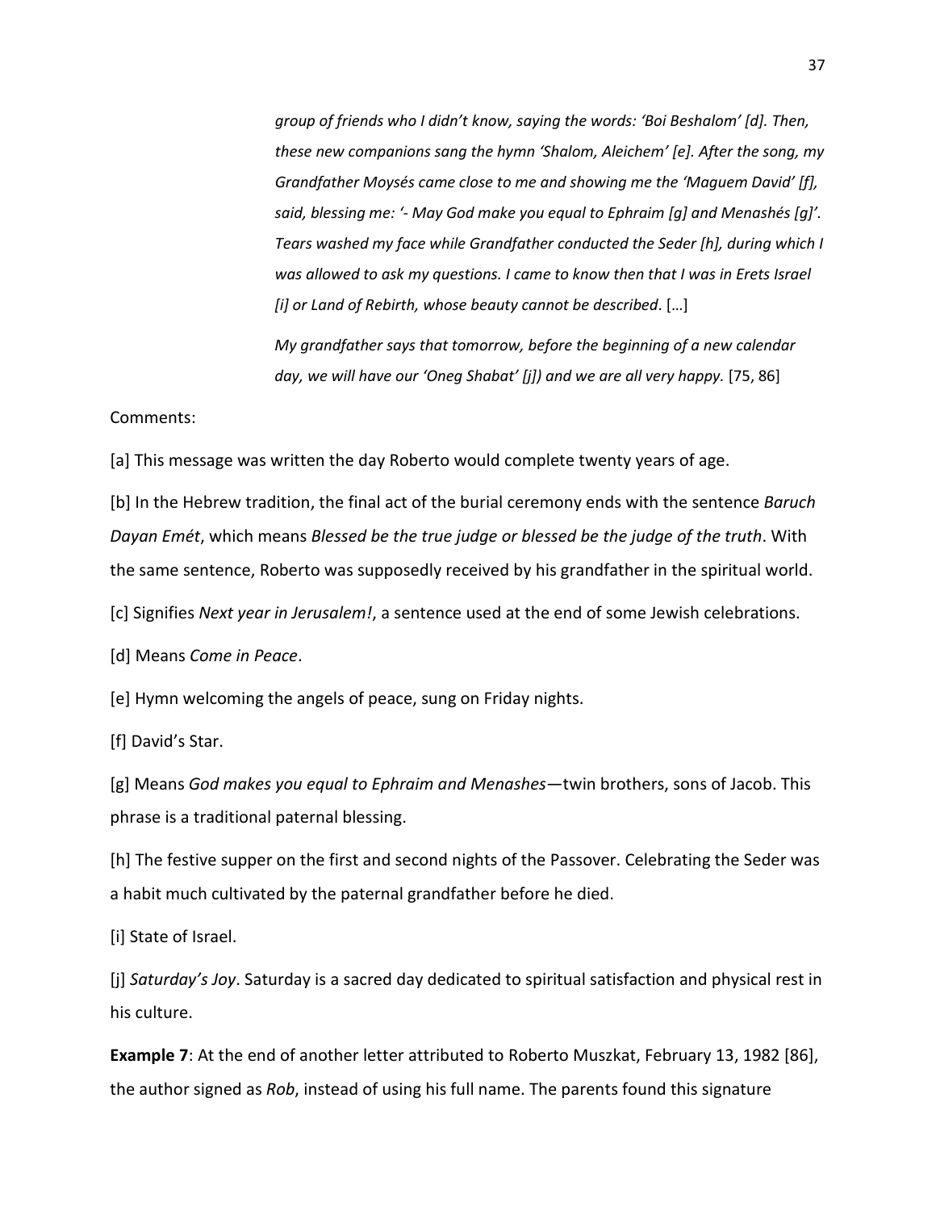> *group of friends who I didn't know, saying the words: 'Boi Beshalom' [d]. Then, these new companions sang the hymn 'Shalom, Aleichem' [e]. After the song, my Grandfather Moysés came close to me and showing me the 'Maguem David' [f], said, blessing me: '- May God make you equal to Ephraim [g] and Menashés [g]'. Tears washed my face while Grandfather conducted the Seder [h], during which I was allowed to ask my questions. I came to know then that I was in Erets Israel [i] or Land of Rebirth, whose beauty cannot be described*. […]
>
> *My grandfather says that tomorrow, before the beginning of a new calendar day, we will have our 'Oneg Shabat' [j]) and we are all very happy.* [75, 86]

Comments:

[a] This message was written the day Roberto would complete twenty years of age.

[b] In the Hebrew tradition, the final act of the burial ceremony ends with the sentence *Baruch Dayan Emét*, which means *Blessed be the true judge or blessed be the judge of the truth*. With the same sentence, Roberto was supposedly received by his grandfather in the spiritual world.

[c] Signifies *Next year in Jerusalem!*, a sentence used at the end of some Jewish celebrations.

[d] Means *Come in Peace*.

[e] Hymn welcoming the angels of peace, sung on Friday nights.

[f] David's Star.

[g] Means *God makes you equal to Ephraim and Menashes*—twin brothers, sons of Jacob. This phrase is a traditional paternal blessing.

[h] The festive supper on the first and second nights of the Passover. Celebrating the Seder was a habit much cultivated by the paternal grandfather before he died.

[i] State of Israel.

[j] *Saturday's Joy*. Saturday is a sacred day dedicated to spiritual satisfaction and physical rest in his culture.

**Example 7**: At the end of another letter attributed to Roberto Muszkat, February 13, 1982 [86], the author signed as *Rob*, instead of using his full name. The parents found this signature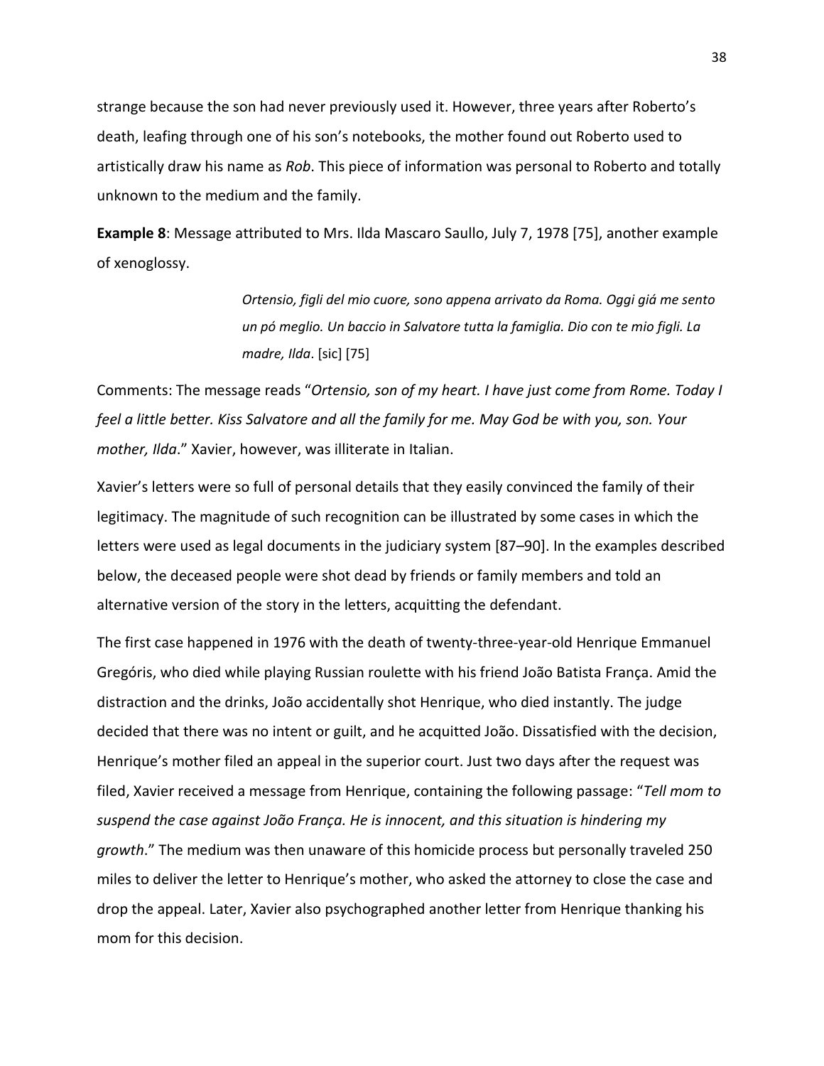strange because the son had never previously used it. However, three years after Roberto's death, leafing through one of his son's notebooks, the mother found out Roberto used to artistically draw his name as *Rob*. This piece of information was personal to Roberto and totally unknown to the medium and the family.

**Example 8**: Message attributed to Mrs. Ilda Mascaro Saullo, July 7, 1978 [75], another example of xenoglossy.

> *Ortensio, figli del mio cuore, sono appena arrivato da Roma. Oggi giá me sento un pó meglio. Un baccio in Salvatore tutta la famiglia. Dio con te mio figli. La madre, Ilda*. [sic] [75]

Comments: The message reads "*Ortensio, son of my heart. I have just come from Rome. Today I feel a little better. Kiss Salvatore and all the family for me. May God be with you, son. Your mother, Ilda*." Xavier, however, was illiterate in Italian.

Xavier's letters were so full of personal details that they easily convinced the family of their legitimacy. The magnitude of such recognition can be illustrated by some cases in which the letters were used as legal documents in the judiciary system [87–90]. In the examples described below, the deceased people were shot dead by friends or family members and told an alternative version of the story in the letters, acquitting the defendant.

The first case happened in 1976 with the death of twenty-three-year-old Henrique Emmanuel Gregóris, who died while playing Russian roulette with his friend João Batista França. Amid the distraction and the drinks, João accidentally shot Henrique, who died instantly. The judge decided that there was no intent or guilt, and he acquitted João. Dissatisfied with the decision, Henrique's mother filed an appeal in the superior court. Just two days after the request was filed, Xavier received a message from Henrique, containing the following passage: "*Tell mom to suspend the case against João França. He is innocent, and this situation is hindering my growth*." The medium was then unaware of this homicide process but personally traveled 250 miles to deliver the letter to Henrique's mother, who asked the attorney to close the case and drop the appeal. Later, Xavier also psychographed another letter from Henrique thanking his mom for this decision.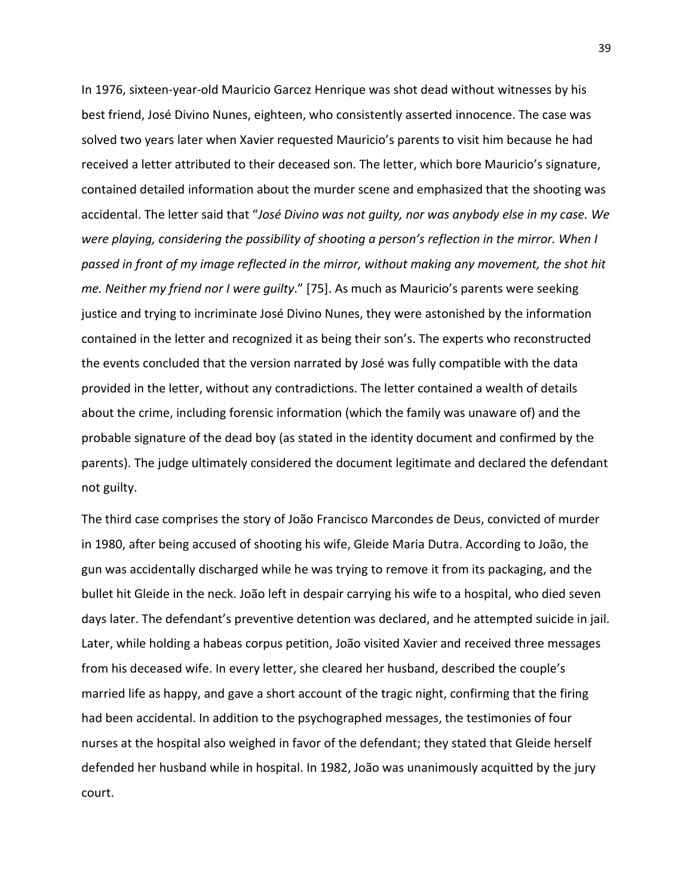In 1976, sixteen-year-old Mauricio Garcez Henrique was shot dead without witnesses by his best friend, José Divino Nunes, eighteen, who consistently asserted innocence. The case was solved two years later when Xavier requested Mauricio's parents to visit him because he had received a letter attributed to their deceased son. The letter, which bore Mauricio's signature, contained detailed information about the murder scene and emphasized that the shooting was accidental. The letter said that "*José Divino was not guilty, nor was anybody else in my case. We were playing, considering the possibility of shooting a person's reflection in the mirror. When I passed in front of my image reflected in the mirror, without making any movement, the shot hit me. Neither my friend nor I were guilty*." [75]. As much as Mauricio's parents were seeking justice and trying to incriminate José Divino Nunes, they were astonished by the information contained in the letter and recognized it as being their son's. The experts who reconstructed the events concluded that the version narrated by José was fully compatible with the data provided in the letter, without any contradictions. The letter contained a wealth of details about the crime, including forensic information (which the family was unaware of) and the probable signature of the dead boy (as stated in the identity document and confirmed by the parents). The judge ultimately considered the document legitimate and declared the defendant not guilty.

The third case comprises the story of João Francisco Marcondes de Deus, convicted of murder in 1980, after being accused of shooting his wife, Gleide Maria Dutra. According to João, the gun was accidentally discharged while he was trying to remove it from its packaging, and the bullet hit Gleide in the neck. João left in despair carrying his wife to a hospital, who died seven days later. The defendant's preventive detention was declared, and he attempted suicide in jail. Later, while holding a habeas corpus petition, João visited Xavier and received three messages from his deceased wife. In every letter, she cleared her husband, described the couple's married life as happy, and gave a short account of the tragic night, confirming that the firing had been accidental. In addition to the psychographed messages, the testimonies of four nurses at the hospital also weighed in favor of the defendant; they stated that Gleide herself defended her husband while in hospital. In 1982, João was unanimously acquitted by the jury court.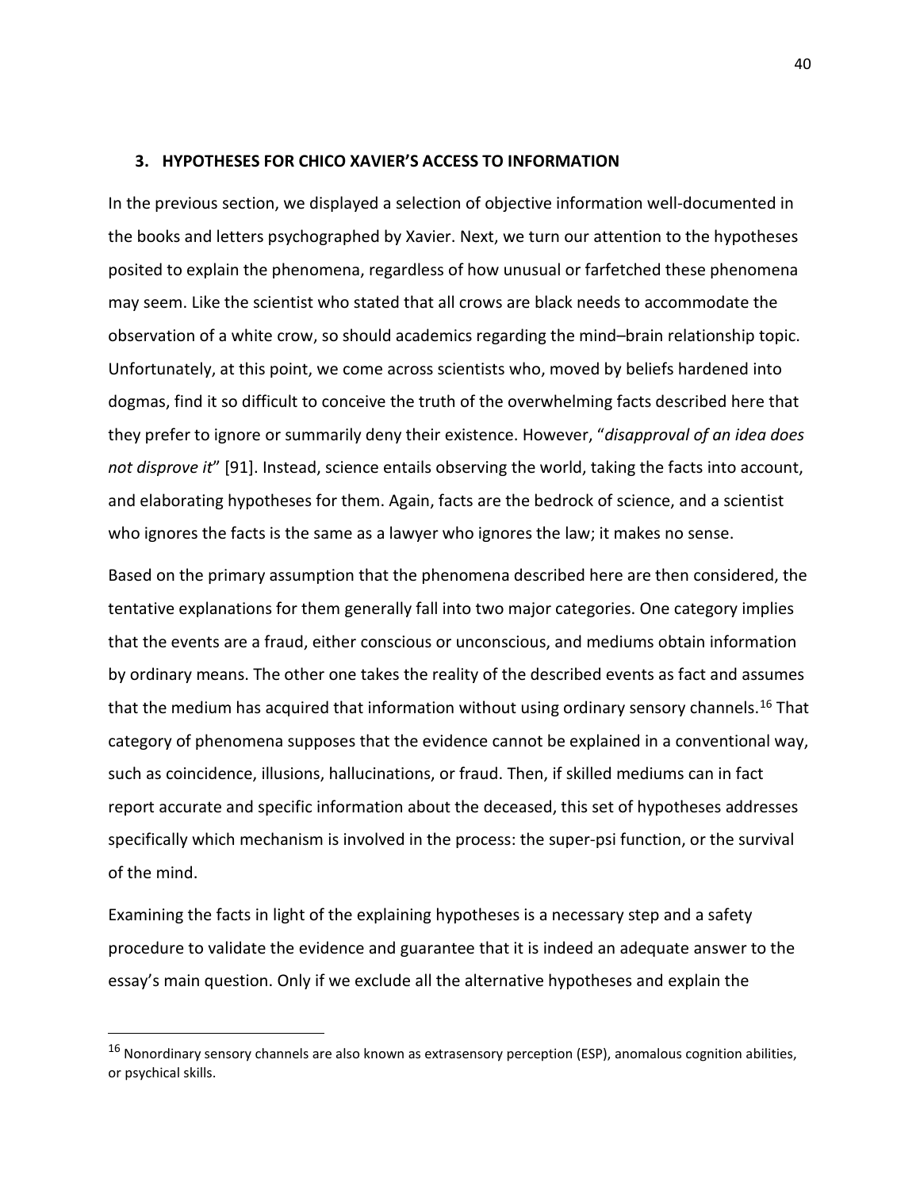## 3. HYPOTHESES FOR CHICO XAVIER'S ACCESS TO INFORMATION

In the previous section, we displayed a selection of objective information well-documented in the books and letters psychographed by Xavier. Next, we turn our attention to the hypotheses posited to explain the phenomena, regardless of how unusual or farfetched these phenomena may seem. Like the scientist who stated that all crows are black needs to accommodate the observation of a white crow, so should academics regarding the mind–brain relationship topic. Unfortunately, at this point, we come across scientists who, moved by beliefs hardened into dogmas, find it so difficult to conceive the truth of the overwhelming facts described here that they prefer to ignore or summarily deny their existence. However, "*disapproval of an idea does not disprove it*" [91]. Instead, science entails observing the world, taking the facts into account, and elaborating hypotheses for them. Again, facts are the bedrock of science, and a scientist who ignores the facts is the same as a lawyer who ignores the law; it makes no sense.

Based on the primary assumption that the phenomena described here are then considered, the tentative explanations for them generally fall into two major categories. One category implies that the events are a fraud, either conscious or unconscious, and mediums obtain information by ordinary means. The other one takes the reality of the described events as fact and assumes that the medium has acquired that information without using ordinary sensory channels.[16] That category of phenomena supposes that the evidence cannot be explained in a conventional way, such as coincidence, illusions, hallucinations, or fraud. Then, if skilled mediums can in fact report accurate and specific information about the deceased, this set of hypotheses addresses specifically which mechanism is involved in the process: the super-psi function, or the survival of the mind.

Examining the facts in light of the explaining hypotheses is a necessary step and a safety procedure to validate the evidence and guarantee that it is indeed an adequate answer to the essay's main question. Only if we exclude all the alternative hypotheses and explain the

---

[16] Nonordinary sensory channels are also known as extrasensory perception (ESP), anomalous cognition abilities, or psychical skills.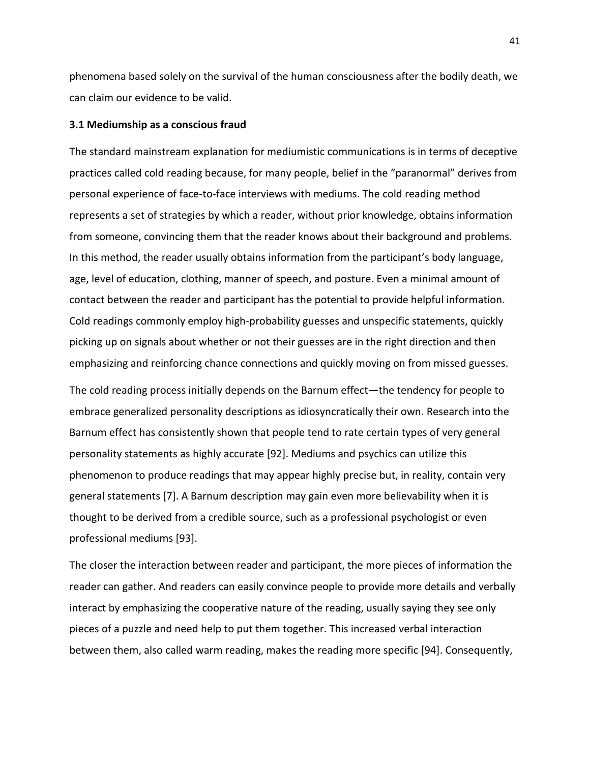phenomena based solely on the survival of the human consciousness after the bodily death, we can claim our evidence to be valid.

### 3.1 Mediumship as a conscious fraud

The standard mainstream explanation for mediumistic communications is in terms of deceptive practices called cold reading because, for many people, belief in the "paranormal" derives from personal experience of face-to-face interviews with mediums. The cold reading method represents a set of strategies by which a reader, without prior knowledge, obtains information from someone, convincing them that the reader knows about their background and problems. In this method, the reader usually obtains information from the participant's body language, age, level of education, clothing, manner of speech, and posture. Even a minimal amount of contact between the reader and participant has the potential to provide helpful information. Cold readings commonly employ high-probability guesses and unspecific statements, quickly picking up on signals about whether or not their guesses are in the right direction and then emphasizing and reinforcing chance connections and quickly moving on from missed guesses.

The cold reading process initially depends on the Barnum effect—the tendency for people to embrace generalized personality descriptions as idiosyncratically their own. Research into the Barnum effect has consistently shown that people tend to rate certain types of very general personality statements as highly accurate [92]. Mediums and psychics can utilize this phenomenon to produce readings that may appear highly precise but, in reality, contain very general statements [7]. A Barnum description may gain even more believability when it is thought to be derived from a credible source, such as a professional psychologist or even professional mediums [93].

The closer the interaction between reader and participant, the more pieces of information the reader can gather. And readers can easily convince people to provide more details and verbally interact by emphasizing the cooperative nature of the reading, usually saying they see only pieces of a puzzle and need help to put them together. This increased verbal interaction between them, also called warm reading, makes the reading more specific [94]. Consequently,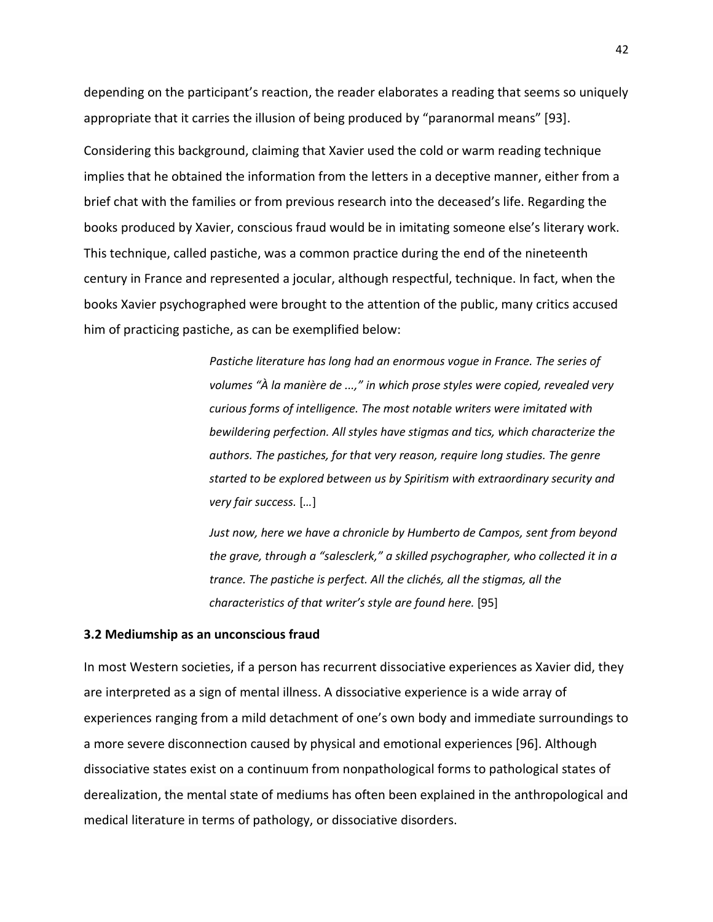depending on the participant's reaction, the reader elaborates a reading that seems so uniquely appropriate that it carries the illusion of being produced by "paranormal means" [93].

Considering this background, claiming that Xavier used the cold or warm reading technique implies that he obtained the information from the letters in a deceptive manner, either from a brief chat with the families or from previous research into the deceased's life. Regarding the books produced by Xavier, conscious fraud would be in imitating someone else's literary work. This technique, called pastiche, was a common practice during the end of the nineteenth century in France and represented a jocular, although respectful, technique. In fact, when the books Xavier psychographed were brought to the attention of the public, many critics accused him of practicing pastiche, as can be exemplified below:

> *Pastiche literature has long had an enormous vogue in France. The series of volumes "À la manière de ...," in which prose styles were copied, revealed very curious forms of intelligence. The most notable writers were imitated with bewildering perfection. All styles have stigmas and tics, which characterize the authors. The pastiches, for that very reason, require long studies. The genre started to be explored between us by Spiritism with extraordinary security and very fair success.* […]
>
> *Just now, here we have a chronicle by Humberto de Campos, sent from beyond the grave, through a "salesclerk," a skilled psychographer, who collected it in a trance. The pastiche is perfect. All the clichés, all the stigmas, all the characteristics of that writer's style are found here.* [95]

### 3.2 Mediumship as an unconscious fraud

In most Western societies, if a person has recurrent dissociative experiences as Xavier did, they are interpreted as a sign of mental illness. A dissociative experience is a wide array of experiences ranging from a mild detachment of one's own body and immediate surroundings to a more severe disconnection caused by physical and emotional experiences [96]. Although dissociative states exist on a continuum from nonpathological forms to pathological states of derealization, the mental state of mediums has often been explained in the anthropological and medical literature in terms of pathology, or dissociative disorders.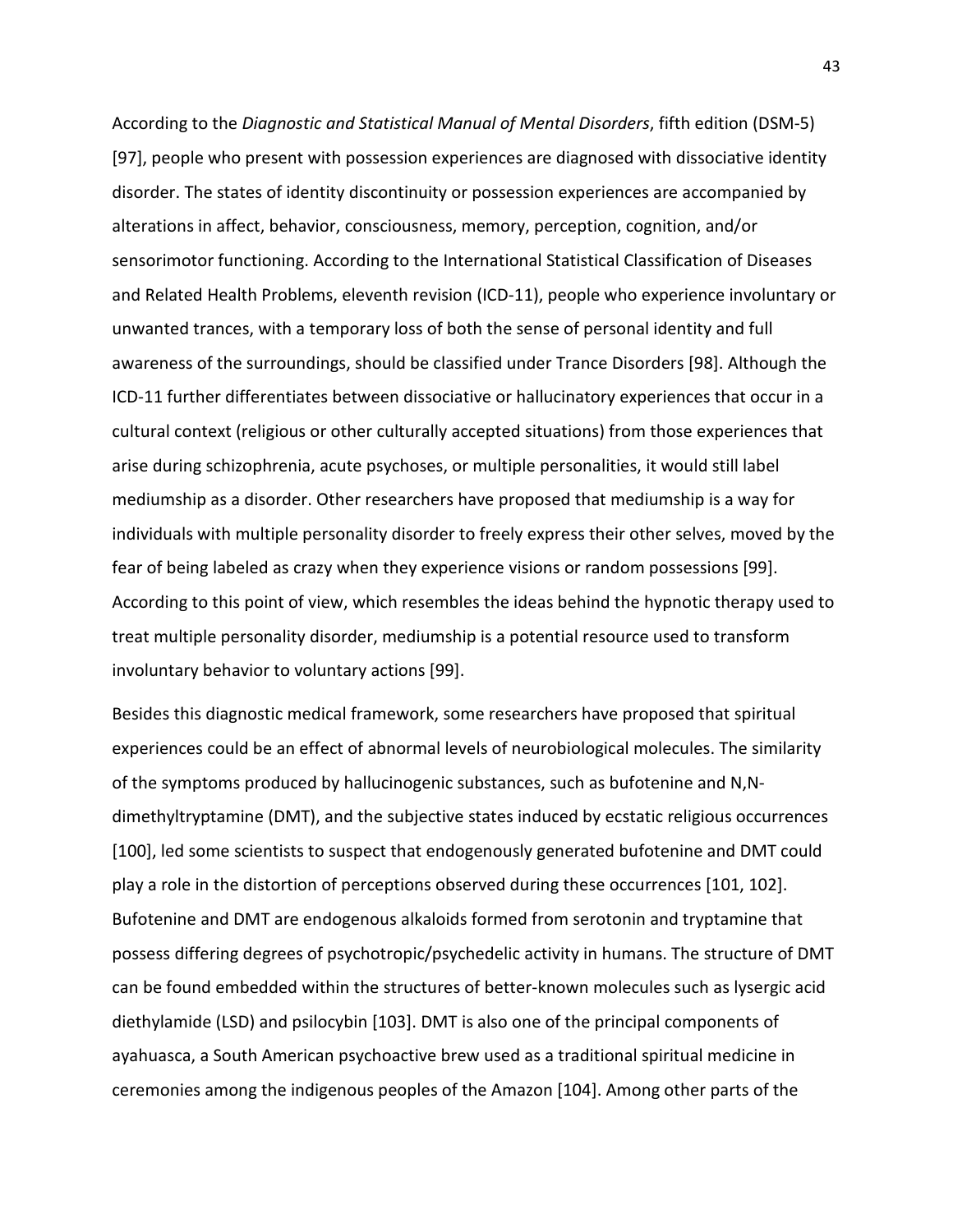According to the *Diagnostic and Statistical Manual of Mental Disorders*, fifth edition (DSM-5) [97], people who present with possession experiences are diagnosed with dissociative identity disorder. The states of identity discontinuity or possession experiences are accompanied by alterations in affect, behavior, consciousness, memory, perception, cognition, and/or sensorimotor functioning. According to the International Statistical Classification of Diseases and Related Health Problems, eleventh revision (ICD-11), people who experience involuntary or unwanted trances, with a temporary loss of both the sense of personal identity and full awareness of the surroundings, should be classified under Trance Disorders [98]. Although the ICD-11 further differentiates between dissociative or hallucinatory experiences that occur in a cultural context (religious or other culturally accepted situations) from those experiences that arise during schizophrenia, acute psychoses, or multiple personalities, it would still label mediumship as a disorder. Other researchers have proposed that mediumship is a way for individuals with multiple personality disorder to freely express their other selves, moved by the fear of being labeled as crazy when they experience visions or random possessions [99]. According to this point of view, which resembles the ideas behind the hypnotic therapy used to treat multiple personality disorder, mediumship is a potential resource used to transform involuntary behavior to voluntary actions [99].

Besides this diagnostic medical framework, some researchers have proposed that spiritual experiences could be an effect of abnormal levels of neurobiological molecules. The similarity of the symptoms produced by hallucinogenic substances, such as bufotenine and N,N-dimethyltryptamine (DMT), and the subjective states induced by ecstatic religious occurrences [100], led some scientists to suspect that endogenously generated bufotenine and DMT could play a role in the distortion of perceptions observed during these occurrences [101, 102]. Bufotenine and DMT are endogenous alkaloids formed from serotonin and tryptamine that possess differing degrees of psychotropic/psychedelic activity in humans. The structure of DMT can be found embedded within the structures of better-known molecules such as lysergic acid diethylamide (LSD) and psilocybin [103]. DMT is also one of the principal components of ayahuasca, a South American psychoactive brew used as a traditional spiritual medicine in ceremonies among the indigenous peoples of the Amazon [104]. Among other parts of the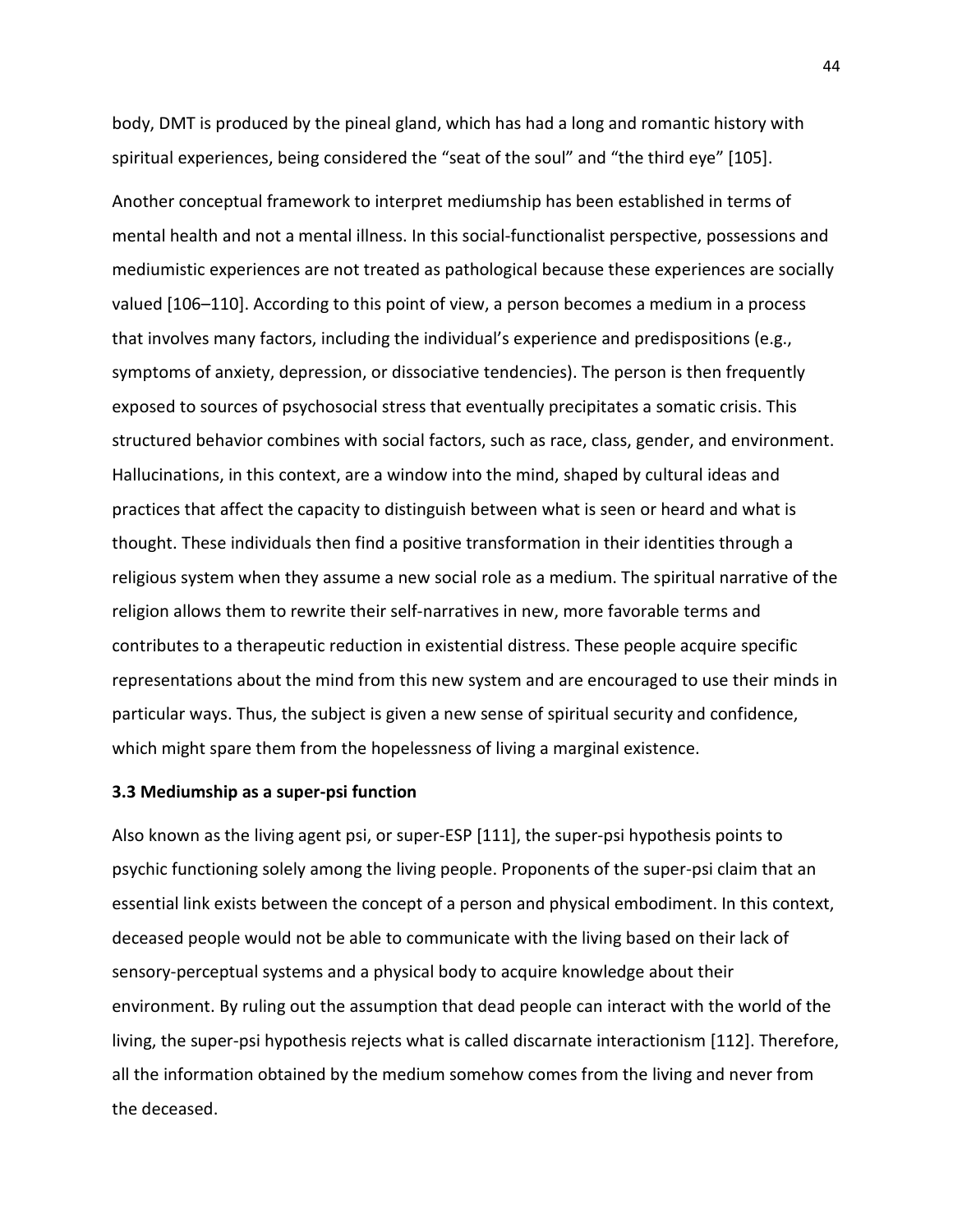body, DMT is produced by the pineal gland, which has had a long and romantic history with spiritual experiences, being considered the "seat of the soul" and "the third eye" [105].

Another conceptual framework to interpret mediumship has been established in terms of mental health and not a mental illness. In this social-functionalist perspective, possessions and mediumistic experiences are not treated as pathological because these experiences are socially valued [106–110]. According to this point of view, a person becomes a medium in a process that involves many factors, including the individual's experience and predispositions (e.g., symptoms of anxiety, depression, or dissociative tendencies). The person is then frequently exposed to sources of psychosocial stress that eventually precipitates a somatic crisis. This structured behavior combines with social factors, such as race, class, gender, and environment. Hallucinations, in this context, are a window into the mind, shaped by cultural ideas and practices that affect the capacity to distinguish between what is seen or heard and what is thought. These individuals then find a positive transformation in their identities through a religious system when they assume a new social role as a medium. The spiritual narrative of the religion allows them to rewrite their self-narratives in new, more favorable terms and contributes to a therapeutic reduction in existential distress. These people acquire specific representations about the mind from this new system and are encouraged to use their minds in particular ways. Thus, the subject is given a new sense of spiritual security and confidence, which might spare them from the hopelessness of living a marginal existence.

### 3.3 Mediumship as a super-psi function

Also known as the living agent psi, or super-ESP [111], the super-psi hypothesis points to psychic functioning solely among the living people. Proponents of the super-psi claim that an essential link exists between the concept of a person and physical embodiment. In this context, deceased people would not be able to communicate with the living based on their lack of sensory-perceptual systems and a physical body to acquire knowledge about their environment. By ruling out the assumption that dead people can interact with the world of the living, the super-psi hypothesis rejects what is called discarnate interactionism [112]. Therefore, all the information obtained by the medium somehow comes from the living and never from the deceased.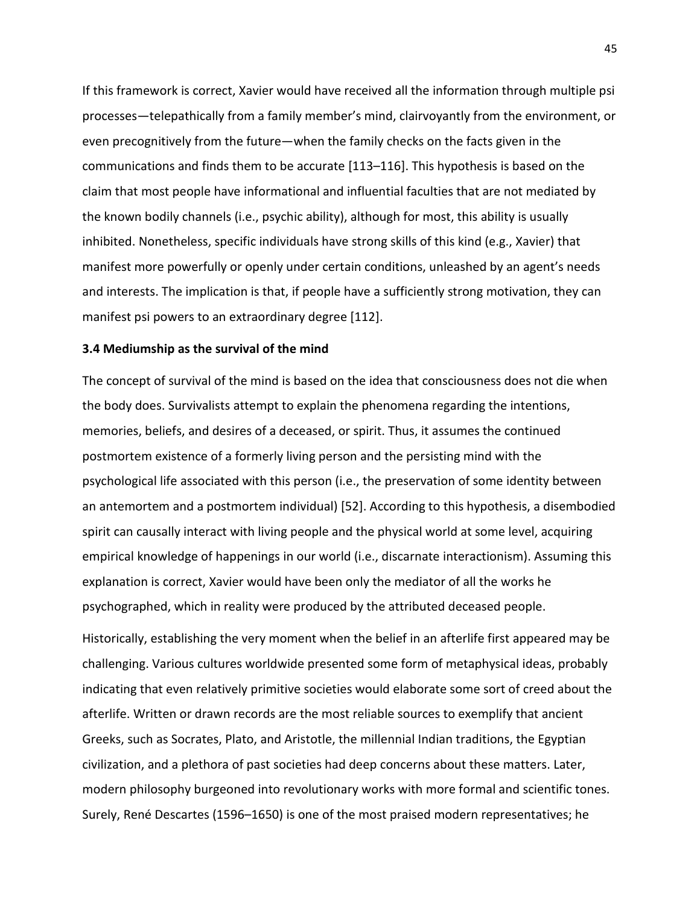If this framework is correct, Xavier would have received all the information through multiple psi processes—telepathically from a family member's mind, clairvoyantly from the environment, or even precognitively from the future—when the family checks on the facts given in the communications and finds them to be accurate [113–116]. This hypothesis is based on the claim that most people have informational and influential faculties that are not mediated by the known bodily channels (i.e., psychic ability), although for most, this ability is usually inhibited. Nonetheless, specific individuals have strong skills of this kind (e.g., Xavier) that manifest more powerfully or openly under certain conditions, unleashed by an agent's needs and interests. The implication is that, if people have a sufficiently strong motivation, they can manifest psi powers to an extraordinary degree [112].

### 3.4 Mediumship as the survival of the mind

The concept of survival of the mind is based on the idea that consciousness does not die when the body does. Survivalists attempt to explain the phenomena regarding the intentions, memories, beliefs, and desires of a deceased, or spirit. Thus, it assumes the continued postmortem existence of a formerly living person and the persisting mind with the psychological life associated with this person (i.e., the preservation of some identity between an antemortem and a postmortem individual) [52]. According to this hypothesis, a disembodied spirit can causally interact with living people and the physical world at some level, acquiring empirical knowledge of happenings in our world (i.e., discarnate interactionism). Assuming this explanation is correct, Xavier would have been only the mediator of all the works he psychographed, which in reality were produced by the attributed deceased people.

Historically, establishing the very moment when the belief in an afterlife first appeared may be challenging. Various cultures worldwide presented some form of metaphysical ideas, probably indicating that even relatively primitive societies would elaborate some sort of creed about the afterlife. Written or drawn records are the most reliable sources to exemplify that ancient Greeks, such as Socrates, Plato, and Aristotle, the millennial Indian traditions, the Egyptian civilization, and a plethora of past societies had deep concerns about these matters. Later, modern philosophy burgeoned into revolutionary works with more formal and scientific tones. Surely, René Descartes (1596–1650) is one of the most praised modern representatives; he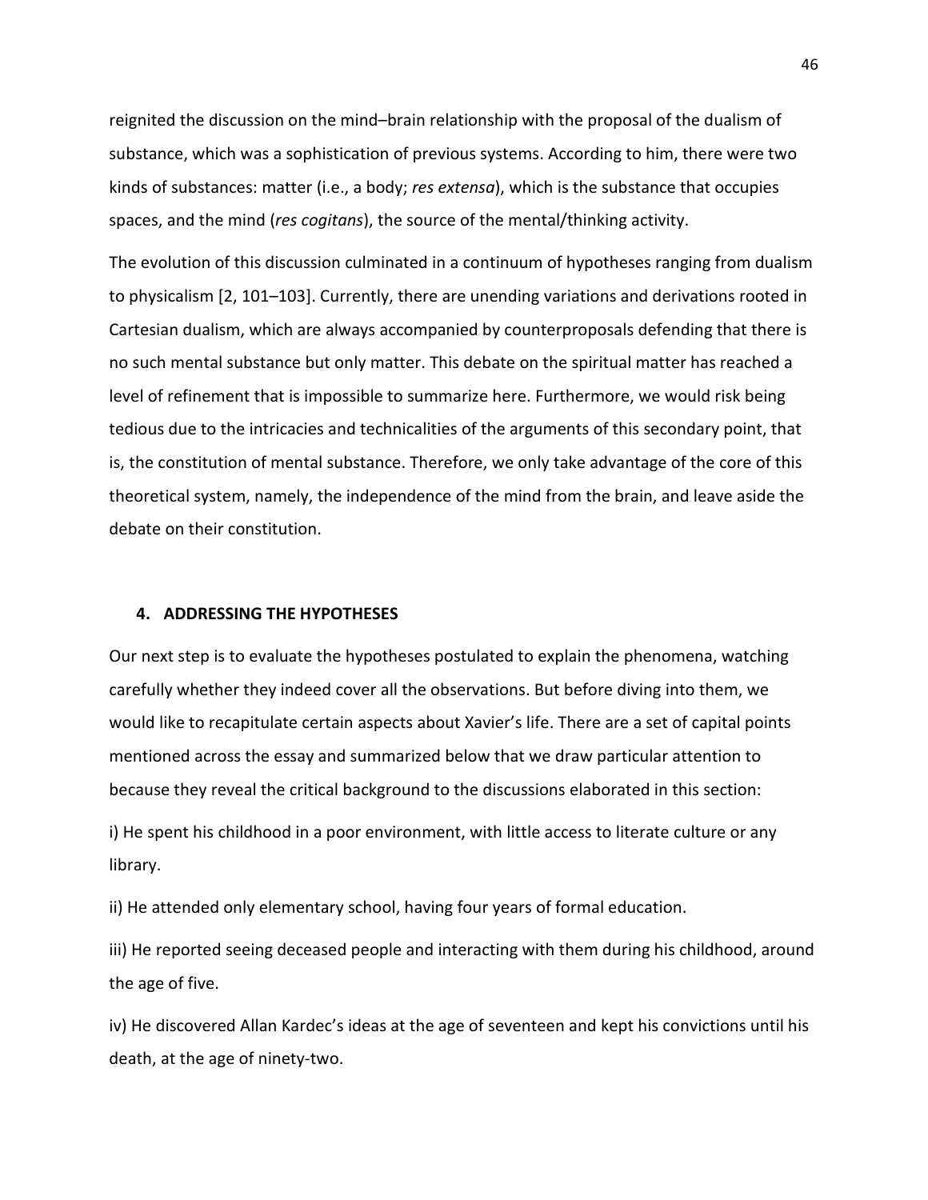reignited the discussion on the mind–brain relationship with the proposal of the dualism of substance, which was a sophistication of previous systems. According to him, there were two kinds of substances: matter (i.e., a body; *res extensa*), which is the substance that occupies spaces, and the mind (*res cogitans*), the source of the mental/thinking activity.

The evolution of this discussion culminated in a continuum of hypotheses ranging from dualism to physicalism [2, 101–103]. Currently, there are unending variations and derivations rooted in Cartesian dualism, which are always accompanied by counterproposals defending that there is no such mental substance but only matter. This debate on the spiritual matter has reached a level of refinement that is impossible to summarize here. Furthermore, we would risk being tedious due to the intricacies and technicalities of the arguments of this secondary point, that is, the constitution of mental substance. Therefore, we only take advantage of the core of this theoretical system, namely, the independence of the mind from the brain, and leave aside the debate on their constitution.

## 4. ADDRESSING THE HYPOTHESES

Our next step is to evaluate the hypotheses postulated to explain the phenomena, watching carefully whether they indeed cover all the observations. But before diving into them, we would like to recapitulate certain aspects about Xavier's life. There are a set of capital points mentioned across the essay and summarized below that we draw particular attention to because they reveal the critical background to the discussions elaborated in this section:

i) He spent his childhood in a poor environment, with little access to literate culture or any library.

ii) He attended only elementary school, having four years of formal education.

iii) He reported seeing deceased people and interacting with them during his childhood, around the age of five.

iv) He discovered Allan Kardec's ideas at the age of seventeen and kept his convictions until his death, at the age of ninety-two.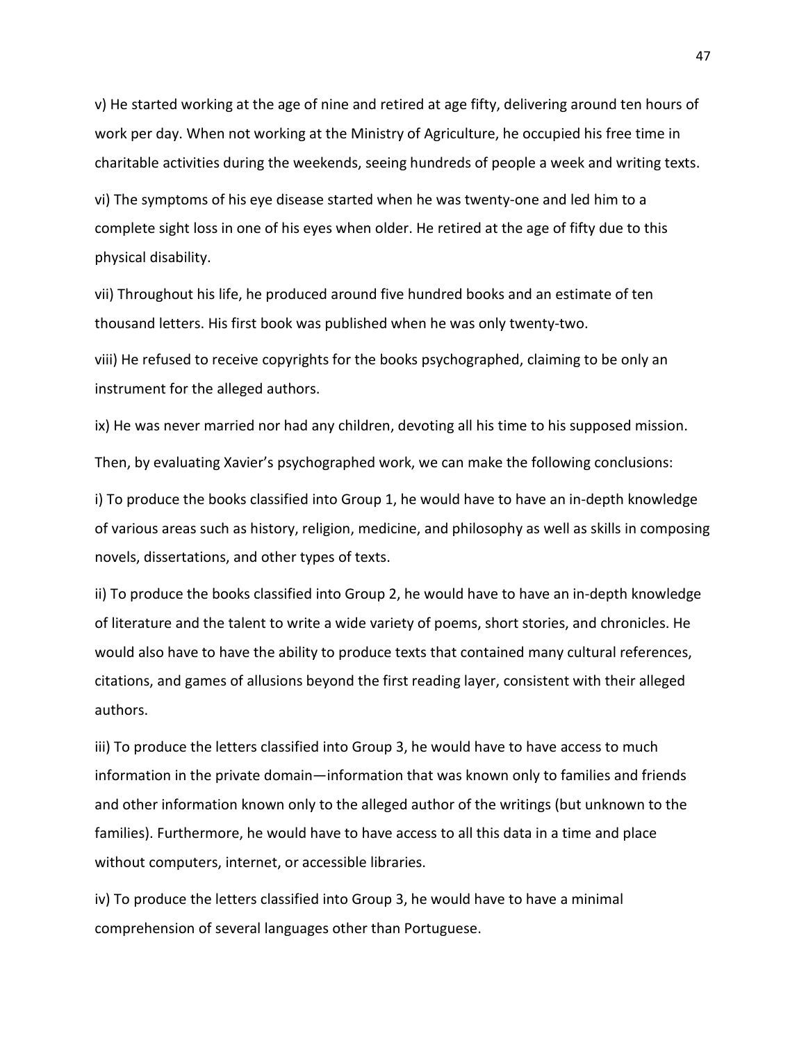v) He started working at the age of nine and retired at age fifty, delivering around ten hours of work per day. When not working at the Ministry of Agriculture, he occupied his free time in charitable activities during the weekends, seeing hundreds of people a week and writing texts.

vi) The symptoms of his eye disease started when he was twenty-one and led him to a complete sight loss in one of his eyes when older. He retired at the age of fifty due to this physical disability.

vii) Throughout his life, he produced around five hundred books and an estimate of ten thousand letters. His first book was published when he was only twenty-two.

viii) He refused to receive copyrights for the books psychographed, claiming to be only an instrument for the alleged authors.

ix) He was never married nor had any children, devoting all his time to his supposed mission.

Then, by evaluating Xavier's psychographed work, we can make the following conclusions:

i) To produce the books classified into Group 1, he would have to have an in-depth knowledge of various areas such as history, religion, medicine, and philosophy as well as skills in composing novels, dissertations, and other types of texts.

ii) To produce the books classified into Group 2, he would have to have an in-depth knowledge of literature and the talent to write a wide variety of poems, short stories, and chronicles. He would also have to have the ability to produce texts that contained many cultural references, citations, and games of allusions beyond the first reading layer, consistent with their alleged authors.

iii) To produce the letters classified into Group 3, he would have to have access to much information in the private domain—information that was known only to families and friends and other information known only to the alleged author of the writings (but unknown to the families). Furthermore, he would have to have access to all this data in a time and place without computers, internet, or accessible libraries.

iv) To produce the letters classified into Group 3, he would have to have a minimal comprehension of several languages other than Portuguese.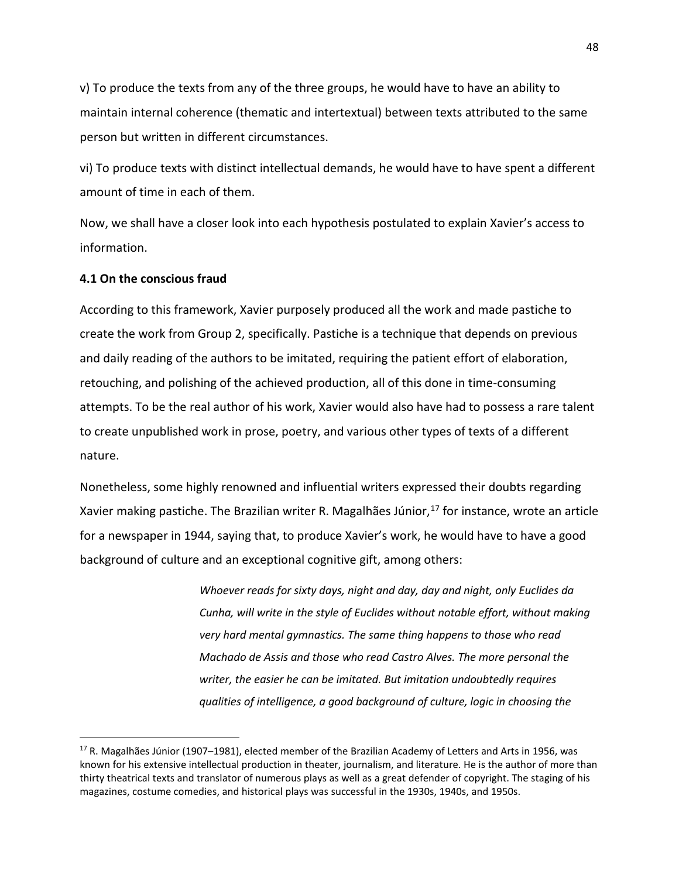v) To produce the texts from any of the three groups, he would have to have an ability to maintain internal coherence (thematic and intertextual) between texts attributed to the same person but written in different circumstances.

vi) To produce texts with distinct intellectual demands, he would have to have spent a different amount of time in each of them.

Now, we shall have a closer look into each hypothesis postulated to explain Xavier's access to information.

### 4.1 On the conscious fraud

According to this framework, Xavier purposely produced all the work and made pastiche to create the work from Group 2, specifically. Pastiche is a technique that depends on previous and daily reading of the authors to be imitated, requiring the patient effort of elaboration, retouching, and polishing of the achieved production, all of this done in time-consuming attempts. To be the real author of his work, Xavier would also have had to possess a rare talent to create unpublished work in prose, poetry, and various other types of texts of a different nature.

Nonetheless, some highly renowned and influential writers expressed their doubts regarding Xavier making pastiche. The Brazilian writer R. Magalhães Júnior,[17] for instance, wrote an article for a newspaper in 1944, saying that, to produce Xavier's work, he would have to have a good background of culture and an exceptional cognitive gift, among others:

> *Whoever reads for sixty days, night and day, day and night, only Euclides da Cunha, will write in the style of Euclides without notable effort, without making very hard mental gymnastics. The same thing happens to those who read Machado de Assis and those who read Castro Alves. The more personal the writer, the easier he can be imitated. But imitation undoubtedly requires qualities of intelligence, a good background of culture, logic in choosing the*

---

[17] R. Magalhães Júnior (1907–1981), elected member of the Brazilian Academy of Letters and Arts in 1956, was known for his extensive intellectual production in theater, journalism, and literature. He is the author of more than thirty theatrical texts and translator of numerous plays as well as a great defender of copyright. The staging of his magazines, costume comedies, and historical plays was successful in the 1930s, 1940s, and 1950s.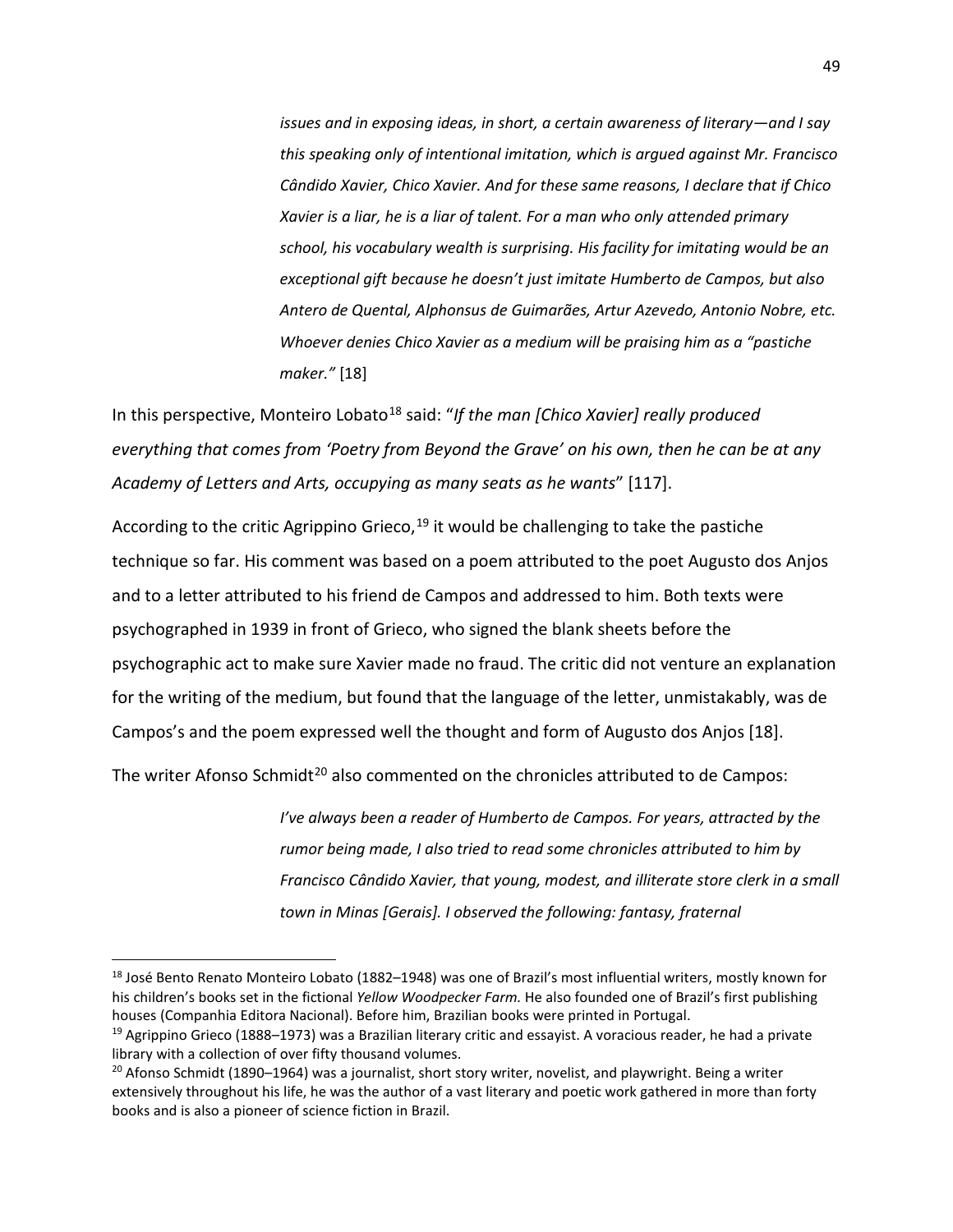> *issues and in exposing ideas, in short, a certain awareness of literary—and I say this speaking only of intentional imitation, which is argued against Mr. Francisco Cândido Xavier, Chico Xavier. And for these same reasons, I declare that if Chico Xavier is a liar, he is a liar of talent. For a man who only attended primary school, his vocabulary wealth is surprising. His facility for imitating would be an exceptional gift because he doesn't just imitate Humberto de Campos, but also Antero de Quental, Alphonsus de Guimarães, Artur Azevedo, Antonio Nobre, etc. Whoever denies Chico Xavier as a medium will be praising him as a "pastiche maker."* [18]

In this perspective, Monteiro Lobato[18] said: "*If the man [Chico Xavier] really produced everything that comes from 'Poetry from Beyond the Grave' on his own, then he can be at any Academy of Letters and Arts, occupying as many seats as he wants*" [117].

According to the critic Agrippino Grieco,[19] it would be challenging to take the pastiche technique so far. His comment was based on a poem attributed to the poet Augusto dos Anjos and to a letter attributed to his friend de Campos and addressed to him. Both texts were psychographed in 1939 in front of Grieco, who signed the blank sheets before the psychographic act to make sure Xavier made no fraud. The critic did not venture an explanation for the writing of the medium, but found that the language of the letter, unmistakably, was de Campos's and the poem expressed well the thought and form of Augusto dos Anjos [18].

The writer Afonso Schmidt[20] also commented on the chronicles attributed to de Campos:

> *I've always been a reader of Humberto de Campos. For years, attracted by the rumor being made, I also tried to read some chronicles attributed to him by Francisco Cândido Xavier, that young, modest, and illiterate store clerk in a small town in Minas [Gerais]. I observed the following: fantasy, fraternal*

---

[18] José Bento Renato Monteiro Lobato (1882–1948) was one of Brazil's most influential writers, mostly known for his children's books set in the fictional *Yellow Woodpecker Farm.* He also founded one of Brazil's first publishing houses (Companhia Editora Nacional). Before him, Brazilian books were printed in Portugal.

[19] Agrippino Grieco (1888–1973) was a Brazilian literary critic and essayist. A voracious reader, he had a private library with a collection of over fifty thousand volumes.

[20] Afonso Schmidt (1890–1964) was a journalist, short story writer, novelist, and playwright. Being a writer extensively throughout his life, he was the author of a vast literary and poetic work gathered in more than forty books and is also a pioneer of science fiction in Brazil.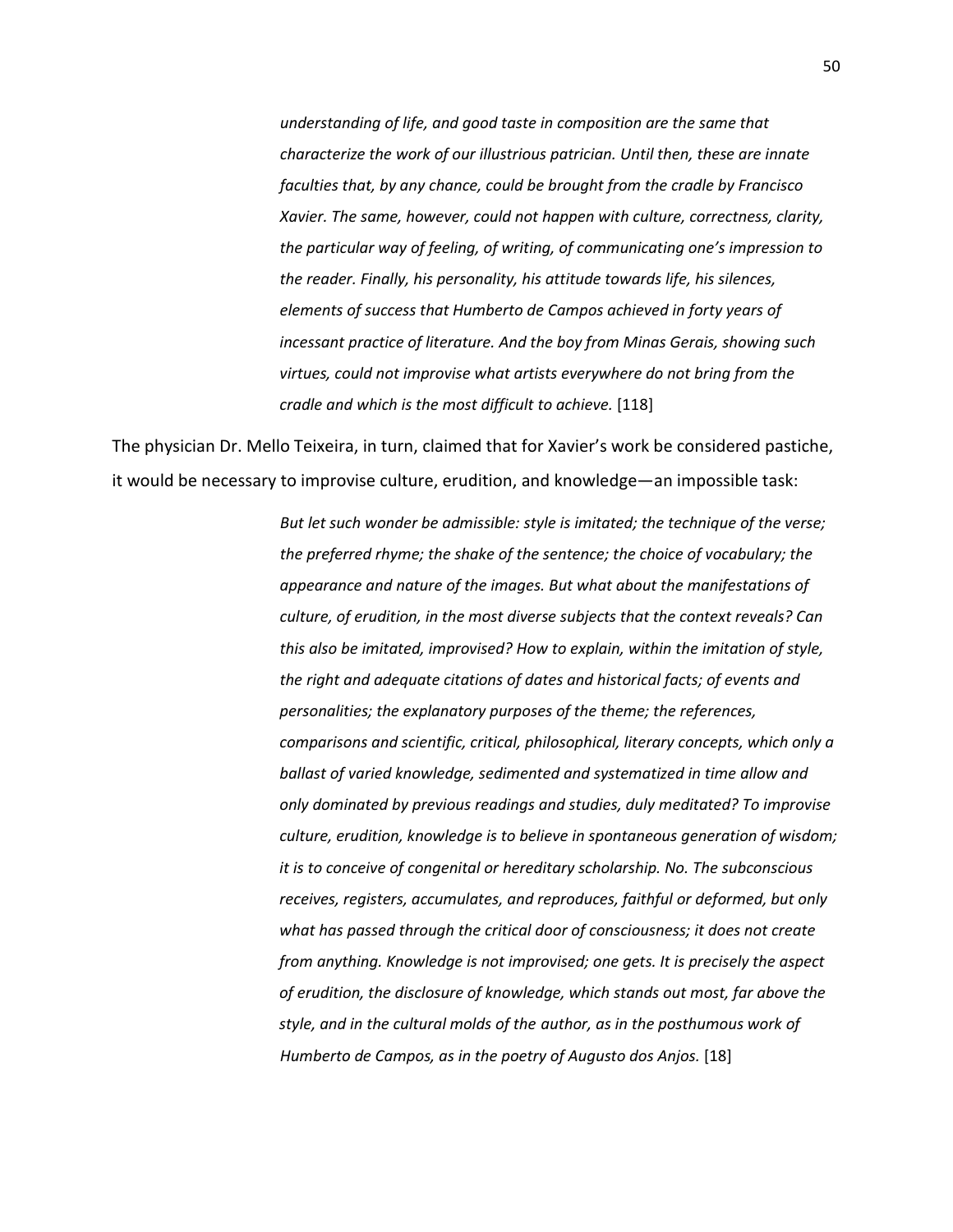> *understanding of life, and good taste in composition are the same that characterize the work of our illustrious patrician. Until then, these are innate faculties that, by any chance, could be brought from the cradle by Francisco Xavier. The same, however, could not happen with culture, correctness, clarity, the particular way of feeling, of writing, of communicating one's impression to the reader. Finally, his personality, his attitude towards life, his silences, elements of success that Humberto de Campos achieved in forty years of incessant practice of literature. And the boy from Minas Gerais, showing such virtues, could not improvise what artists everywhere do not bring from the cradle and which is the most difficult to achieve.* [118]

The physician Dr. Mello Teixeira, in turn, claimed that for Xavier's work be considered pastiche, it would be necessary to improvise culture, erudition, and knowledge—an impossible task:

> *But let such wonder be admissible: style is imitated; the technique of the verse; the preferred rhyme; the shake of the sentence; the choice of vocabulary; the appearance and nature of the images. But what about the manifestations of culture, of erudition, in the most diverse subjects that the context reveals? Can this also be imitated, improvised? How to explain, within the imitation of style, the right and adequate citations of dates and historical facts; of events and personalities; the explanatory purposes of the theme; the references, comparisons and scientific, critical, philosophical, literary concepts, which only a ballast of varied knowledge, sedimented and systematized in time allow and only dominated by previous readings and studies, duly meditated? To improvise culture, erudition, knowledge is to believe in spontaneous generation of wisdom; it is to conceive of congenital or hereditary scholarship. No. The subconscious receives, registers, accumulates, and reproduces, faithful or deformed, but only what has passed through the critical door of consciousness; it does not create from anything. Knowledge is not improvised; one gets. It is precisely the aspect of erudition, the disclosure of knowledge, which stands out most, far above the style, and in the cultural molds of the author, as in the posthumous work of Humberto de Campos, as in the poetry of Augusto dos Anjos.* [18]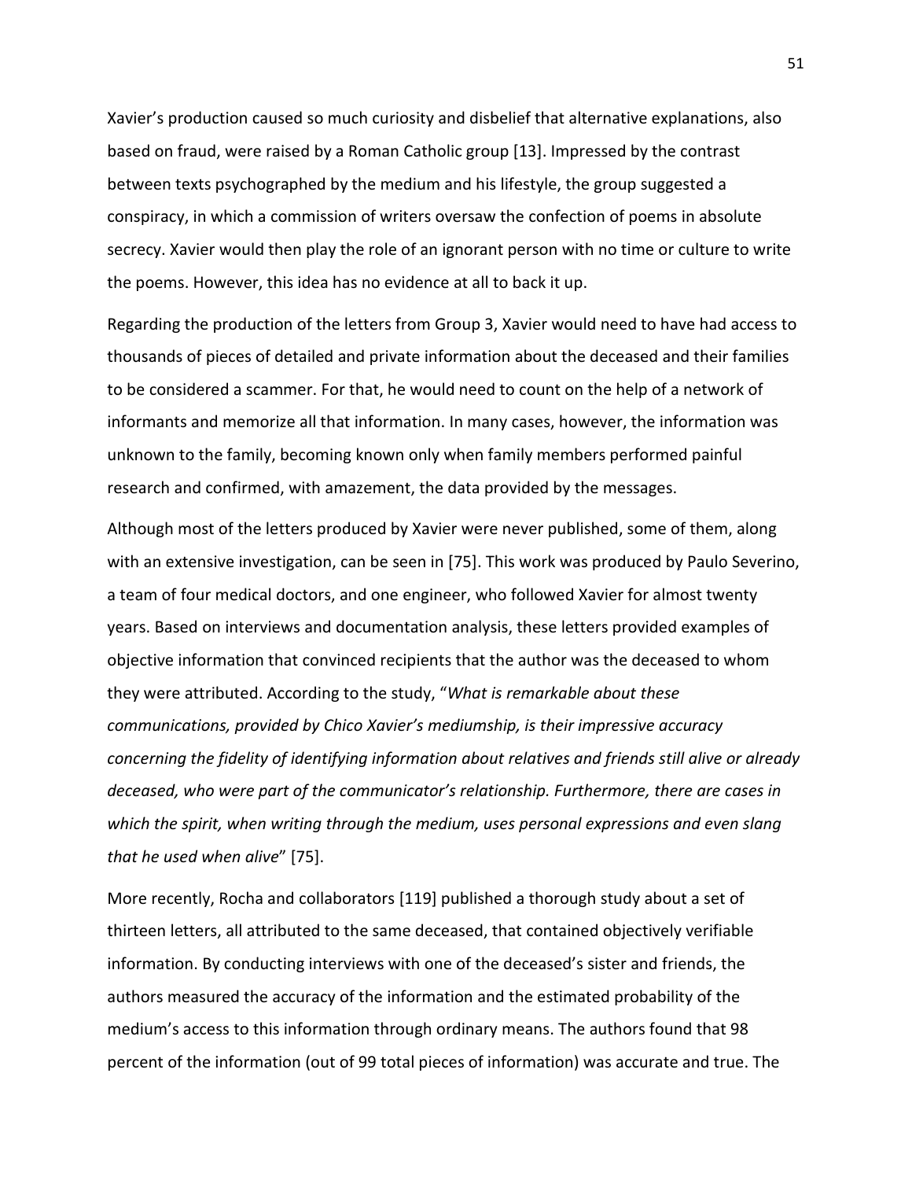Xavier's production caused so much curiosity and disbelief that alternative explanations, also based on fraud, were raised by a Roman Catholic group [13]. Impressed by the contrast between texts psychographed by the medium and his lifestyle, the group suggested a conspiracy, in which a commission of writers oversaw the confection of poems in absolute secrecy. Xavier would then play the role of an ignorant person with no time or culture to write the poems. However, this idea has no evidence at all to back it up.

Regarding the production of the letters from Group 3, Xavier would need to have had access to thousands of pieces of detailed and private information about the deceased and their families to be considered a scammer. For that, he would need to count on the help of a network of informants and memorize all that information. In many cases, however, the information was unknown to the family, becoming known only when family members performed painful research and confirmed, with amazement, the data provided by the messages.

Although most of the letters produced by Xavier were never published, some of them, along with an extensive investigation, can be seen in [75]. This work was produced by Paulo Severino, a team of four medical doctors, and one engineer, who followed Xavier for almost twenty years. Based on interviews and documentation analysis, these letters provided examples of objective information that convinced recipients that the author was the deceased to whom they were attributed. According to the study, "*What is remarkable about these communications, provided by Chico Xavier's mediumship, is their impressive accuracy concerning the fidelity of identifying information about relatives and friends still alive or already deceased, who were part of the communicator's relationship. Furthermore, there are cases in which the spirit, when writing through the medium, uses personal expressions and even slang that he used when alive*" [75].

More recently, Rocha and collaborators [119] published a thorough study about a set of thirteen letters, all attributed to the same deceased, that contained objectively verifiable information. By conducting interviews with one of the deceased's sister and friends, the authors measured the accuracy of the information and the estimated probability of the medium's access to this information through ordinary means. The authors found that 98 percent of the information (out of 99 total pieces of information) was accurate and true. The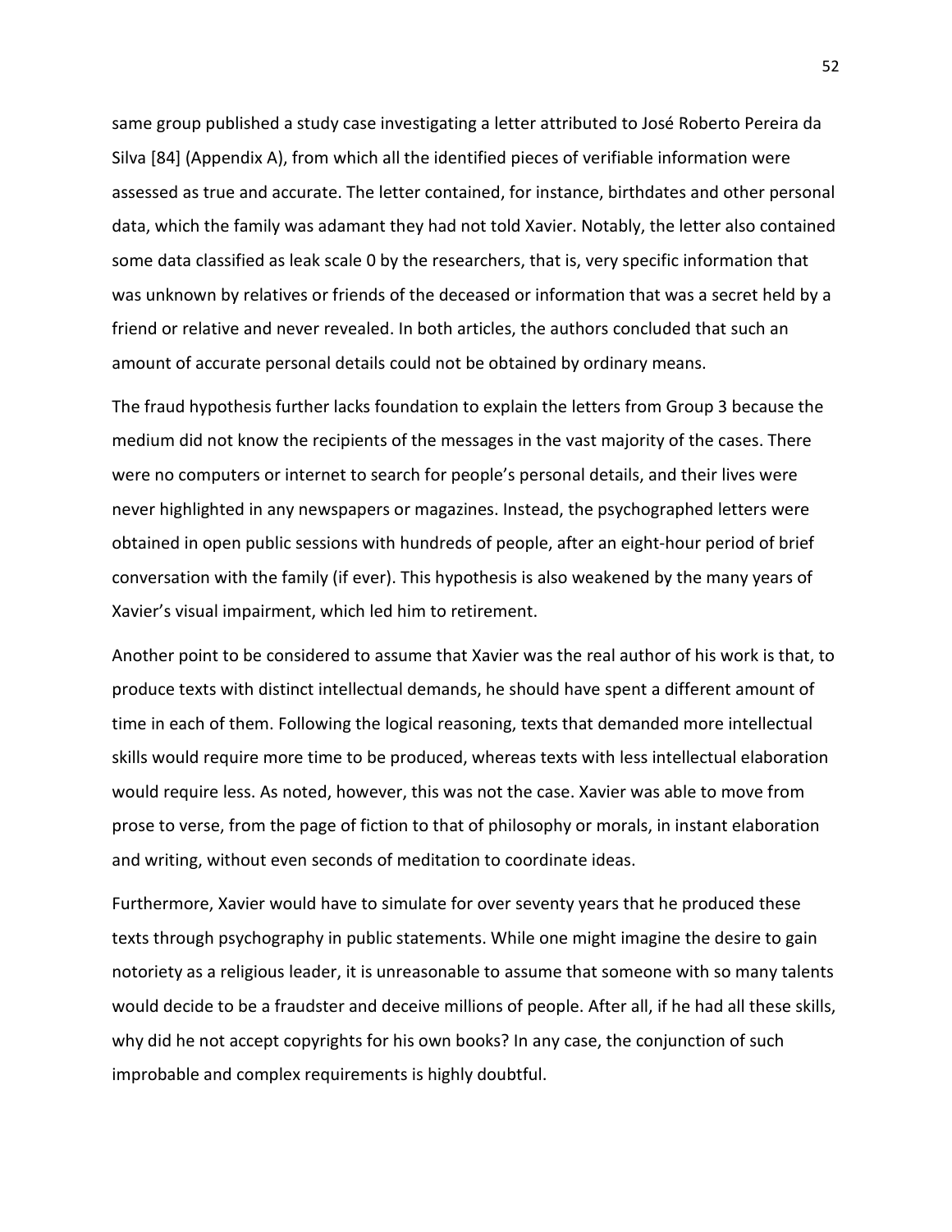same group published a study case investigating a letter attributed to José Roberto Pereira da Silva [84] (Appendix A), from which all the identified pieces of verifiable information were assessed as true and accurate. The letter contained, for instance, birthdates and other personal data, which the family was adamant they had not told Xavier. Notably, the letter also contained some data classified as leak scale 0 by the researchers, that is, very specific information that was unknown by relatives or friends of the deceased or information that was a secret held by a friend or relative and never revealed. In both articles, the authors concluded that such an amount of accurate personal details could not be obtained by ordinary means.

The fraud hypothesis further lacks foundation to explain the letters from Group 3 because the medium did not know the recipients of the messages in the vast majority of the cases. There were no computers or internet to search for people's personal details, and their lives were never highlighted in any newspapers or magazines. Instead, the psychographed letters were obtained in open public sessions with hundreds of people, after an eight-hour period of brief conversation with the family (if ever). This hypothesis is also weakened by the many years of Xavier's visual impairment, which led him to retirement.

Another point to be considered to assume that Xavier was the real author of his work is that, to produce texts with distinct intellectual demands, he should have spent a different amount of time in each of them. Following the logical reasoning, texts that demanded more intellectual skills would require more time to be produced, whereas texts with less intellectual elaboration would require less. As noted, however, this was not the case. Xavier was able to move from prose to verse, from the page of fiction to that of philosophy or morals, in instant elaboration and writing, without even seconds of meditation to coordinate ideas.

Furthermore, Xavier would have to simulate for over seventy years that he produced these texts through psychography in public statements. While one might imagine the desire to gain notoriety as a religious leader, it is unreasonable to assume that someone with so many talents would decide to be a fraudster and deceive millions of people. After all, if he had all these skills, why did he not accept copyrights for his own books? In any case, the conjunction of such improbable and complex requirements is highly doubtful.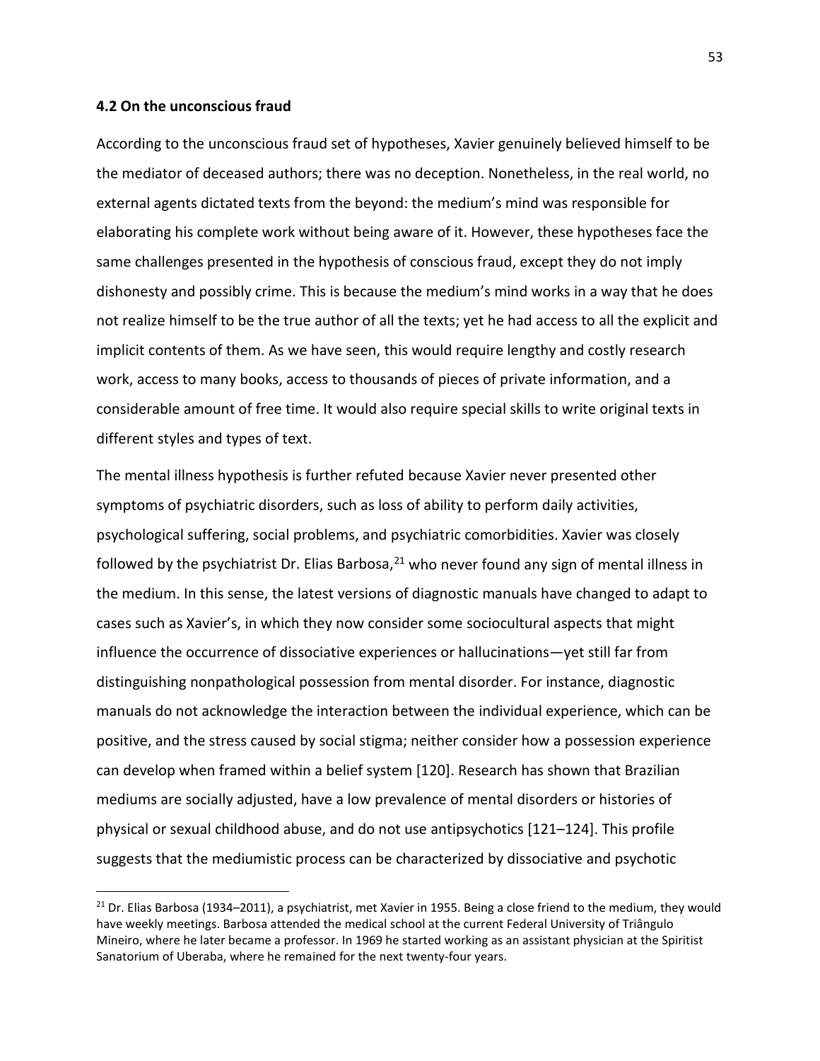### 4.2 On the unconscious fraud

According to the unconscious fraud set of hypotheses, Xavier genuinely believed himself to be the mediator of deceased authors; there was no deception. Nonetheless, in the real world, no external agents dictated texts from the beyond: the medium's mind was responsible for elaborating his complete work without being aware of it. However, these hypotheses face the same challenges presented in the hypothesis of conscious fraud, except they do not imply dishonesty and possibly crime. This is because the medium's mind works in a way that he does not realize himself to be the true author of all the texts; yet he had access to all the explicit and implicit contents of them. As we have seen, this would require lengthy and costly research work, access to many books, access to thousands of pieces of private information, and a considerable amount of free time. It would also require special skills to write original texts in different styles and types of text.

The mental illness hypothesis is further refuted because Xavier never presented other symptoms of psychiatric disorders, such as loss of ability to perform daily activities, psychological suffering, social problems, and psychiatric comorbidities. Xavier was closely followed by the psychiatrist Dr. Elias Barbosa,[21] who never found any sign of mental illness in the medium. In this sense, the latest versions of diagnostic manuals have changed to adapt to cases such as Xavier's, in which they now consider some sociocultural aspects that might influence the occurrence of dissociative experiences or hallucinations—yet still far from distinguishing nonpathological possession from mental disorder. For instance, diagnostic manuals do not acknowledge the interaction between the individual experience, which can be positive, and the stress caused by social stigma; neither consider how a possession experience can develop when framed within a belief system [120]. Research has shown that Brazilian mediums are socially adjusted, have a low prevalence of mental disorders or histories of physical or sexual childhood abuse, and do not use antipsychotics [121–124]. This profile suggests that the mediumistic process can be characterized by dissociative and psychotic

[21] Dr. Elias Barbosa (1934–2011), a psychiatrist, met Xavier in 1955. Being a close friend to the medium, they would have weekly meetings. Barbosa attended the medical school at the current Federal University of Triângulo Mineiro, where he later became a professor. In 1969 he started working as an assistant physician at the Spiritist Sanatorium of Uberaba, where he remained for the next twenty-four years.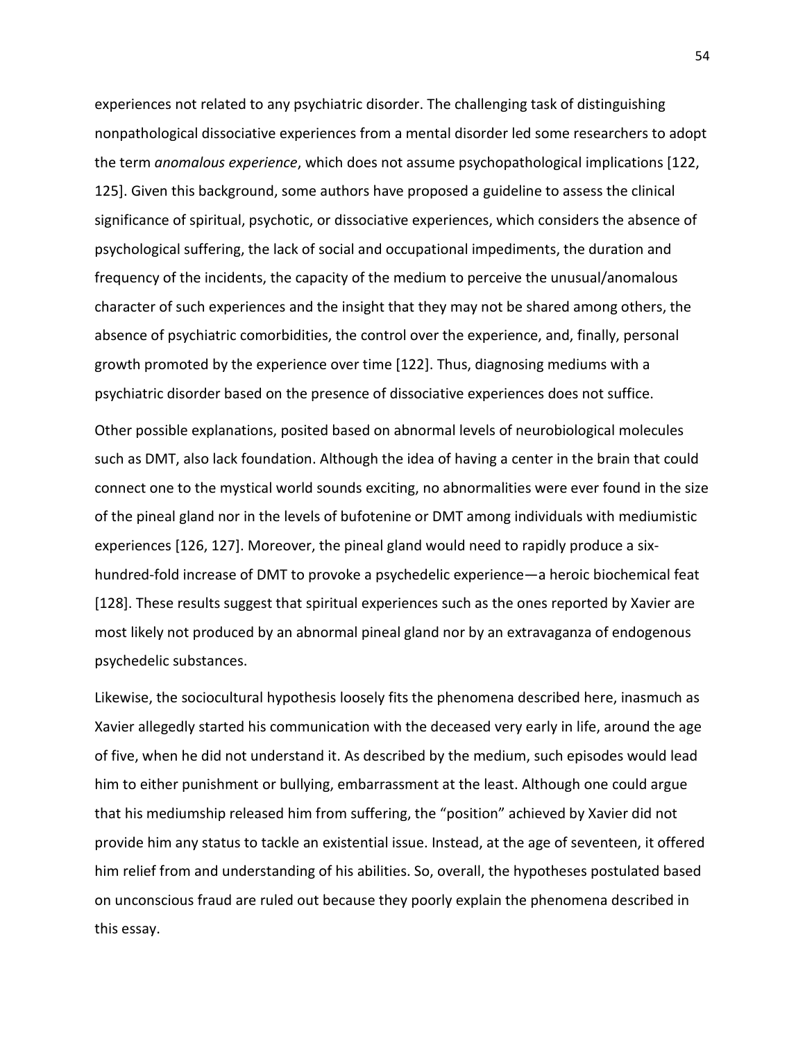experiences not related to any psychiatric disorder. The challenging task of distinguishing nonpathological dissociative experiences from a mental disorder led some researchers to adopt the term *anomalous experience*, which does not assume psychopathological implications [122, 125]. Given this background, some authors have proposed a guideline to assess the clinical significance of spiritual, psychotic, or dissociative experiences, which considers the absence of psychological suffering, the lack of social and occupational impediments, the duration and frequency of the incidents, the capacity of the medium to perceive the unusual/anomalous character of such experiences and the insight that they may not be shared among others, the absence of psychiatric comorbidities, the control over the experience, and, finally, personal growth promoted by the experience over time [122]. Thus, diagnosing mediums with a psychiatric disorder based on the presence of dissociative experiences does not suffice.

Other possible explanations, posited based on abnormal levels of neurobiological molecules such as DMT, also lack foundation. Although the idea of having a center in the brain that could connect one to the mystical world sounds exciting, no abnormalities were ever found in the size of the pineal gland nor in the levels of bufotenine or DMT among individuals with mediumistic experiences [126, 127]. Moreover, the pineal gland would need to rapidly produce a six-hundred-fold increase of DMT to provoke a psychedelic experience—a heroic biochemical feat [128]. These results suggest that spiritual experiences such as the ones reported by Xavier are most likely not produced by an abnormal pineal gland nor by an extravaganza of endogenous psychedelic substances.

Likewise, the sociocultural hypothesis loosely fits the phenomena described here, inasmuch as Xavier allegedly started his communication with the deceased very early in life, around the age of five, when he did not understand it. As described by the medium, such episodes would lead him to either punishment or bullying, embarrassment at the least. Although one could argue that his mediumship released him from suffering, the "position" achieved by Xavier did not provide him any status to tackle an existential issue. Instead, at the age of seventeen, it offered him relief from and understanding of his abilities. So, overall, the hypotheses postulated based on unconscious fraud are ruled out because they poorly explain the phenomena described in this essay.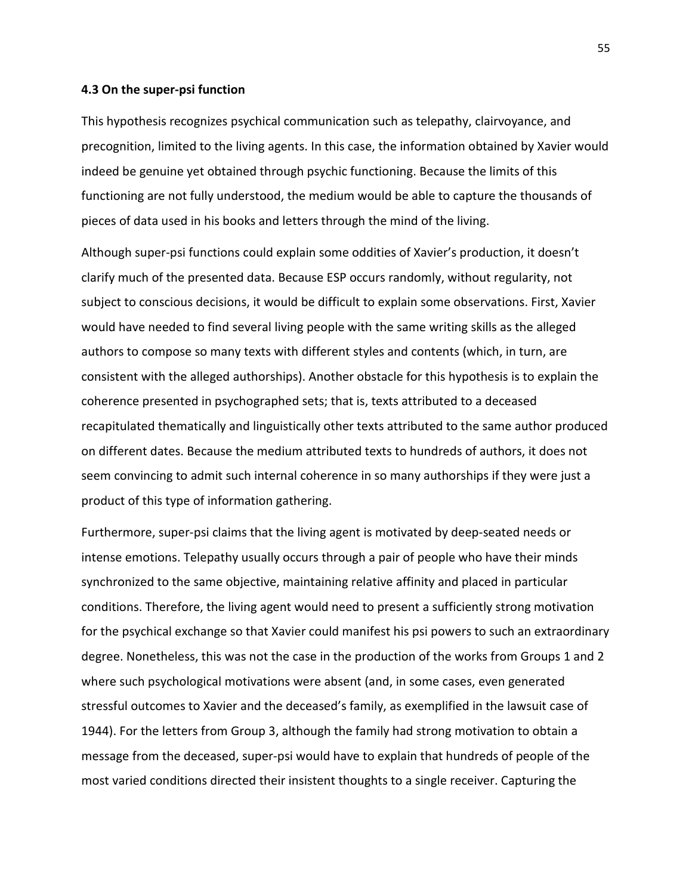### 4.3 On the super-psi function

This hypothesis recognizes psychical communication such as telepathy, clairvoyance, and precognition, limited to the living agents. In this case, the information obtained by Xavier would indeed be genuine yet obtained through psychic functioning. Because the limits of this functioning are not fully understood, the medium would be able to capture the thousands of pieces of data used in his books and letters through the mind of the living.

Although super-psi functions could explain some oddities of Xavier's production, it doesn't clarify much of the presented data. Because ESP occurs randomly, without regularity, not subject to conscious decisions, it would be difficult to explain some observations. First, Xavier would have needed to find several living people with the same writing skills as the alleged authors to compose so many texts with different styles and contents (which, in turn, are consistent with the alleged authorships). Another obstacle for this hypothesis is to explain the coherence presented in psychographed sets; that is, texts attributed to a deceased recapitulated thematically and linguistically other texts attributed to the same author produced on different dates. Because the medium attributed texts to hundreds of authors, it does not seem convincing to admit such internal coherence in so many authorships if they were just a product of this type of information gathering.

Furthermore, super-psi claims that the living agent is motivated by deep-seated needs or intense emotions. Telepathy usually occurs through a pair of people who have their minds synchronized to the same objective, maintaining relative affinity and placed in particular conditions. Therefore, the living agent would need to present a sufficiently strong motivation for the psychical exchange so that Xavier could manifest his psi powers to such an extraordinary degree. Nonetheless, this was not the case in the production of the works from Groups 1 and 2 where such psychological motivations were absent (and, in some cases, even generated stressful outcomes to Xavier and the deceased's family, as exemplified in the lawsuit case of 1944). For the letters from Group 3, although the family had strong motivation to obtain a message from the deceased, super-psi would have to explain that hundreds of people of the most varied conditions directed their insistent thoughts to a single receiver. Capturing the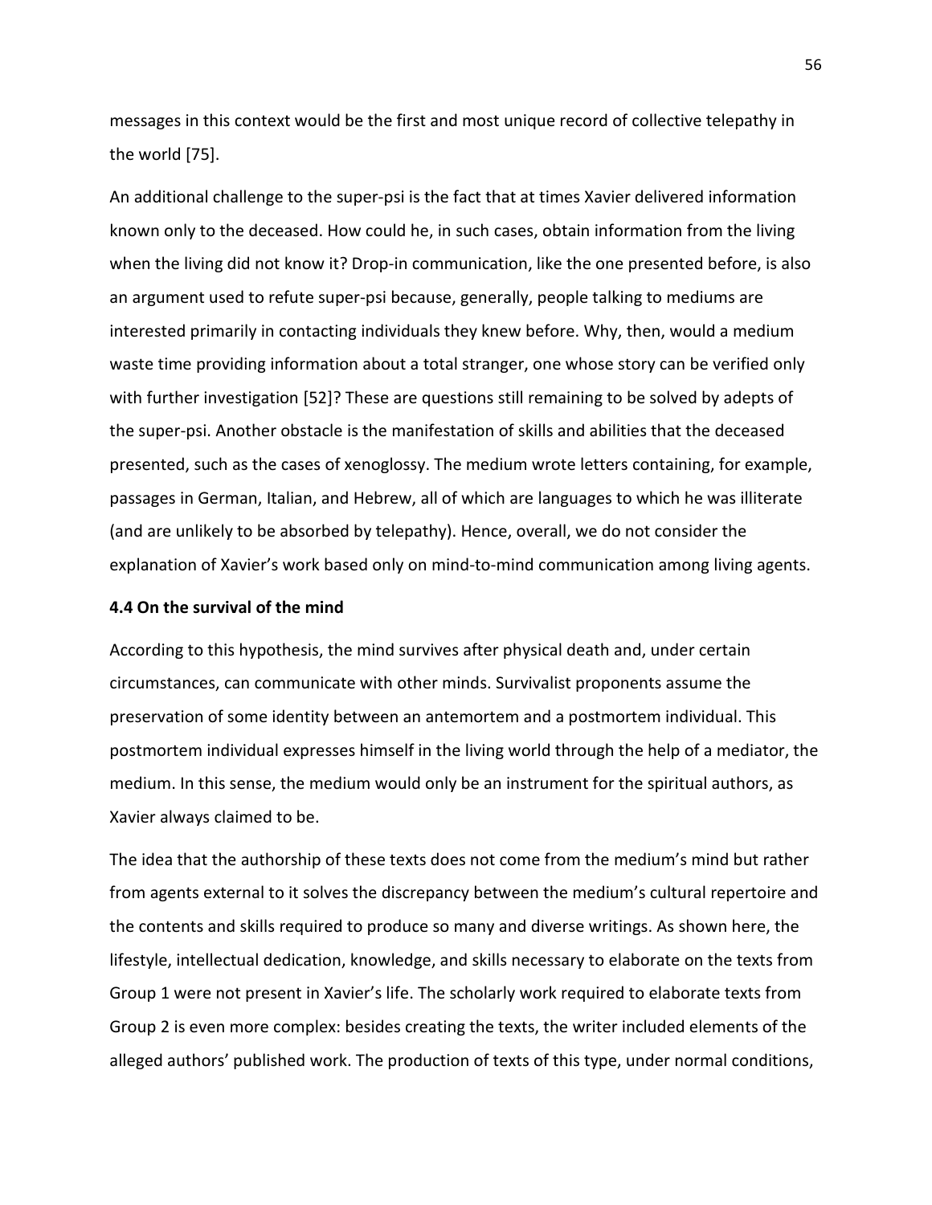messages in this context would be the first and most unique record of collective telepathy in the world [75].

An additional challenge to the super-psi is the fact that at times Xavier delivered information known only to the deceased. How could he, in such cases, obtain information from the living when the living did not know it? Drop-in communication, like the one presented before, is also an argument used to refute super-psi because, generally, people talking to mediums are interested primarily in contacting individuals they knew before. Why, then, would a medium waste time providing information about a total stranger, one whose story can be verified only with further investigation [52]? These are questions still remaining to be solved by adepts of the super-psi. Another obstacle is the manifestation of skills and abilities that the deceased presented, such as the cases of xenoglossy. The medium wrote letters containing, for example, passages in German, Italian, and Hebrew, all of which are languages to which he was illiterate (and are unlikely to be absorbed by telepathy). Hence, overall, we do not consider the explanation of Xavier's work based only on mind-to-mind communication among living agents.

### 4.4 On the survival of the mind

According to this hypothesis, the mind survives after physical death and, under certain circumstances, can communicate with other minds. Survivalist proponents assume the preservation of some identity between an antemortem and a postmortem individual. This postmortem individual expresses himself in the living world through the help of a mediator, the medium. In this sense, the medium would only be an instrument for the spiritual authors, as Xavier always claimed to be.

The idea that the authorship of these texts does not come from the medium's mind but rather from agents external to it solves the discrepancy between the medium's cultural repertoire and the contents and skills required to produce so many and diverse writings. As shown here, the lifestyle, intellectual dedication, knowledge, and skills necessary to elaborate on the texts from Group 1 were not present in Xavier's life. The scholarly work required to elaborate texts from Group 2 is even more complex: besides creating the texts, the writer included elements of the alleged authors' published work. The production of texts of this type, under normal conditions,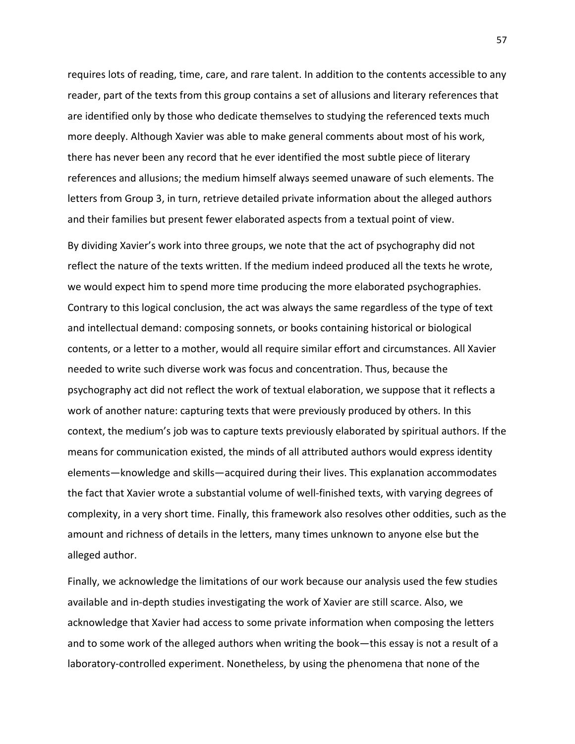requires lots of reading, time, care, and rare talent. In addition to the contents accessible to any reader, part of the texts from this group contains a set of allusions and literary references that are identified only by those who dedicate themselves to studying the referenced texts much more deeply. Although Xavier was able to make general comments about most of his work, there has never been any record that he ever identified the most subtle piece of literary references and allusions; the medium himself always seemed unaware of such elements. The letters from Group 3, in turn, retrieve detailed private information about the alleged authors and their families but present fewer elaborated aspects from a textual point of view.

By dividing Xavier's work into three groups, we note that the act of psychography did not reflect the nature of the texts written. If the medium indeed produced all the texts he wrote, we would expect him to spend more time producing the more elaborated psychographies. Contrary to this logical conclusion, the act was always the same regardless of the type of text and intellectual demand: composing sonnets, or books containing historical or biological contents, or a letter to a mother, would all require similar effort and circumstances. All Xavier needed to write such diverse work was focus and concentration. Thus, because the psychography act did not reflect the work of textual elaboration, we suppose that it reflects a work of another nature: capturing texts that were previously produced by others. In this context, the medium's job was to capture texts previously elaborated by spiritual authors. If the means for communication existed, the minds of all attributed authors would express identity elements—knowledge and skills—acquired during their lives. This explanation accommodates the fact that Xavier wrote a substantial volume of well-finished texts, with varying degrees of complexity, in a very short time. Finally, this framework also resolves other oddities, such as the amount and richness of details in the letters, many times unknown to anyone else but the alleged author.

Finally, we acknowledge the limitations of our work because our analysis used the few studies available and in-depth studies investigating the work of Xavier are still scarce. Also, we acknowledge that Xavier had access to some private information when composing the letters and to some work of the alleged authors when writing the book—this essay is not a result of a laboratory-controlled experiment. Nonetheless, by using the phenomena that none of the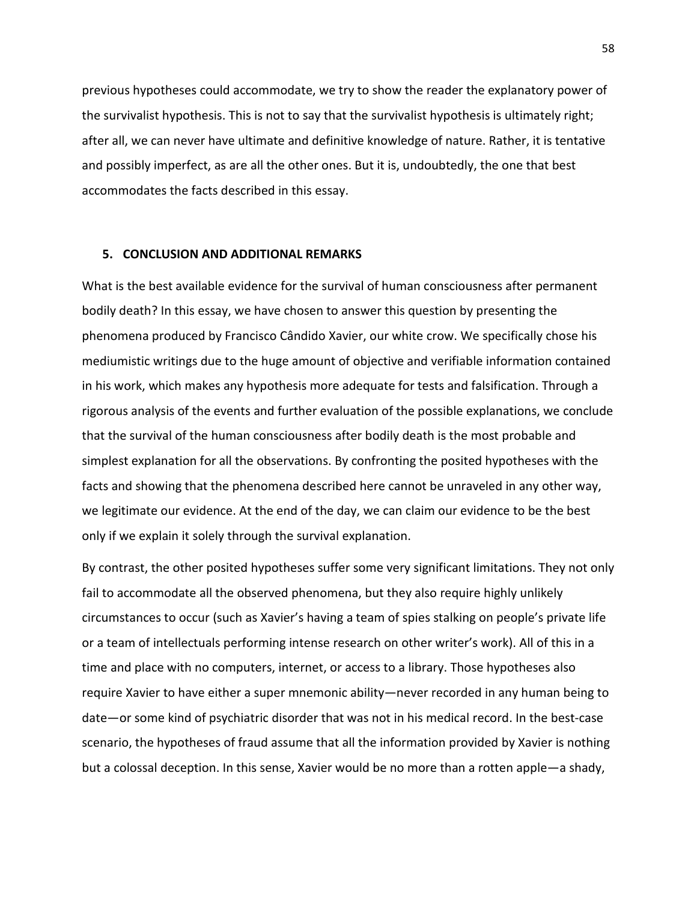previous hypotheses could accommodate, we try to show the reader the explanatory power of the survivalist hypothesis. This is not to say that the survivalist hypothesis is ultimately right; after all, we can never have ultimate and definitive knowledge of nature. Rather, it is tentative and possibly imperfect, as are all the other ones. But it is, undoubtedly, the one that best accommodates the facts described in this essay.

## 5. CONCLUSION AND ADDITIONAL REMARKS

What is the best available evidence for the survival of human consciousness after permanent bodily death? In this essay, we have chosen to answer this question by presenting the phenomena produced by Francisco Cândido Xavier, our white crow. We specifically chose his mediumistic writings due to the huge amount of objective and verifiable information contained in his work, which makes any hypothesis more adequate for tests and falsification. Through a rigorous analysis of the events and further evaluation of the possible explanations, we conclude that the survival of the human consciousness after bodily death is the most probable and simplest explanation for all the observations. By confronting the posited hypotheses with the facts and showing that the phenomena described here cannot be unraveled in any other way, we legitimate our evidence. At the end of the day, we can claim our evidence to be the best only if we explain it solely through the survival explanation.

By contrast, the other posited hypotheses suffer some very significant limitations. They not only fail to accommodate all the observed phenomena, but they also require highly unlikely circumstances to occur (such as Xavier's having a team of spies stalking on people's private life or a team of intellectuals performing intense research on other writer's work). All of this in a time and place with no computers, internet, or access to a library. Those hypotheses also require Xavier to have either a super mnemonic ability—never recorded in any human being to date—or some kind of psychiatric disorder that was not in his medical record. In the best-case scenario, the hypotheses of fraud assume that all the information provided by Xavier is nothing but a colossal deception. In this sense, Xavier would be no more than a rotten apple—a shady,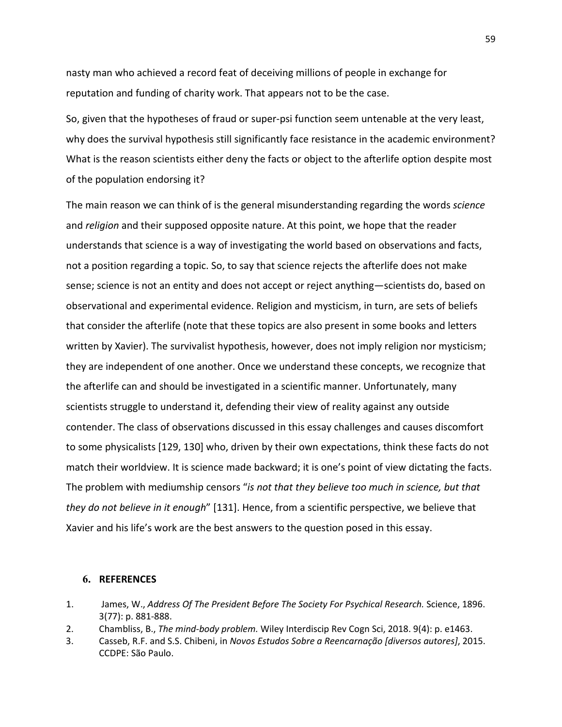nasty man who achieved a record feat of deceiving millions of people in exchange for reputation and funding of charity work. That appears not to be the case.

So, given that the hypotheses of fraud or super-psi function seem untenable at the very least, why does the survival hypothesis still significantly face resistance in the academic environment? What is the reason scientists either deny the facts or object to the afterlife option despite most of the population endorsing it?

The main reason we can think of is the general misunderstanding regarding the words *science* and *religion* and their supposed opposite nature. At this point, we hope that the reader understands that science is a way of investigating the world based on observations and facts, not a position regarding a topic. So, to say that science rejects the afterlife does not make sense; science is not an entity and does not accept or reject anything—scientists do, based on observational and experimental evidence. Religion and mysticism, in turn, are sets of beliefs that consider the afterlife (note that these topics are also present in some books and letters written by Xavier). The survivalist hypothesis, however, does not imply religion nor mysticism; they are independent of one another. Once we understand these concepts, we recognize that the afterlife can and should be investigated in a scientific manner. Unfortunately, many scientists struggle to understand it, defending their view of reality against any outside contender. The class of observations discussed in this essay challenges and causes discomfort to some physicalists [129, 130] who, driven by their own expectations, think these facts do not match their worldview. It is science made backward; it is one's point of view dictating the facts. The problem with mediumship censors "*is not that they believe too much in science, but that they do not believe in it enough*" [131]. Hence, from a scientific perspective, we believe that Xavier and his life's work are the best answers to the question posed in this essay.

## 6. REFERENCES

1. James, W., *Address Of The President Before The Society For Psychical Research.* Science, 1896. 3(77): p. 881-888.
2. Chambliss, B., *The mind-body problem.* Wiley Interdiscip Rev Cogn Sci, 2018. 9(4): p. e1463.
3. Casseb, R.F. and S.S. Chibeni, in *Novos Estudos Sobre a Reencarnação [diversos autores]*, 2015. CCDPE: São Paulo.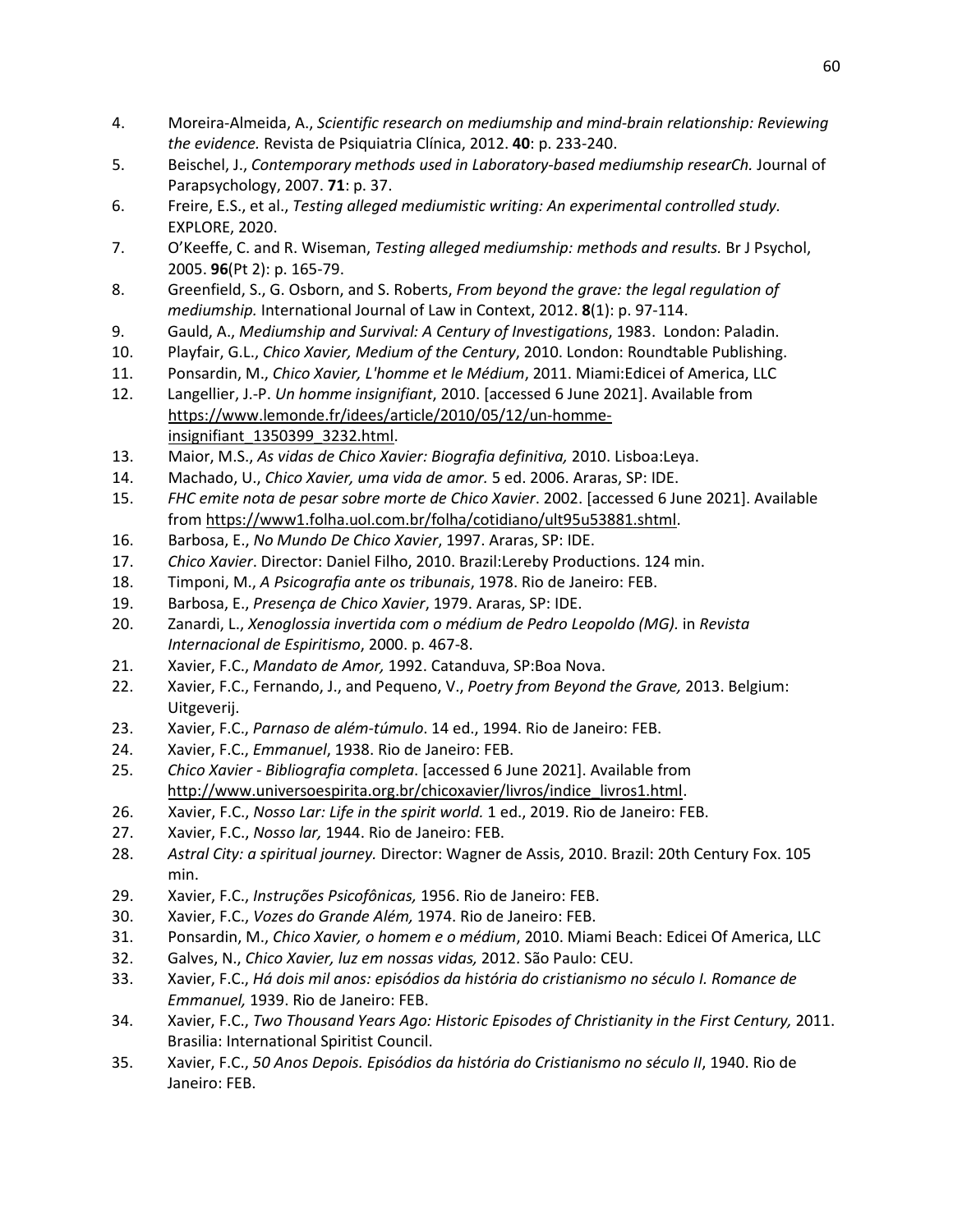4. Moreira-Almeida, A., *Scientific research on mediumship and mind-brain relationship: Reviewing the evidence.* Revista de Psiquiatria Clínica, 2012. **40**: p. 233-240.
5. Beischel, J., *Contemporary methods used in Laboratory-based mediumship researCh.* Journal of Parapsychology, 2007. **71**: p. 37.
6. Freire, E.S., et al., *Testing alleged mediumistic writing: An experimental controlled study.* EXPLORE, 2020.
7. O'Keeffe, C. and R. Wiseman, *Testing alleged mediumship: methods and results.* Br J Psychol, 2005. **96**(Pt 2): p. 165-79.
8. Greenfield, S., G. Osborn, and S. Roberts, *From beyond the grave: the legal regulation of mediumship.* International Journal of Law in Context, 2012. **8**(1): p. 97-114.
9. Gauld, A., *Mediumship and Survival: A Century of Investigations*, 1983. London: Paladin.
10. Playfair, G.L., *Chico Xavier, Medium of the Century*, 2010. London: Roundtable Publishing.
11. Ponsardin, M., *Chico Xavier, L'homme et le Médium*, 2011. Miami:Edicei of America, LLC
12. Langellier, J.-P. *Un homme insignifiant*, 2010. [accessed 6 June 2021]. Available from https://www.lemonde.fr/idees/article/2010/05/12/un-homme-insignifiant_1350399_3232.html.
13. Maior, M.S., *As vidas de Chico Xavier: Biografia definitiva,* 2010. Lisboa:Leya.
14. Machado, U., *Chico Xavier, uma vida de amor.* 5 ed. 2006. Araras, SP: IDE.
15. *FHC emite nota de pesar sobre morte de Chico Xavier*. 2002. [accessed 6 June 2021]. Available from https://www1.folha.uol.com.br/folha/cotidiano/ult95u53881.shtml.
16. Barbosa, E., *No Mundo De Chico Xavier*, 1997. Araras, SP: IDE.
17. *Chico Xavier*. Director: Daniel Filho, 2010. Brazil:Lereby Productions. 124 min.
18. Timponi, M., *A Psicografia ante os tribunais*, 1978. Rio de Janeiro: FEB.
19. Barbosa, E., *Presença de Chico Xavier*, 1979. Araras, SP: IDE.
20. Zanardi, L., *Xenoglossia invertida com o médium de Pedro Leopoldo (MG).* in *Revista Internacional de Espiritismo*, 2000. p. 467-8.
21. Xavier, F.C., *Mandato de Amor,* 1992. Catanduva, SP:Boa Nova.
22. Xavier, F.C., Fernando, J., and Pequeno, V., *Poetry from Beyond the Grave,* 2013. Belgium: Uitgeverij.
23. Xavier, F.C., *Parnaso de além-túmulo*. 14 ed., 1994. Rio de Janeiro: FEB.
24. Xavier, F.C., *Emmanuel*, 1938. Rio de Janeiro: FEB.
25. *Chico Xavier - Bibliografia completa*. [accessed 6 June 2021]. Available from http://www.universoespirita.org.br/chicoxavier/livros/indice_livros1.html.
26. Xavier, F.C., *Nosso Lar: Life in the spirit world.* 1 ed., 2019. Rio de Janeiro: FEB.
27. Xavier, F.C., *Nosso lar,* 1944. Rio de Janeiro: FEB.
28. *Astral City: a spiritual journey.* Director: Wagner de Assis, 2010. Brazil: 20th Century Fox. 105 min.
29. Xavier, F.C., *Instruções Psicofônicas,* 1956. Rio de Janeiro: FEB.
30. Xavier, F.C., *Vozes do Grande Além,* 1974. Rio de Janeiro: FEB.
31. Ponsardin, M., *Chico Xavier, o homem e o médium*, 2010. Miami Beach: Edicei Of America, LLC
32. Galves, N., *Chico Xavier, luz em nossas vidas,* 2012. São Paulo: CEU.
33. Xavier, F.C., *Há dois mil anos: episódios da história do cristianismo no século I. Romance de Emmanuel,* 1939. Rio de Janeiro: FEB.
34. Xavier, F.C., *Two Thousand Years Ago: Historic Episodes of Christianity in the First Century,* 2011. Brasilia: International Spiritist Council.
35. Xavier, F.C., *50 Anos Depois. Episódios da história do Cristianismo no século II*, 1940. Rio de Janeiro: FEB.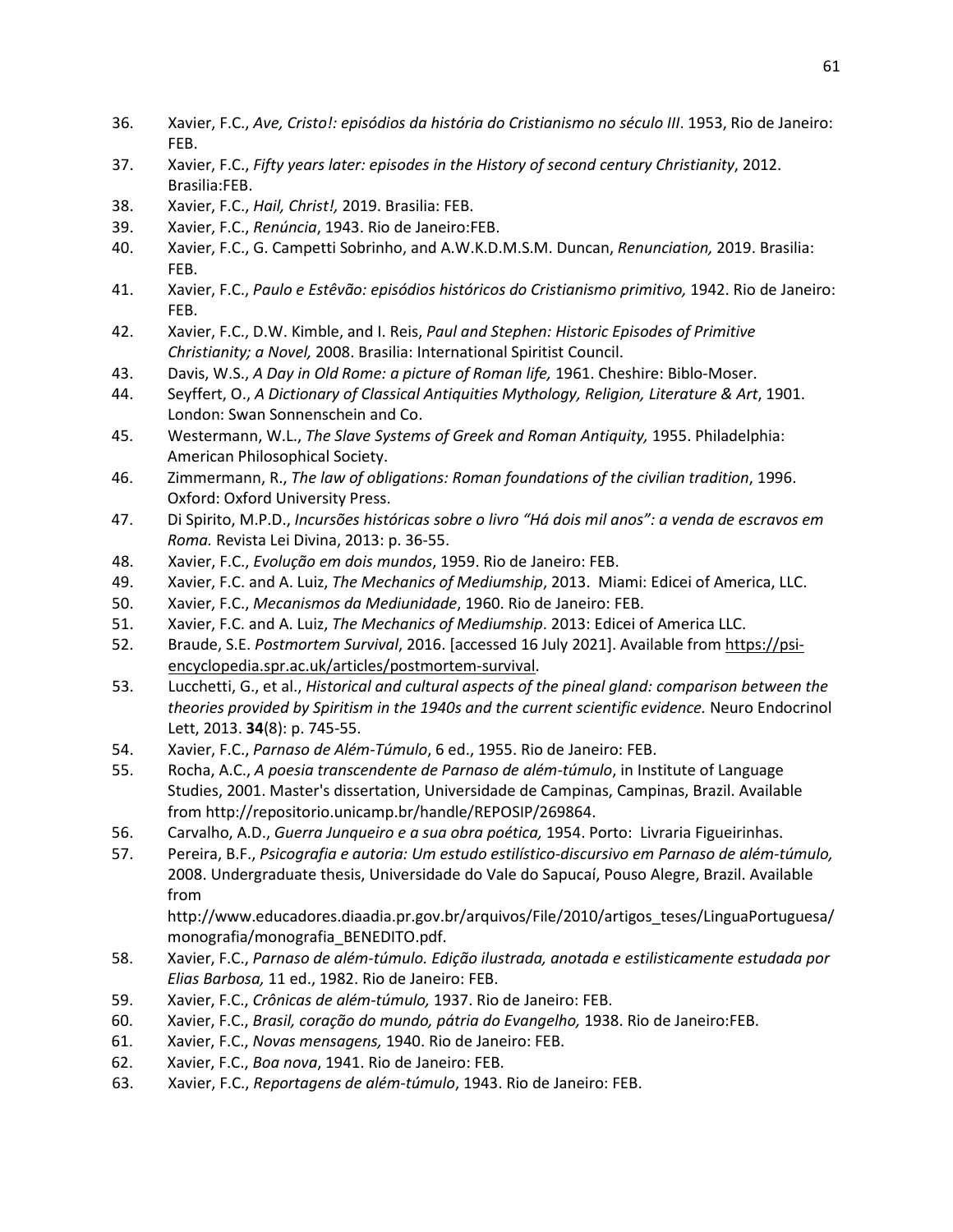36. Xavier, F.C., *Ave, Cristo!: episódios da história do Cristianismo no século III*. 1953, Rio de Janeiro: FEB.
37. Xavier, F.C., *Fifty years later: episodes in the History of second century Christianity*, 2012. Brasilia:FEB.
38. Xavier, F.C., *Hail, Christ!,* 2019. Brasilia: FEB.
39. Xavier, F.C., *Renúncia*, 1943. Rio de Janeiro:FEB.
40. Xavier, F.C., G. Campetti Sobrinho, and A.W.K.D.M.S.M. Duncan, *Renunciation,* 2019. Brasilia: FEB.
41. Xavier, F.C., *Paulo e Estêvão: episódios históricos do Cristianismo primitivo,* 1942. Rio de Janeiro: FEB.
42. Xavier, F.C., D.W. Kimble, and I. Reis, *Paul and Stephen: Historic Episodes of Primitive Christianity; a Novel,* 2008. Brasilia: International Spiritist Council.
43. Davis, W.S., *A Day in Old Rome: a picture of Roman life,* 1961. Cheshire: Biblo-Moser.
44. Seyffert, O., *A Dictionary of Classical Antiquities Mythology, Religion, Literature & Art*, 1901. London: Swan Sonnenschein and Co.
45. Westermann, W.L., *The Slave Systems of Greek and Roman Antiquity,* 1955. Philadelphia: American Philosophical Society.
46. Zimmermann, R., *The law of obligations: Roman foundations of the civilian tradition*, 1996. Oxford: Oxford University Press.
47. Di Spirito, M.P.D., *Incursões históricas sobre o livro "Há dois mil anos": a venda de escravos em Roma.* Revista Lei Divina, 2013: p. 36-55.
48. Xavier, F.C., *Evolução em dois mundos*, 1959. Rio de Janeiro: FEB.
49. Xavier, F.C. and A. Luiz, *The Mechanics of Mediumship*, 2013. Miami: Edicei of America, LLC.
50. Xavier, F.C., *Mecanismos da Mediunidade*, 1960. Rio de Janeiro: FEB.
51. Xavier, F.C. and A. Luiz, *The Mechanics of Mediumship*. 2013: Edicei of America LLC.
52. Braude, S.E. *Postmortem Survival*, 2016. [accessed 16 July 2021]. Available from https://psi-encyclopedia.spr.ac.uk/articles/postmortem-survival.
53. Lucchetti, G., et al., *Historical and cultural aspects of the pineal gland: comparison between the theories provided by Spiritism in the 1940s and the current scientific evidence.* Neuro Endocrinol Lett, 2013. **34**(8): p. 745-55.
54. Xavier, F.C., *Parnaso de Além-Túmulo*, 6 ed., 1955. Rio de Janeiro: FEB.
55. Rocha, A.C., *A poesia transcendente de Parnaso de além-túmulo*, in Institute of Language Studies, 2001. Master's dissertation, Universidade de Campinas, Campinas, Brazil. Available from http://repositorio.unicamp.br/handle/REPOSIP/269864.
56. Carvalho, A.D., *Guerra Junqueiro e a sua obra poética,* 1954. Porto: Livraria Figueirinhas.
57. Pereira, B.F., *Psicografia e autoria: Um estudo estilístico-discursivo em Parnaso de além-túmulo,* 2008. Undergraduate thesis, Universidade do Vale do Sapucaí, Pouso Alegre, Brazil. Available from http://www.educadores.diaadia.pr.gov.br/arquivos/File/2010/artigos_teses/LinguaPortuguesa/monografia/monografia_BENEDITO.pdf.
58. Xavier, F.C., *Parnaso de além-túmulo. Edição ilustrada, anotada e estilisticamente estudada por Elias Barbosa,* 11 ed., 1982. Rio de Janeiro: FEB.
59. Xavier, F.C., *Crônicas de além-túmulo,* 1937. Rio de Janeiro: FEB.
60. Xavier, F.C., *Brasil, coração do mundo, pátria do Evangelho,* 1938. Rio de Janeiro:FEB.
61. Xavier, F.C., *Novas mensagens,* 1940. Rio de Janeiro: FEB.
62. Xavier, F.C., *Boa nova*, 1941. Rio de Janeiro: FEB.
63. Xavier, F.C., *Reportagens de além-túmulo*, 1943. Rio de Janeiro: FEB.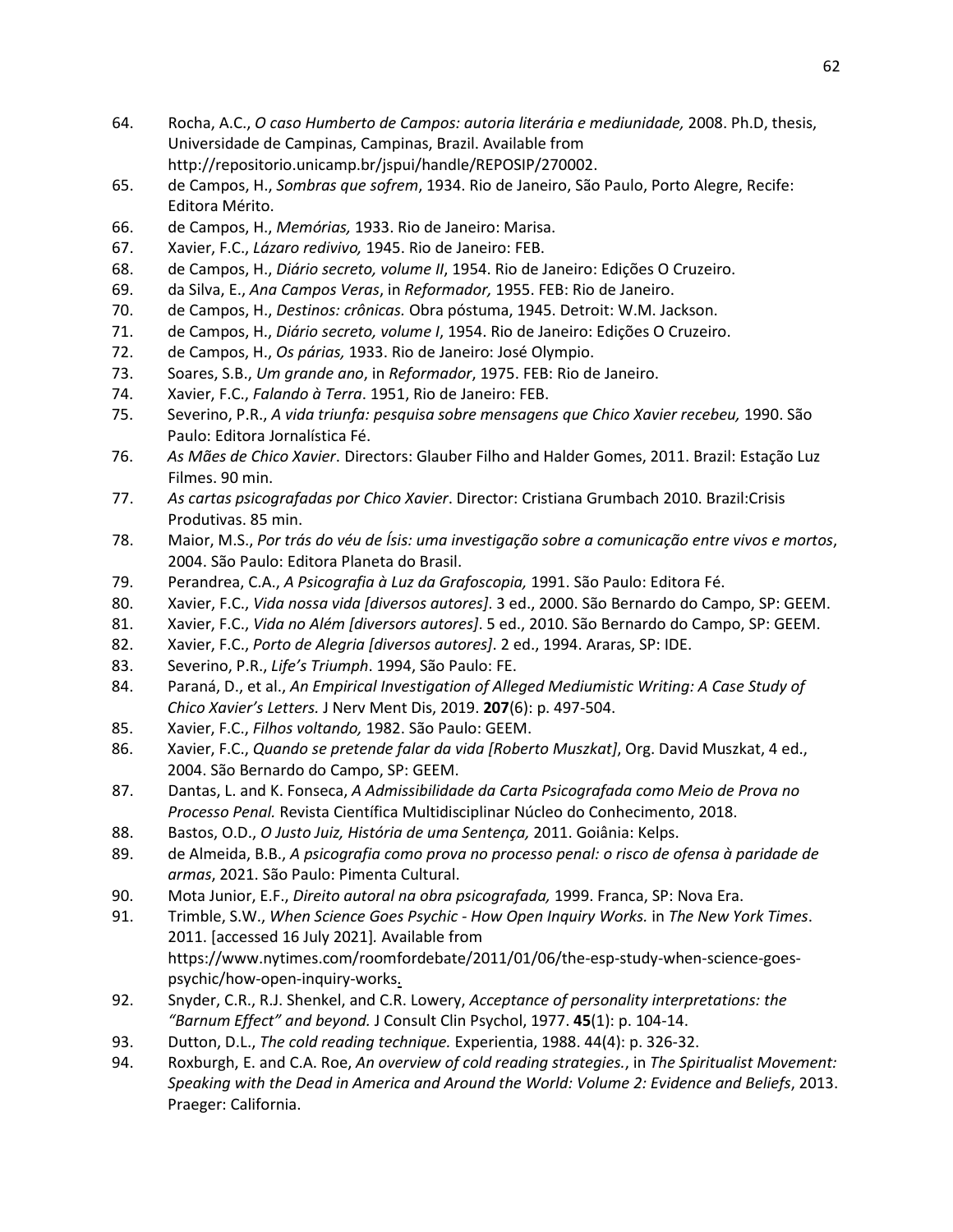64. Rocha, A.C., *O caso Humberto de Campos: autoria literária e mediunidade,* 2008. Ph.D, thesis, Universidade de Campinas, Campinas, Brazil. Available from http://repositorio.unicamp.br/jspui/handle/REPOSIP/270002.
65. de Campos, H., *Sombras que sofrem*, 1934. Rio de Janeiro, São Paulo, Porto Alegre, Recife: Editora Mérito.
66. de Campos, H., *Memórias,* 1933. Rio de Janeiro: Marisa.
67. Xavier, F.C., *Lázaro redivivo,* 1945. Rio de Janeiro: FEB.
68. de Campos, H., *Diário secreto, volume II*, 1954. Rio de Janeiro: Edições O Cruzeiro.
69. da Silva, E., *Ana Campos Veras*, in *Reformador,* 1955. FEB: Rio de Janeiro.
70. de Campos, H., *Destinos: crônicas.* Obra póstuma, 1945. Detroit: W.M. Jackson.
71. de Campos, H., *Diário secreto, volume I*, 1954. Rio de Janeiro: Edições O Cruzeiro.
72. de Campos, H., *Os párias,* 1933. Rio de Janeiro: José Olympio.
73. Soares, S.B., *Um grande ano*, in *Reformador*, 1975. FEB: Rio de Janeiro.
74. Xavier, F.C., *Falando à Terra*. 1951, Rio de Janeiro: FEB.
75. Severino, P.R., *A vida triunfa: pesquisa sobre mensagens que Chico Xavier recebeu,* 1990. São Paulo: Editora Jornalística Fé.
76. *As Mães de Chico Xavier*. Directors: Glauber Filho and Halder Gomes, 2011. Brazil: Estação Luz Filmes. 90 min.
77. *As cartas psicografadas por Chico Xavier*. Director: Cristiana Grumbach 2010. Brazil:Crisis Produtivas. 85 min.
78. Maior, M.S., *Por trás do véu de Ísis: uma investigação sobre a comunicação entre vivos e mortos*, 2004. São Paulo: Editora Planeta do Brasil.
79. Perandrea, C.A., *A Psicografia à Luz da Grafoscopia,* 1991. São Paulo: Editora Fé.
80. Xavier, F.C., *Vida nossa vida [diversos autores]*. 3 ed., 2000. São Bernardo do Campo, SP: GEEM.
81. Xavier, F.C., *Vida no Além [diversos autores]*. 5 ed., 2010. São Bernardo do Campo, SP: GEEM.
82. Xavier, F.C., *Porto de Alegria [diversos autores]*. 2 ed., 1994. Araras, SP: IDE.
83. Severino, P.R., *Life's Triumph*. 1994, São Paulo: FE.
84. Paraná, D., et al., *An Empirical Investigation of Alleged Mediumistic Writing: A Case Study of Chico Xavier's Letters.* J Nerv Ment Dis, 2019. **207**(6): p. 497-504.
85. Xavier, F.C., *Filhos voltando,* 1982. São Paulo: GEEM.
86. Xavier, F.C., *Quando se pretende falar da vida [Roberto Muszkat]*, Org. David Muszkat, 4 ed., 2004. São Bernardo do Campo, SP: GEEM.
87. Dantas, L. and K. Fonseca, *A Admissibilidade da Carta Psicografada como Meio de Prova no Processo Penal.* Revista Científica Multidisciplinar Núcleo do Conhecimento, 2018.
88. Bastos, O.D., *O Justo Juiz, História de uma Sentença,* 2011. Goiânia: Kelps.
89. de Almeida, B.B., *A psicografia como prova no processo penal: o risco de ofensa à paridade de armas*, 2021. São Paulo: Pimenta Cultural.
90. Mota Junior, E.F., *Direito autoral na obra psicografada,* 1999. Franca, SP: Nova Era.
91. Trimble, S.W., *When Science Goes Psychic - How Open Inquiry Works.* in *The New York Times*. 2011. [accessed 16 July 2021]. Available from https://www.nytimes.com/roomfordebate/2011/01/06/the-esp-study-when-science-goes-psychic/how-open-inquiry-works.
92. Snyder, C.R., R.J. Shenkel, and C.R. Lowery, *Acceptance of personality interpretations: the "Barnum Effect" and beyond.* J Consult Clin Psychol, 1977. **45**(1): p. 104-14.
93. Dutton, D.L., *The cold reading technique.* Experientia, 1988. 44(4): p. 326-32.
94. Roxburgh, E. and C.A. Roe, *An overview of cold reading strategies.*, in *The Spiritualist Movement: Speaking with the Dead in America and Around the World: Volume 2: Evidence and Beliefs*, 2013. Praeger: California.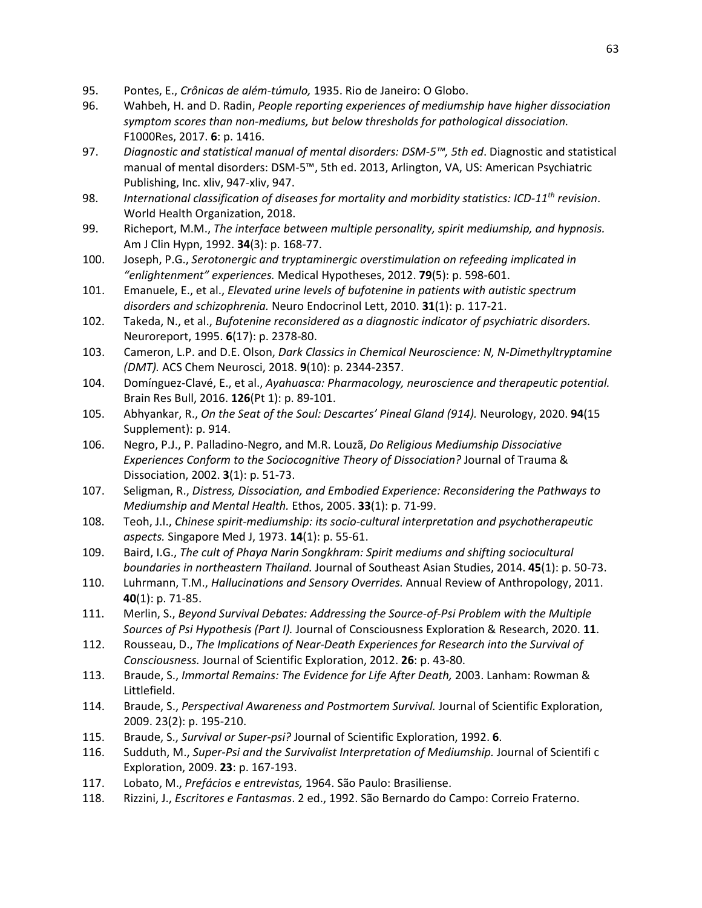95. Pontes, E., *Crônicas de além-túmulo,* 1935. Rio de Janeiro: O Globo.
96. Wahbeh, H. and D. Radin, *People reporting experiences of mediumship have higher dissociation symptom scores than non-mediums, but below thresholds for pathological dissociation.* F1000Res, 2017. **6**: p. 1416.
97. *Diagnostic and statistical manual of mental disorders: DSM-5™, 5th ed*. Diagnostic and statistical manual of mental disorders: DSM-5™, 5th ed. 2013, Arlington, VA, US: American Psychiatric Publishing, Inc. xliv, 947-xliv, 947.
98. *International classification of diseases for mortality and morbidity statistics: ICD-11th revision*. World Health Organization, 2018.
99. Richeport, M.M., *The interface between multiple personality, spirit mediumship, and hypnosis.* Am J Clin Hypn, 1992. **34**(3): p. 168-77.
100. Joseph, P.G., *Serotonergic and tryptaminergic overstimulation on refeeding implicated in "enlightenment" experiences.* Medical Hypotheses, 2012. **79**(5): p. 598-601.
101. Emanuele, E., et al., *Elevated urine levels of bufotenine in patients with autistic spectrum disorders and schizophrenia.* Neuro Endocrinol Lett, 2010. **31**(1): p. 117-21.
102. Takeda, N., et al., *Bufotenine reconsidered as a diagnostic indicator of psychiatric disorders.* Neuroreport, 1995. **6**(17): p. 2378-80.
103. Cameron, L.P. and D.E. Olson, *Dark Classics in Chemical Neuroscience: N, N-Dimethyltryptamine (DMT).* ACS Chem Neurosci, 2018. **9**(10): p. 2344-2357.
104. Domínguez-Clavé, E., et al., *Ayahuasca: Pharmacology, neuroscience and therapeutic potential.* Brain Res Bull, 2016. **126**(Pt 1): p. 89-101.
105. Abhyankar, R., *On the Seat of the Soul: Descartes' Pineal Gland (914).* Neurology, 2020. **94**(15 Supplement): p. 914.
106. Negro, P.J., P. Palladino-Negro, and M.R. Louzã, *Do Religious Mediumship Dissociative Experiences Conform to the Sociocognitive Theory of Dissociation?* Journal of Trauma & Dissociation, 2002. **3**(1): p. 51-73.
107. Seligman, R., *Distress, Dissociation, and Embodied Experience: Reconsidering the Pathways to Mediumship and Mental Health.* Ethos, 2005. **33**(1): p. 71-99.
108. Teoh, J.I., *Chinese spirit-mediumship: its socio-cultural interpretation and psychotherapeutic aspects.* Singapore Med J, 1973. **14**(1): p. 55-61.
109. Baird, I.G., *The cult of Phaya Narin Songkhram: Spirit mediums and shifting sociocultural boundaries in northeastern Thailand.* Journal of Southeast Asian Studies, 2014. **45**(1): p. 50-73.
110. Luhrmann, T.M., *Hallucinations and Sensory Overrides.* Annual Review of Anthropology, 2011. **40**(1): p. 71-85.
111. Merlin, S., *Beyond Survival Debates: Addressing the Source-of-Psi Problem with the Multiple Sources of Psi Hypothesis (Part I).* Journal of Consciousness Exploration & Research, 2020. **11**.
112. Rousseau, D., *The Implications of Near-Death Experiences for Research into the Survival of Consciousness.* Journal of Scientific Exploration, 2012. **26**: p. 43-80.
113. Braude, S., *Immortal Remains: The Evidence for Life After Death,* 2003. Lanham: Rowman & Littlefield.
114. Braude, S., *Perspectival Awareness and Postmortem Survival.* Journal of Scientific Exploration, 2009. 23(2): p. 195-210.
115. Braude, S., *Survival or Super-psi?* Journal of Scientific Exploration, 1992. **6**.
116. Sudduth, M., *Super-Psi and the Survivalist Interpretation of Mediumship.* Journal of Scientifi c Exploration, 2009. **23**: p. 167-193.
117. Lobato, M., *Prefácios e entrevistas,* 1964. São Paulo: Brasiliense.
118. Rizzini, J., *Escritores e Fantasmas*. 2 ed., 1992. São Bernardo do Campo: Correio Fraterno.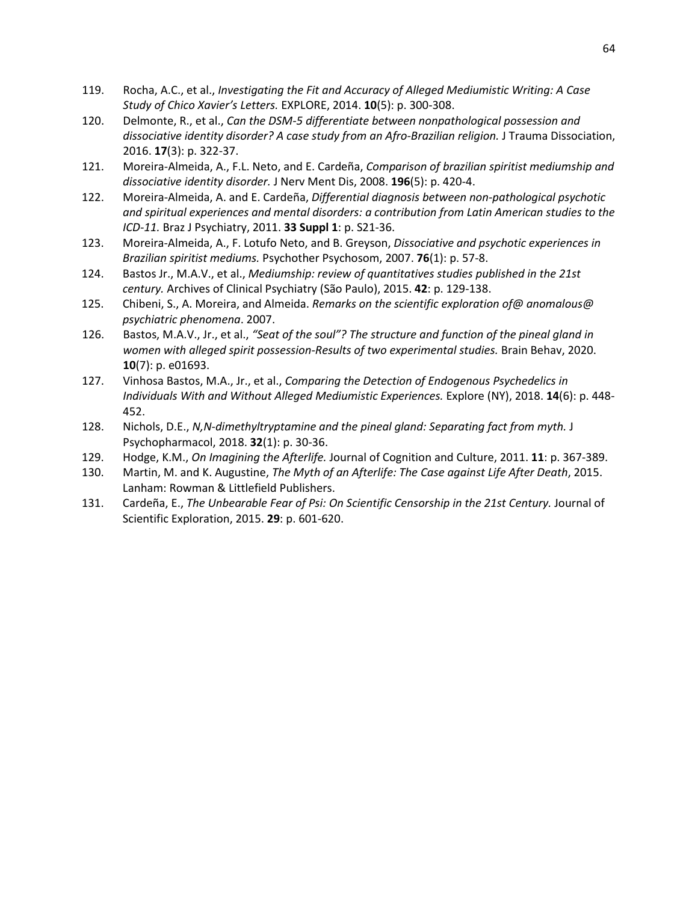119. Rocha, A.C., et al., *Investigating the Fit and Accuracy of Alleged Mediumistic Writing: A Case Study of Chico Xavier's Letters.* EXPLORE, 2014. **10**(5): p. 300-308.
120. Delmonte, R., et al., *Can the DSM-5 differentiate between nonpathological possession and dissociative identity disorder? A case study from an Afro-Brazilian religion.* J Trauma Dissociation, 2016. **17**(3): p. 322-37.
121. Moreira-Almeida, A., F.L. Neto, and E. Cardeña, *Comparison of brazilian spiritist mediumship and dissociative identity disorder.* J Nerv Ment Dis, 2008. **196**(5): p. 420-4.
122. Moreira-Almeida, A. and E. Cardeña, *Differential diagnosis between non-pathological psychotic and spiritual experiences and mental disorders: a contribution from Latin American studies to the ICD-11.* Braz J Psychiatry, 2011. **33 Suppl 1**: p. S21-36.
123. Moreira-Almeida, A., F. Lotufo Neto, and B. Greyson, *Dissociative and psychotic experiences in Brazilian spiritist mediums.* Psychother Psychosom, 2007. **76**(1): p. 57-8.
124. Bastos Jr., M.A.V., et al., *Mediumship: review of quantitatives studies published in the 21st century.* Archives of Clinical Psychiatry (São Paulo), 2015. **42**: p. 129-138.
125. Chibeni, S., A. Moreira, and Almeida. *Remarks on the scientific exploration of@ anomalous@ psychiatric phenomena*. 2007.
126. Bastos, M.A.V., Jr., et al., *"Seat of the soul"? The structure and function of the pineal gland in women with alleged spirit possession-Results of two experimental studies.* Brain Behav, 2020. **10**(7): p. e01693.
127. Vinhosa Bastos, M.A., Jr., et al., *Comparing the Detection of Endogenous Psychedelics in Individuals With and Without Alleged Mediumistic Experiences.* Explore (NY), 2018. **14**(6): p. 448-452.
128. Nichols, D.E., *N,N-dimethyltryptamine and the pineal gland: Separating fact from myth.* J Psychopharmacol, 2018. **32**(1): p. 30-36.
129. Hodge, K.M., *On Imagining the Afterlife.* Journal of Cognition and Culture, 2011. **11**: p. 367-389.
130. Martin, M. and K. Augustine, *The Myth of an Afterlife: The Case against Life After Death*, 2015. Lanham: Rowman & Littlefield Publishers.
131. Cardeña, E., *The Unbearable Fear of Psi: On Scientific Censorship in the 21st Century.* Journal of Scientific Exploration, 2015. **29**: p. 601-620.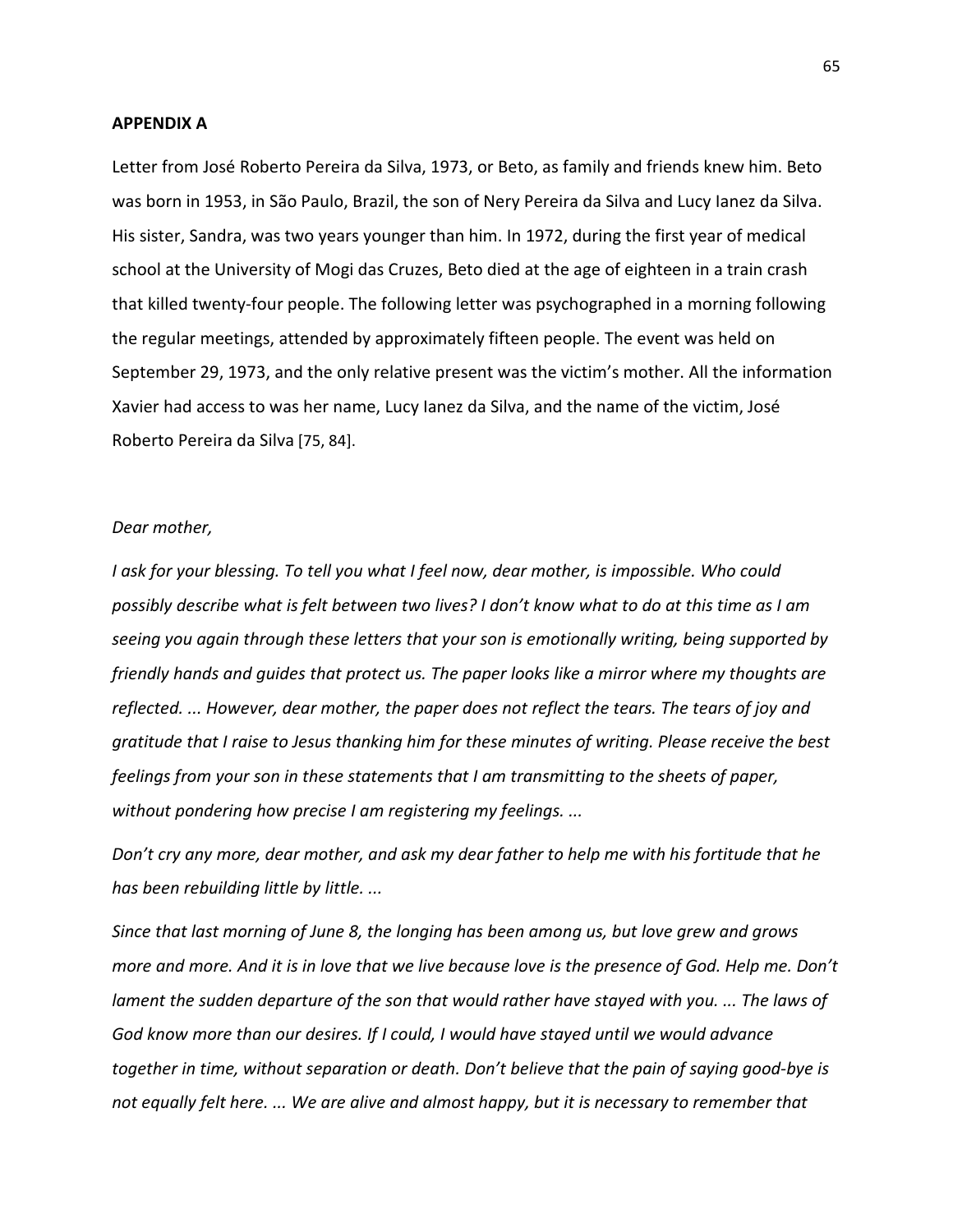**APPENDIX A**

Letter from José Roberto Pereira da Silva, 1973, or Beto, as family and friends knew him. Beto was born in 1953, in São Paulo, Brazil, the son of Nery Pereira da Silva and Lucy Ianez da Silva. His sister, Sandra, was two years younger than him. In 1972, during the first year of medical school at the University of Mogi das Cruzes, Beto died at the age of eighteen in a train crash that killed twenty-four people. The following letter was psychographed in a morning following the regular meetings, attended by approximately fifteen people. The event was held on September 29, 1973, and the only relative present was the victim's mother. All the information Xavier had access to was her name, Lucy Ianez da Silva, and the name of the victim, José Roberto Pereira da Silva [75, 84].

*Dear mother,*

*I ask for your blessing. To tell you what I feel now, dear mother, is impossible. Who could possibly describe what is felt between two lives? I don't know what to do at this time as I am seeing you again through these letters that your son is emotionally writing, being supported by friendly hands and guides that protect us. The paper looks like a mirror where my thoughts are reflected. ... However, dear mother, the paper does not reflect the tears. The tears of joy and gratitude that I raise to Jesus thanking him for these minutes of writing. Please receive the best feelings from your son in these statements that I am transmitting to the sheets of paper, without pondering how precise I am registering my feelings. ...*

*Don't cry any more, dear mother, and ask my dear father to help me with his fortitude that he has been rebuilding little by little. ...*

*Since that last morning of June 8, the longing has been among us, but love grew and grows more and more. And it is in love that we live because love is the presence of God. Help me. Don't lament the sudden departure of the son that would rather have stayed with you. ... The laws of God know more than our desires. If I could, I would have stayed until we would advance together in time, without separation or death. Don't believe that the pain of saying good-bye is not equally felt here. ... We are alive and almost happy, but it is necessary to remember that*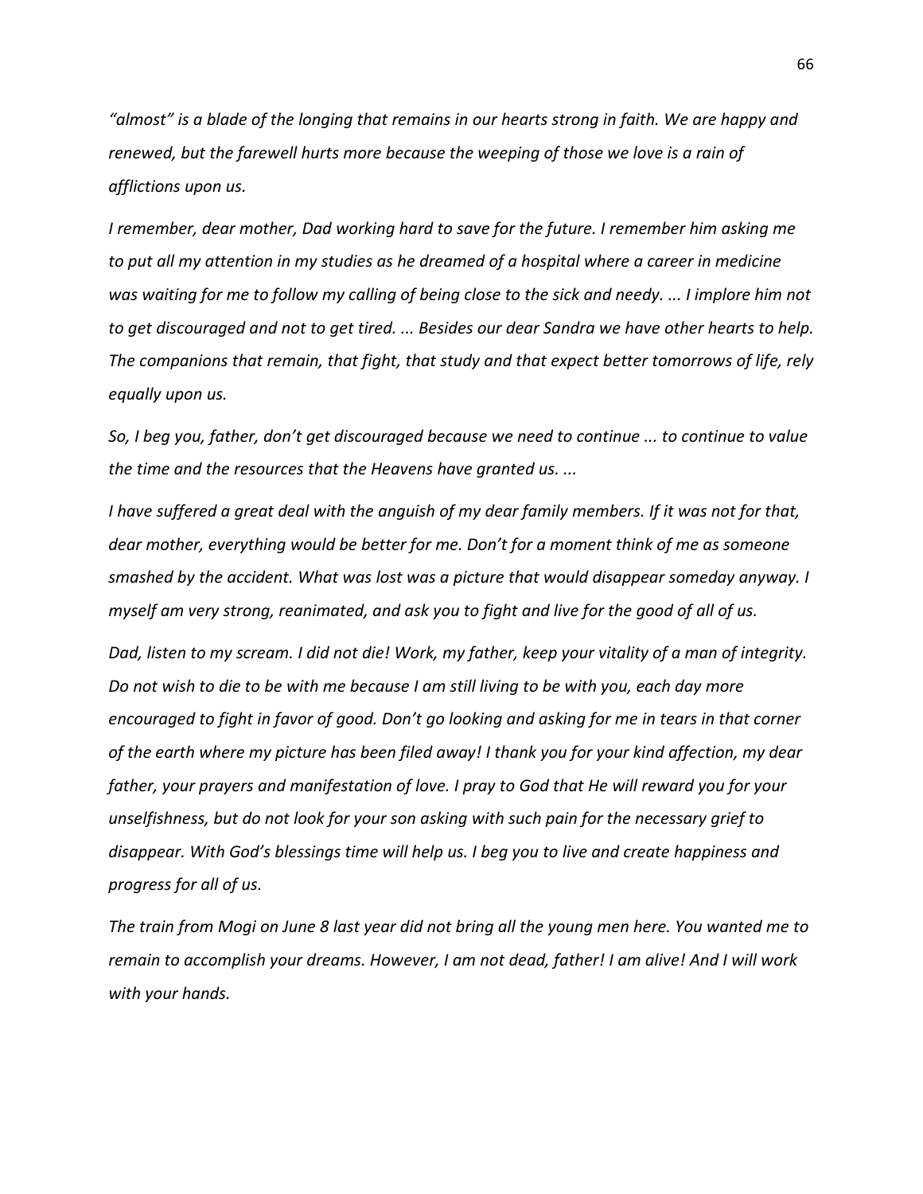*"almost" is a blade of the longing that remains in our hearts strong in faith. We are happy and renewed, but the farewell hurts more because the weeping of those we love is a rain of afflictions upon us.*

*I remember, dear mother, Dad working hard to save for the future. I remember him asking me to put all my attention in my studies as he dreamed of a hospital where a career in medicine was waiting for me to follow my calling of being close to the sick and needy. ... I implore him not to get discouraged and not to get tired. ... Besides our dear Sandra we have other hearts to help. The companions that remain, that fight, that study and that expect better tomorrows of life, rely equally upon us.*

*So, I beg you, father, don't get discouraged because we need to continue ... to continue to value the time and the resources that the Heavens have granted us. ...*

*I have suffered a great deal with the anguish of my dear family members. If it was not for that, dear mother, everything would be better for me. Don't for a moment think of me as someone smashed by the accident. What was lost was a picture that would disappear someday anyway. I myself am very strong, reanimated, and ask you to fight and live for the good of all of us.*

*Dad, listen to my scream. I did not die! Work, my father, keep your vitality of a man of integrity. Do not wish to die to be with me because I am still living to be with you, each day more encouraged to fight in favor of good. Don't go looking and asking for me in tears in that corner of the earth where my picture has been filed away! I thank you for your kind affection, my dear father, your prayers and manifestation of love. I pray to God that He will reward you for your unselfishness, but do not look for your son asking with such pain for the necessary grief to disappear. With God's blessings time will help us. I beg you to live and create happiness and progress for all of us.*

*The train from Mogi on June 8 last year did not bring all the young men here. You wanted me to remain to accomplish your dreams. However, I am not dead, father! I am alive! And I will work with your hands.*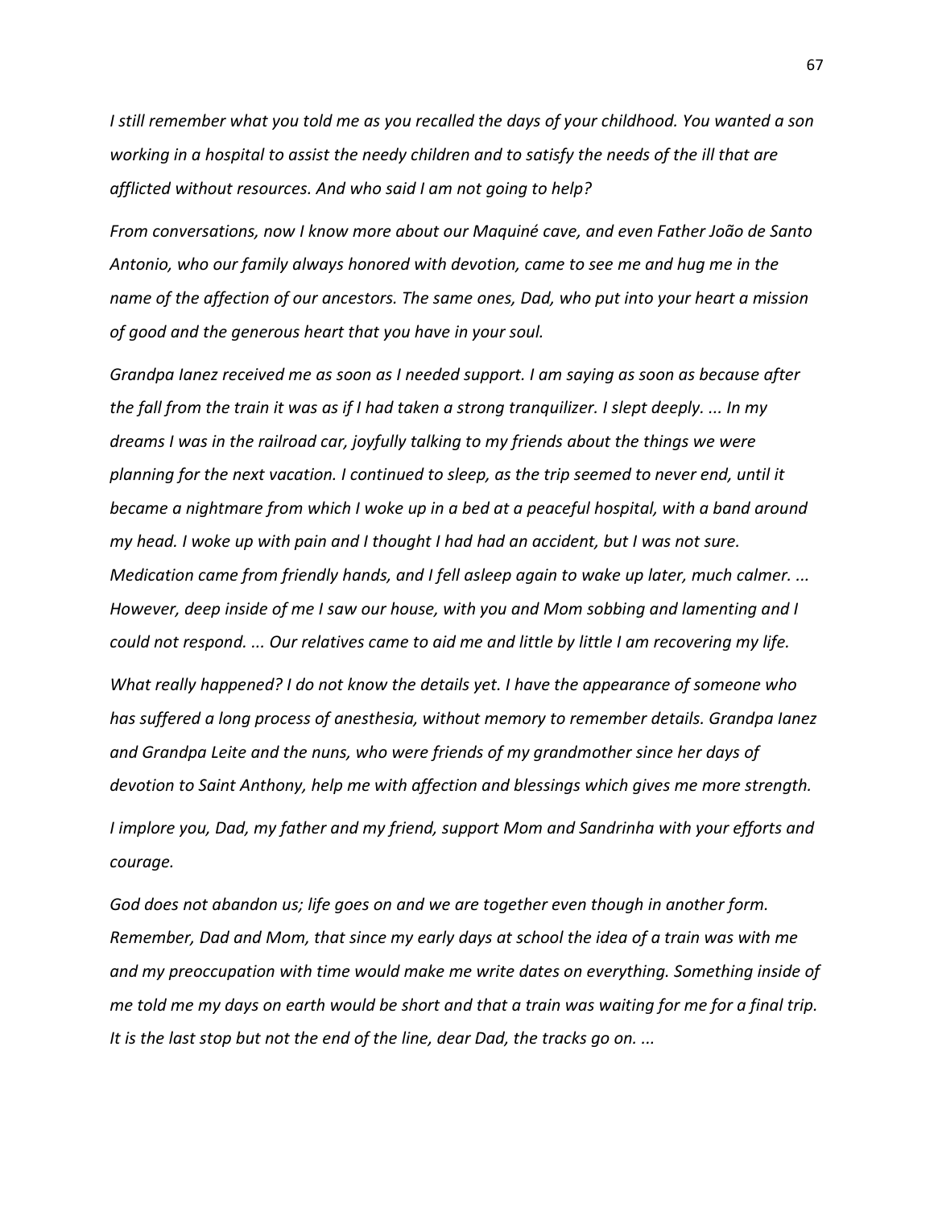*I still remember what you told me as you recalled the days of your childhood. You wanted a son working in a hospital to assist the needy children and to satisfy the needs of the ill that are afflicted without resources. And who said I am not going to help?*

*From conversations, now I know more about our Maquiné cave, and even Father João de Santo Antonio, who our family always honored with devotion, came to see me and hug me in the name of the affection of our ancestors. The same ones, Dad, who put into your heart a mission of good and the generous heart that you have in your soul.*

*Grandpa Ianez received me as soon as I needed support. I am saying as soon as because after the fall from the train it was as if I had taken a strong tranquilizer. I slept deeply. ... In my dreams I was in the railroad car, joyfully talking to my friends about the things we were planning for the next vacation. I continued to sleep, as the trip seemed to never end, until it became a nightmare from which I woke up in a bed at a peaceful hospital, with a band around my head. I woke up with pain and I thought I had had an accident, but I was not sure. Medication came from friendly hands, and I fell asleep again to wake up later, much calmer. ... However, deep inside of me I saw our house, with you and Mom sobbing and lamenting and I could not respond. ... Our relatives came to aid me and little by little I am recovering my life.*

*What really happened? I do not know the details yet. I have the appearance of someone who has suffered a long process of anesthesia, without memory to remember details. Grandpa Ianez and Grandpa Leite and the nuns, who were friends of my grandmother since her days of devotion to Saint Anthony, help me with affection and blessings which gives me more strength.*

*I implore you, Dad, my father and my friend, support Mom and Sandrinha with your efforts and courage.*

*God does not abandon us; life goes on and we are together even though in another form. Remember, Dad and Mom, that since my early days at school the idea of a train was with me and my preoccupation with time would make me write dates on everything. Something inside of me told me my days on earth would be short and that a train was waiting for me for a final trip. It is the last stop but not the end of the line, dear Dad, the tracks go on. ...*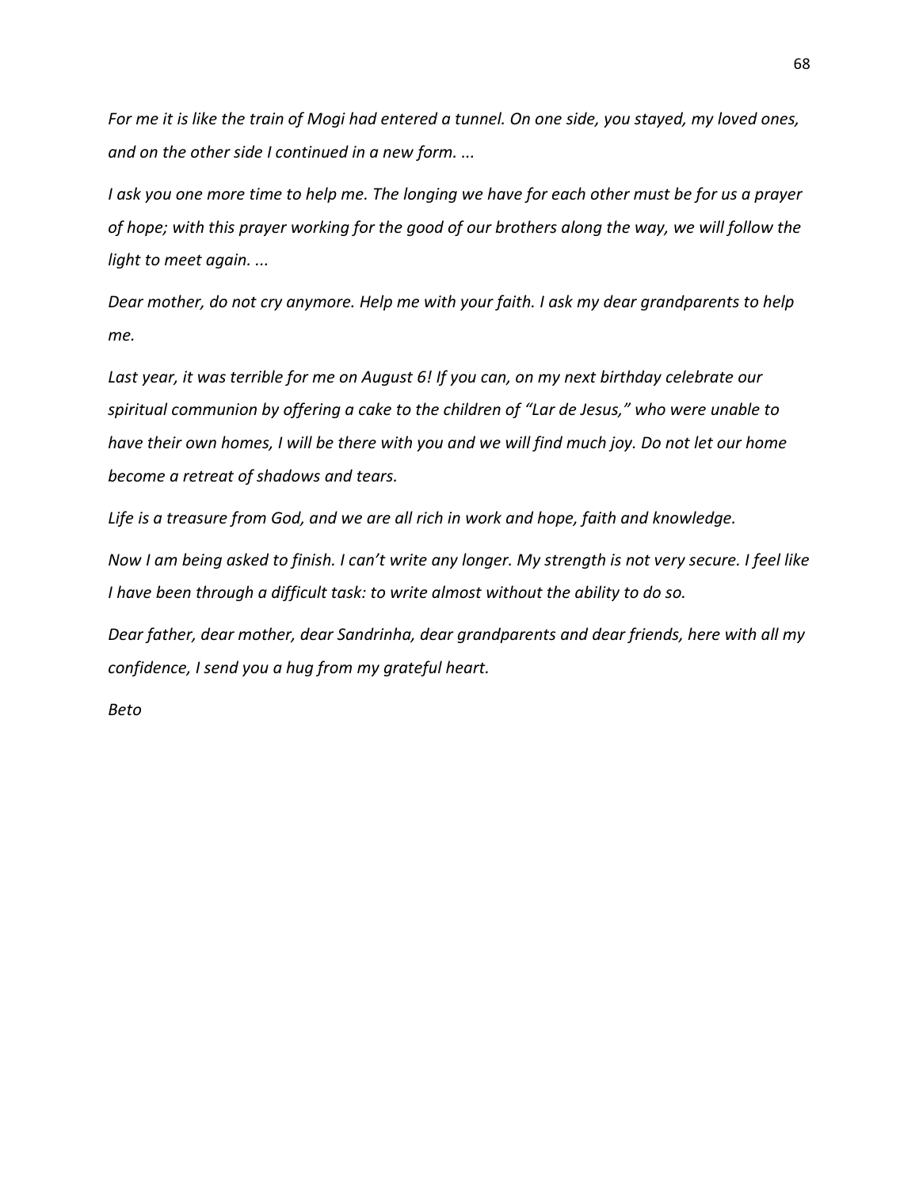*For me it is like the train of Mogi had entered a tunnel. On one side, you stayed, my loved ones, and on the other side I continued in a new form. ...*

*I ask you one more time to help me. The longing we have for each other must be for us a prayer of hope; with this prayer working for the good of our brothers along the way, we will follow the light to meet again. ...*

*Dear mother, do not cry anymore. Help me with your faith. I ask my dear grandparents to help me.*

*Last year, it was terrible for me on August 6! If you can, on my next birthday celebrate our spiritual communion by offering a cake to the children of "Lar de Jesus," who were unable to have their own homes, I will be there with you and we will find much joy. Do not let our home become a retreat of shadows and tears.*

*Life is a treasure from God, and we are all rich in work and hope, faith and knowledge.*

*Now I am being asked to finish. I can't write any longer. My strength is not very secure. I feel like I have been through a difficult task: to write almost without the ability to do so.*

*Dear father, dear mother, dear Sandrinha, dear grandparents and dear friends, here with all my confidence, I send you a hug from my grateful heart.*

*Beto*